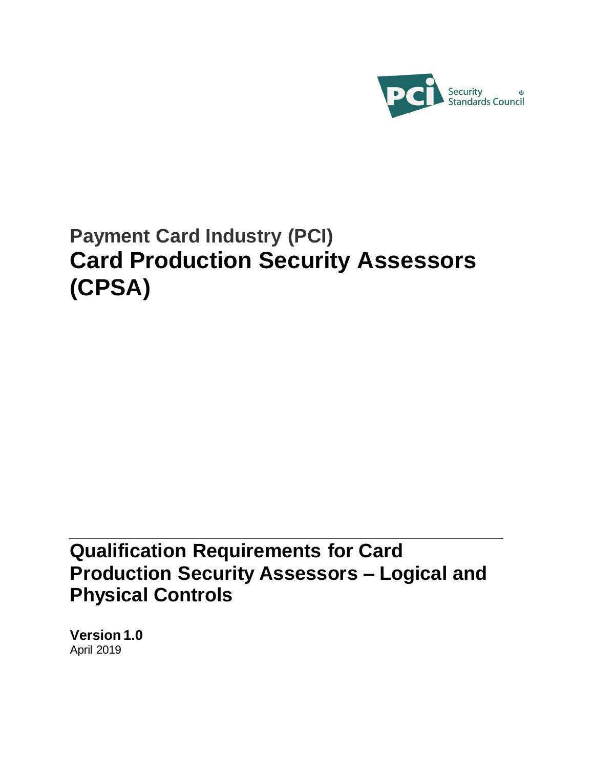Payment Card Industry (PCI)

# Card Production Security Assessors (CPSA)

## Qualification Requirements for Card Production Security Assessors – Logical and Physical Controls

**Version 1.0**
April 2019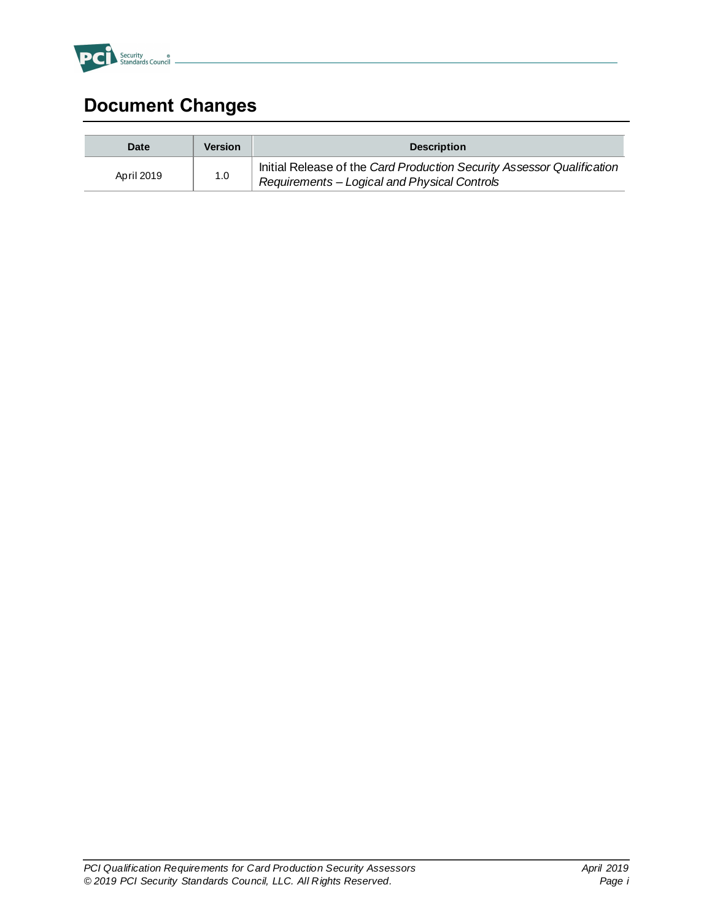# Document Changes

| Date | Version | Description |
|---|---|---|
| April 2019 | 1.0 | Initial Release of the *Card Production Security Assessor Qualification Requirements – Logical and Physical Controls* |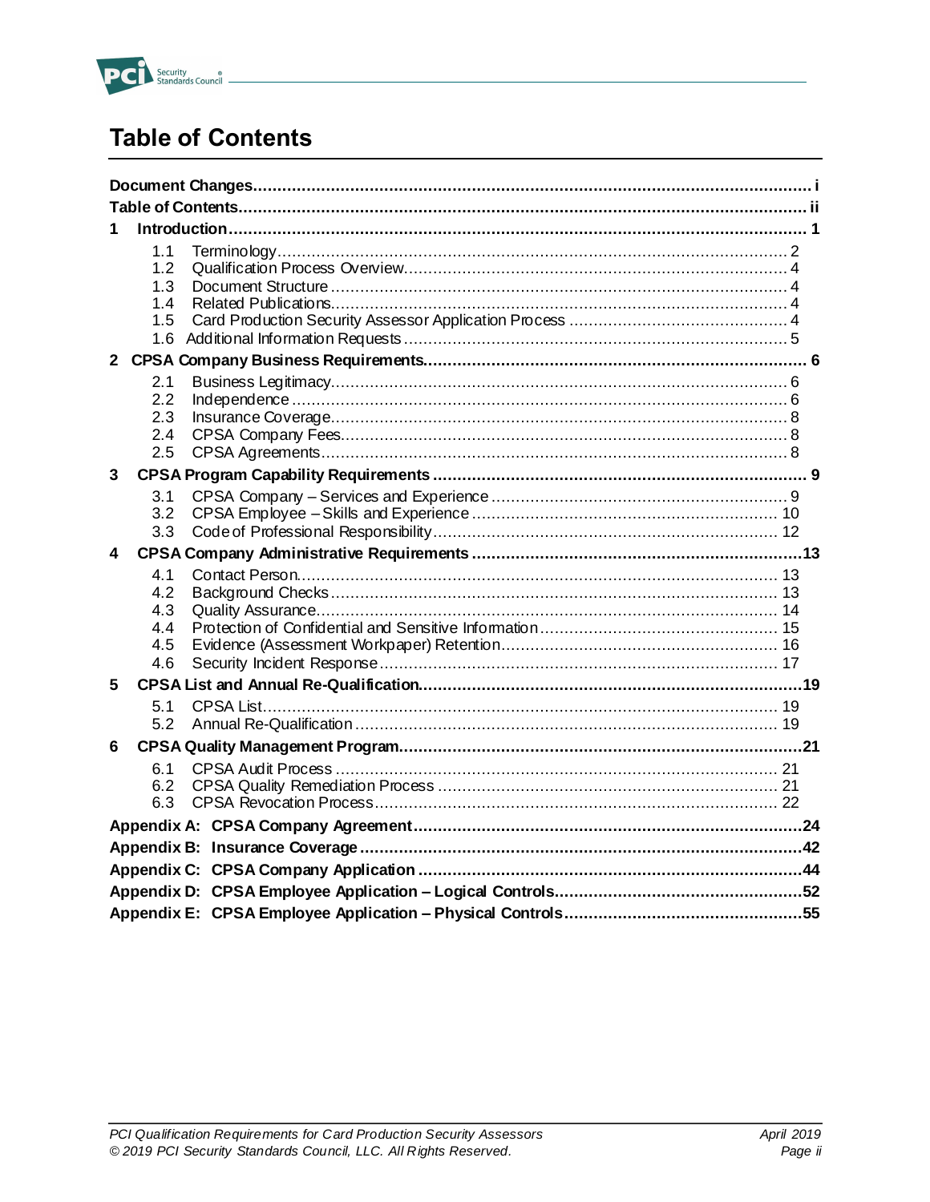# Table of Contents

**Document Changes** ..... i

**Table of Contents** ..... ii

**1 Introduction** ..... 1

- 1.1 Terminology ..... 2
- 1.2 Qualification Process Overview ..... 4
- 1.3 Document Structure ..... 4
- 1.4 Related Publications ..... 4
- 1.5 Card Production Security Assessor Application Process ..... 4
- 1.6 Additional Information Requests ..... 5

**2 CPSA Company Business Requirements** ..... 6

- 2.1 Business Legitimacy ..... 6
- 2.2 Independence ..... 6
- 2.3 Insurance Coverage ..... 8
- 2.4 CPSA Company Fees ..... 8
- 2.5 CPSA Agreements ..... 8

**3 CPSA Program Capability Requirements** ..... 9

- 3.1 CPSA Company – Services and Experience ..... 9
- 3.2 CPSA Employee – Skills and Experience ..... 10
- 3.3 Code of Professional Responsibility ..... 12

**4 CPSA Company Administrative Requirements** ..... 13

- 4.1 Contact Person ..... 13
- 4.2 Background Checks ..... 13
- 4.3 Quality Assurance ..... 14
- 4.4 Protection of Confidential and Sensitive Information ..... 15
- 4.5 Evidence (Assessment Workpaper) Retention ..... 16
- 4.6 Security Incident Response ..... 17

**5 CPSA List and Annual Re-Qualification** ..... 19

- 5.1 CPSA List ..... 19
- 5.2 Annual Re-Qualification ..... 19

**6 CPSA Quality Management Program** ..... 21

- 6.1 CPSA Audit Process ..... 21
- 6.2 CPSA Quality Remediation Process ..... 21
- 6.3 CPSA Revocation Process ..... 22

**Appendix A: CPSA Company Agreement** ..... 24

**Appendix B: Insurance Coverage** ..... 42

**Appendix C: CPSA Company Application** ..... 44

**Appendix D: CPSA Employee Application – Logical Controls** ..... 52

**Appendix E: CPSA Employee Application – Physical Controls** ..... 55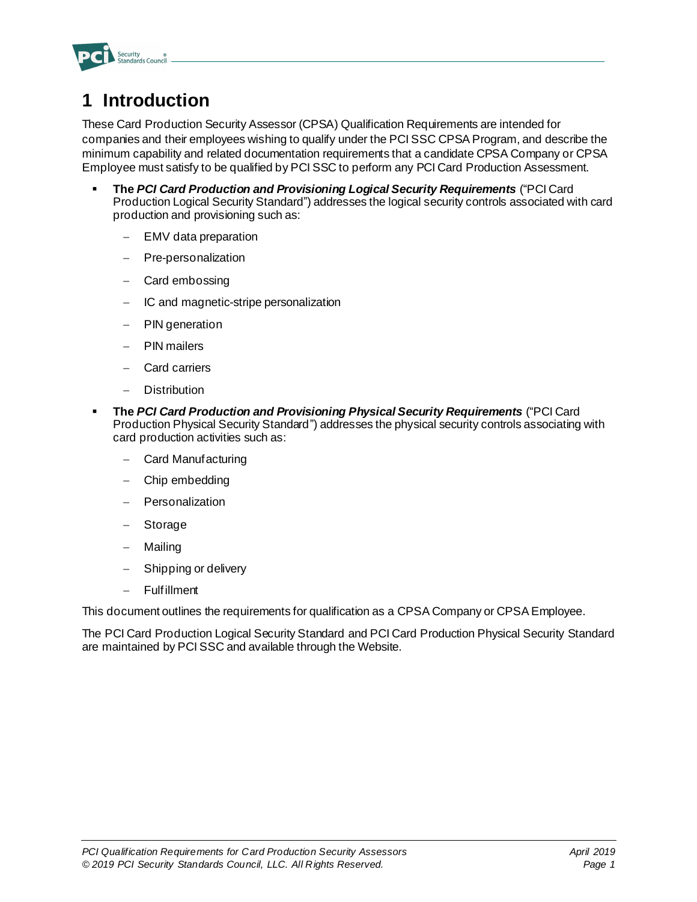# 1 Introduction

These Card Production Security Assessor (CPSA) Qualification Requirements are intended for companies and their employees wishing to qualify under the PCI SSC CPSA Program, and describe the minimum capability and related documentation requirements that a candidate CPSA Company or CPSA Employee must satisfy to be qualified by PCI SSC to perform any PCI Card Production Assessment.

- **The *PCI Card Production and Provisioning Logical Security Requirements*** ("PCI Card Production Logical Security Standard") addresses the logical security controls associated with card production and provisioning such as:
  - EMV data preparation
  - Pre-personalization
  - Card embossing
  - IC and magnetic-stripe personalization
  - PIN generation
  - PIN mailers
  - Card carriers
  - Distribution
- **The *PCI Card Production and Provisioning Physical Security Requirements*** ("PCI Card Production Physical Security Standard") addresses the physical security controls associating with card production activities such as:
  - Card Manufacturing
  - Chip embedding
  - Personalization
  - Storage
  - Mailing
  - Shipping or delivery
  - Fulfillment

This document outlines the requirements for qualification as a CPSA Company or CPSA Employee.

The PCI Card Production Logical Security Standard and PCI Card Production Physical Security Standard are maintained by PCI SSC and available through the Website.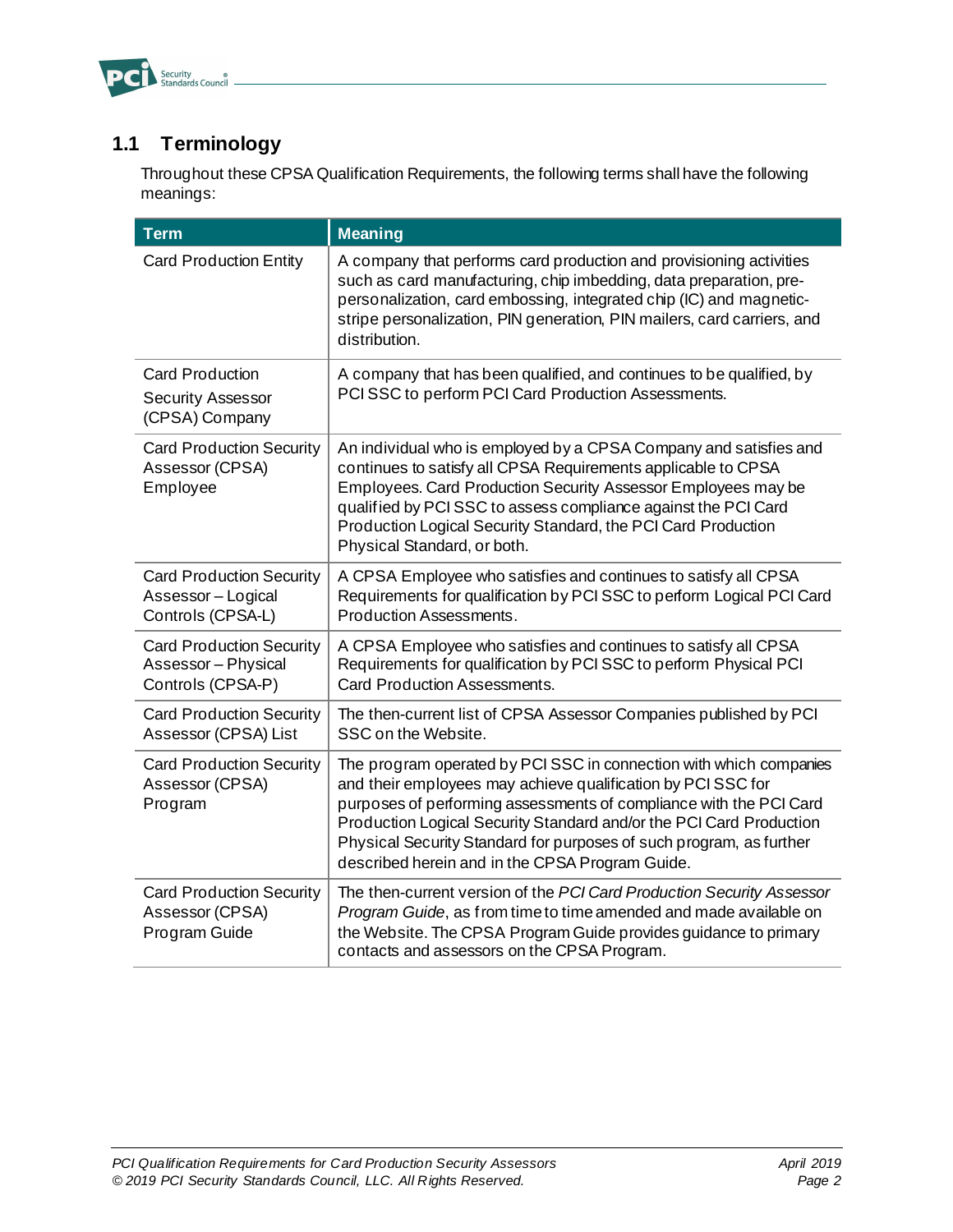## 1.1 Terminology

Throughout these CPSA Qualification Requirements, the following terms shall have the following meanings:

| Term | Meaning |
|---|---|
| Card Production Entity | A company that performs card production and provisioning activities such as card manufacturing, chip imbedding, data preparation, pre-personalization, card embossing, integrated chip (IC) and magnetic-stripe personalization, PIN generation, PIN mailers, card carriers, and distribution. |
| Card Production Security Assessor (CPSA) Company | A company that has been qualified, and continues to be qualified, by PCI SSC to perform PCI Card Production Assessments. |
| Card Production Security Assessor (CPSA) Employee | An individual who is employed by a CPSA Company and satisfies and continues to satisfy all CPSA Requirements applicable to CPSA Employees. Card Production Security Assessor Employees may be qualified by PCI SSC to assess compliance against the PCI Card Production Logical Security Standard, the PCI Card Production Physical Standard, or both. |
| Card Production Security Assessor – Logical Controls (CPSA-L) | A CPSA Employee who satisfies and continues to satisfy all CPSA Requirements for qualification by PCI SSC to perform Logical PCI Card Production Assessments. |
| Card Production Security Assessor – Physical Controls (CPSA-P) | A CPSA Employee who satisfies and continues to satisfy all CPSA Requirements for qualification by PCI SSC to perform Physical PCI Card Production Assessments. |
| Card Production Security Assessor (CPSA) List | The then-current list of CPSA Assessor Companies published by PCI SSC on the Website. |
| Card Production Security Assessor (CPSA) Program | The program operated by PCI SSC in connection with which companies and their employees may achieve qualification by PCI SSC for purposes of performing assessments of compliance with the PCI Card Production Logical Security Standard and/or the PCI Card Production Physical Security Standard for purposes of such program, as further described herein and in the CPSA Program Guide. |
| Card Production Security Assessor (CPSA) Program Guide | The then-current version of the *PCI Card Production Security Assessor Program Guide*, as from time to time amended and made available on the Website. The CPSA Program Guide provides guidance to primary contacts and assessors on the CPSA Program. |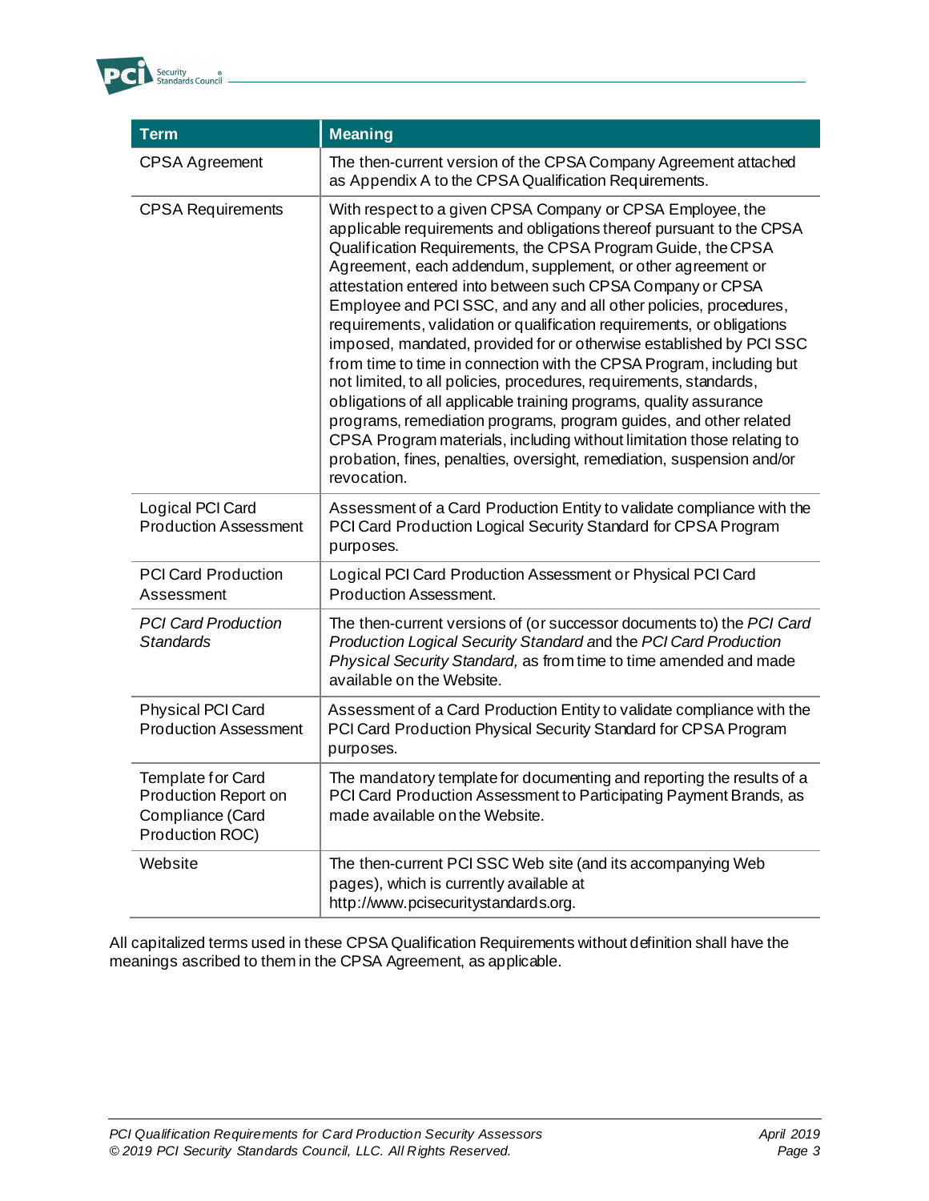| Term | Meaning |
| --- | --- |
| CPSA Agreement | The then-current version of the CPSA Company Agreement attached as Appendix A to the CPSA Qualification Requirements. |
| CPSA Requirements | With respect to a given CPSA Company or CPSA Employee, the applicable requirements and obligations thereof pursuant to the CPSA Qualification Requirements, the CPSA Program Guide, the CPSA Agreement, each addendum, supplement, or other agreement or attestation entered into between such CPSA Company or CPSA Employee and PCI SSC, and any and all other policies, procedures, requirements, validation or qualification requirements, or obligations imposed, mandated, provided for or otherwise established by PCI SSC from time to time in connection with the CPSA Program, including but not limited, to all policies, procedures, requirements, standards, obligations of all applicable training programs, quality assurance programs, remediation programs, program guides, and other related CPSA Program materials, including without limitation those relating to probation, fines, penalties, oversight, remediation, suspension and/or revocation. |
| Logical PCI Card Production Assessment | Assessment of a Card Production Entity to validate compliance with the PCI Card Production Logical Security Standard for CPSA Program purposes. |
| PCI Card Production Assessment | Logical PCI Card Production Assessment or Physical PCI Card Production Assessment. |
| *PCI Card Production Standards* | The then-current versions of (or successor documents to) the *PCI Card Production Logical Security Standard* and the *PCI Card Production Physical Security Standard,* as from time to time amended and made available on the Website. |
| Physical PCI Card Production Assessment | Assessment of a Card Production Entity to validate compliance with the PCI Card Production Physical Security Standard for CPSA Program purposes. |
| Template for Card Production Report on Compliance (Card Production ROC) | The mandatory template for documenting and reporting the results of a PCI Card Production Assessment to Participating Payment Brands, as made available on the Website. |
| Website | The then-current PCI SSC Web site (and its accompanying Web pages), which is currently available at http://www.pcisecuritystandards.org. |

All capitalized terms used in these CPSA Qualification Requirements without definition shall have the meanings ascribed to them in the CPSA Agreement, as applicable.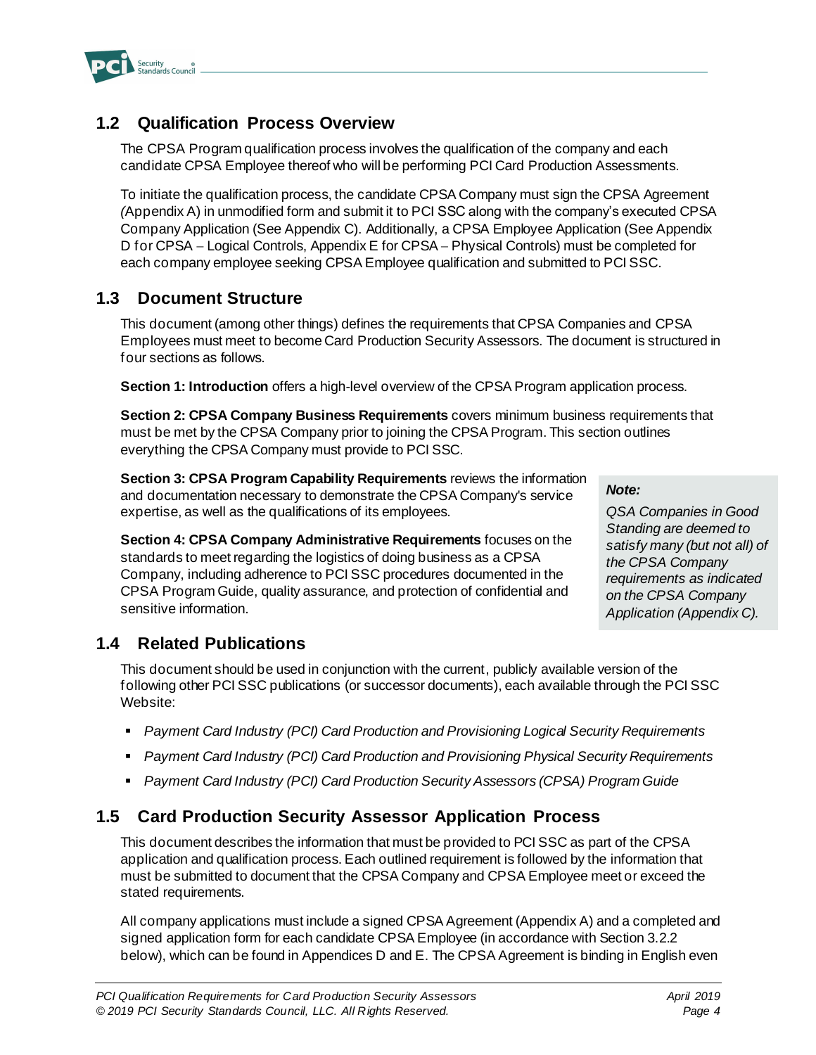## 1.2 Qualification Process Overview

The CPSA Program qualification process involves the qualification of the company and each candidate CPSA Employee thereof who will be performing PCI Card Production Assessments.

To initiate the qualification process, the candidate CPSA Company must sign the CPSA Agreement (Appendix A) in unmodified form and submit it to PCI SSC along with the company's executed CPSA Company Application (See Appendix C). Additionally, a CPSA Employee Application (See Appendix D for CPSA – Logical Controls, Appendix E for CPSA – Physical Controls) must be completed for each company employee seeking CPSA Employee qualification and submitted to PCI SSC.

## 1.3 Document Structure

This document (among other things) defines the requirements that CPSA Companies and CPSA Employees must meet to become Card Production Security Assessors. The document is structured in four sections as follows.

**Section 1: Introduction** offers a high-level overview of the CPSA Program application process.

**Section 2: CPSA Company Business Requirements** covers minimum business requirements that must be met by the CPSA Company prior to joining the CPSA Program. This section outlines everything the CPSA Company must provide to PCI SSC.

**Section 3: CPSA Program Capability Requirements** reviews the information and documentation necessary to demonstrate the CPSA Company's service expertise, as well as the qualifications of its employees.

**Section 4: CPSA Company Administrative Requirements** focuses on the standards to meet regarding the logistics of doing business as a CPSA Company, including adherence to PCI SSC procedures documented in the CPSA Program Guide, quality assurance, and protection of confidential and sensitive information.

> ***Note:***
>
> *QSA Companies in Good Standing are deemed to satisfy many (but not all) of the CPSA Company requirements as indicated on the CPSA Company Application (Appendix C).*

## 1.4 Related Publications

This document should be used in conjunction with the current, publicly available version of the following other PCI SSC publications (or successor documents), each available through the PCI SSC Website:

- *Payment Card Industry (PCI) Card Production and Provisioning Logical Security Requirements*
- *Payment Card Industry (PCI) Card Production and Provisioning Physical Security Requirements*
- *Payment Card Industry (PCI) Card Production Security Assessors (CPSA) Program Guide*

## 1.5 Card Production Security Assessor Application Process

This document describes the information that must be provided to PCI SSC as part of the CPSA application and qualification process. Each outlined requirement is followed by the information that must be submitted to document that the CPSA Company and CPSA Employee meet or exceed the stated requirements.

All company applications must include a signed CPSA Agreement (Appendix A) and a completed and signed application form for each candidate CPSA Employee (in accordance with Section 3.2.2 below), which can be found in Appendices D and E. The CPSA Agreement is binding in English even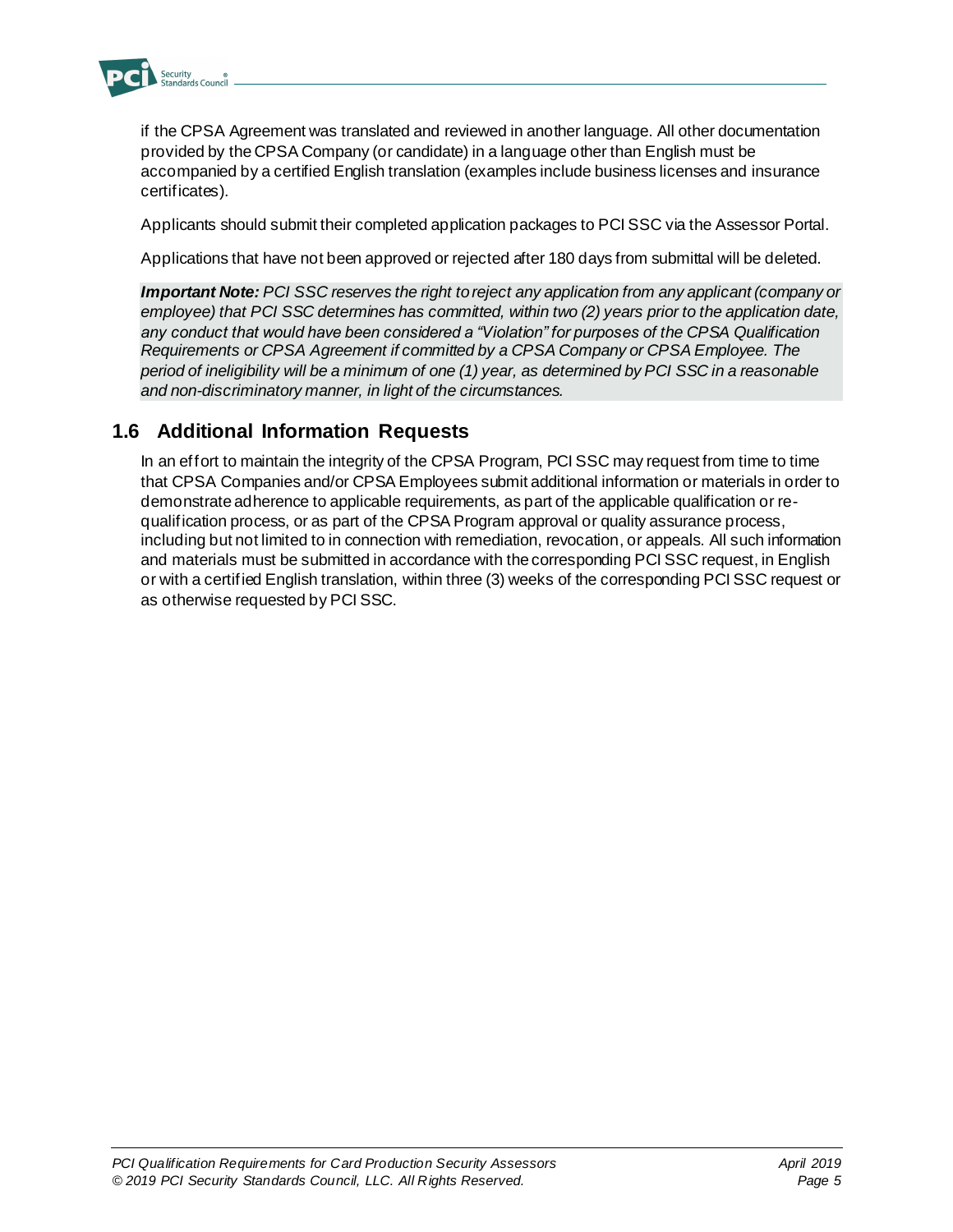if the CPSA Agreement was translated and reviewed in another language. All other documentation provided by the CPSA Company (or candidate) in a language other than English must be accompanied by a certified English translation (examples include business licenses and insurance certificates).

Applicants should submit their completed application packages to PCI SSC via the Assessor Portal.

Applications that have not been approved or rejected after 180 days from submittal will be deleted.

***Important Note:*** *PCI SSC reserves the right to reject any application from any applicant (company or employee) that PCI SSC determines has committed, within two (2) years prior to the application date, any conduct that would have been considered a "Violation" for purposes of the CPSA Qualification Requirements or CPSA Agreement if committed by a CPSA Company or CPSA Employee. The period of ineligibility will be a minimum of one (1) year, as determined by PCI SSC in a reasonable and non-discriminatory manner, in light of the circumstances.*

## 1.6 Additional Information Requests

In an effort to maintain the integrity of the CPSA Program, PCI SSC may request from time to time that CPSA Companies and/or CPSA Employees submit additional information or materials in order to demonstrate adherence to applicable requirements, as part of the applicable qualification or re-qualification process, or as part of the CPSA Program approval or quality assurance process, including but not limited to in connection with remediation, revocation, or appeals. All such information and materials must be submitted in accordance with the corresponding PCI SSC request, in English or with a certified English translation, within three (3) weeks of the corresponding PCI SSC request or as otherwise requested by PCI SSC.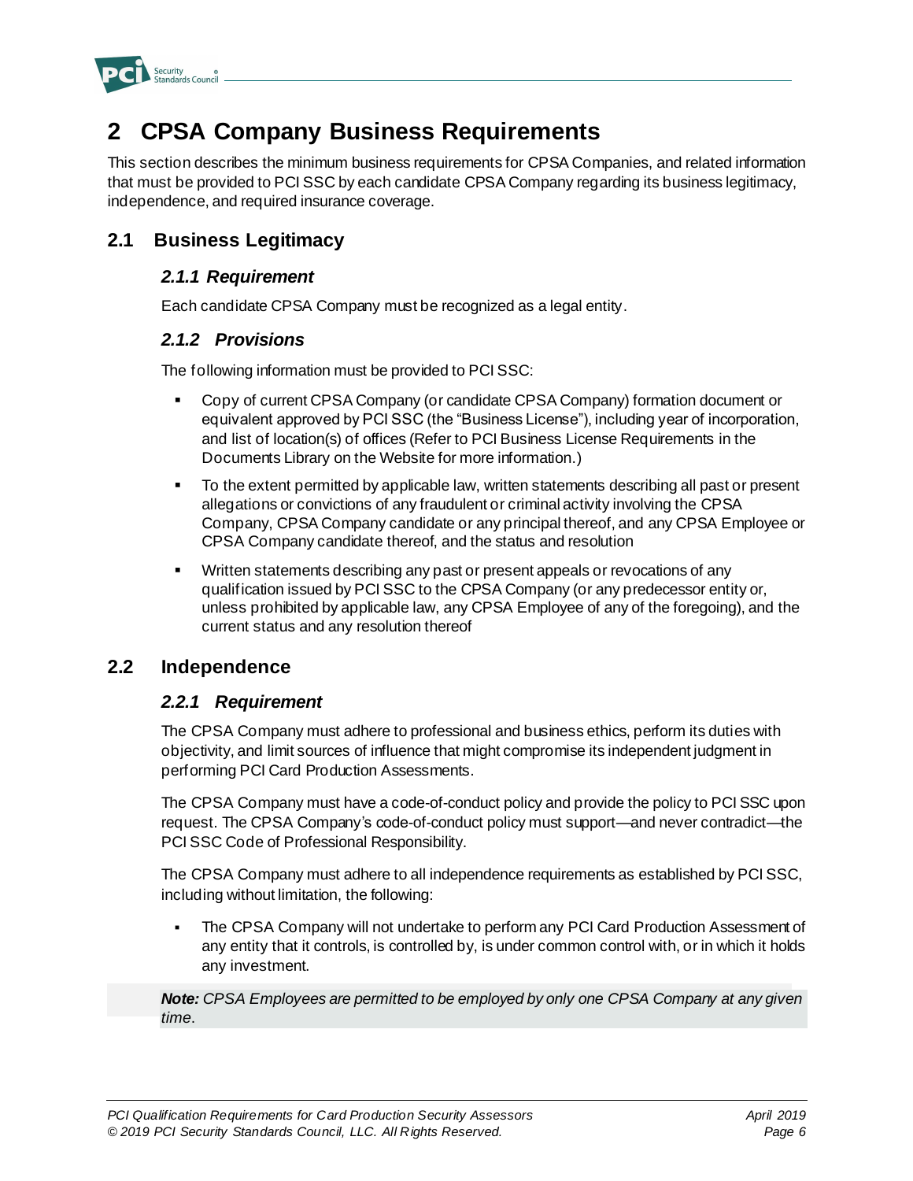# 2 CPSA Company Business Requirements

This section describes the minimum business requirements for CPSA Companies, and related information that must be provided to PCI SSC by each candidate CPSA Company regarding its business legitimacy, independence, and required insurance coverage.

## 2.1 Business Legitimacy

### *2.1.1 Requirement*

Each candidate CPSA Company must be recognized as a legal entity.

### *2.1.2 Provisions*

The following information must be provided to PCI SSC:

- Copy of current CPSA Company (or candidate CPSA Company) formation document or equivalent approved by PCI SSC (the "Business License"), including year of incorporation, and list of location(s) of offices (Refer to PCI Business License Requirements in the Documents Library on the Website for more information.)
- To the extent permitted by applicable law, written statements describing all past or present allegations or convictions of any fraudulent or criminal activity involving the CPSA Company, CPSA Company candidate or any principal thereof, and any CPSA Employee or CPSA Company candidate thereof, and the status and resolution
- Written statements describing any past or present appeals or revocations of any qualification issued by PCI SSC to the CPSA Company (or any predecessor entity or, unless prohibited by applicable law, any CPSA Employee of any of the foregoing), and the current status and any resolution thereof

## 2.2 Independence

### *2.2.1 Requirement*

The CPSA Company must adhere to professional and business ethics, perform its duties with objectivity, and limit sources of influence that might compromise its independent judgment in performing PCI Card Production Assessments.

The CPSA Company must have a code-of-conduct policy and provide the policy to PCI SSC upon request. The CPSA Company's code-of-conduct policy must support—and never contradict—the PCI SSC Code of Professional Responsibility.

The CPSA Company must adhere to all independence requirements as established by PCI SSC, including without limitation, the following:

- The CPSA Company will not undertake to perform any PCI Card Production Assessment of any entity that it controls, is controlled by, is under common control with, or in which it holds any investment.

> ***Note:*** *CPSA Employees are permitted to be employed by only one CPSA Company at any given time.*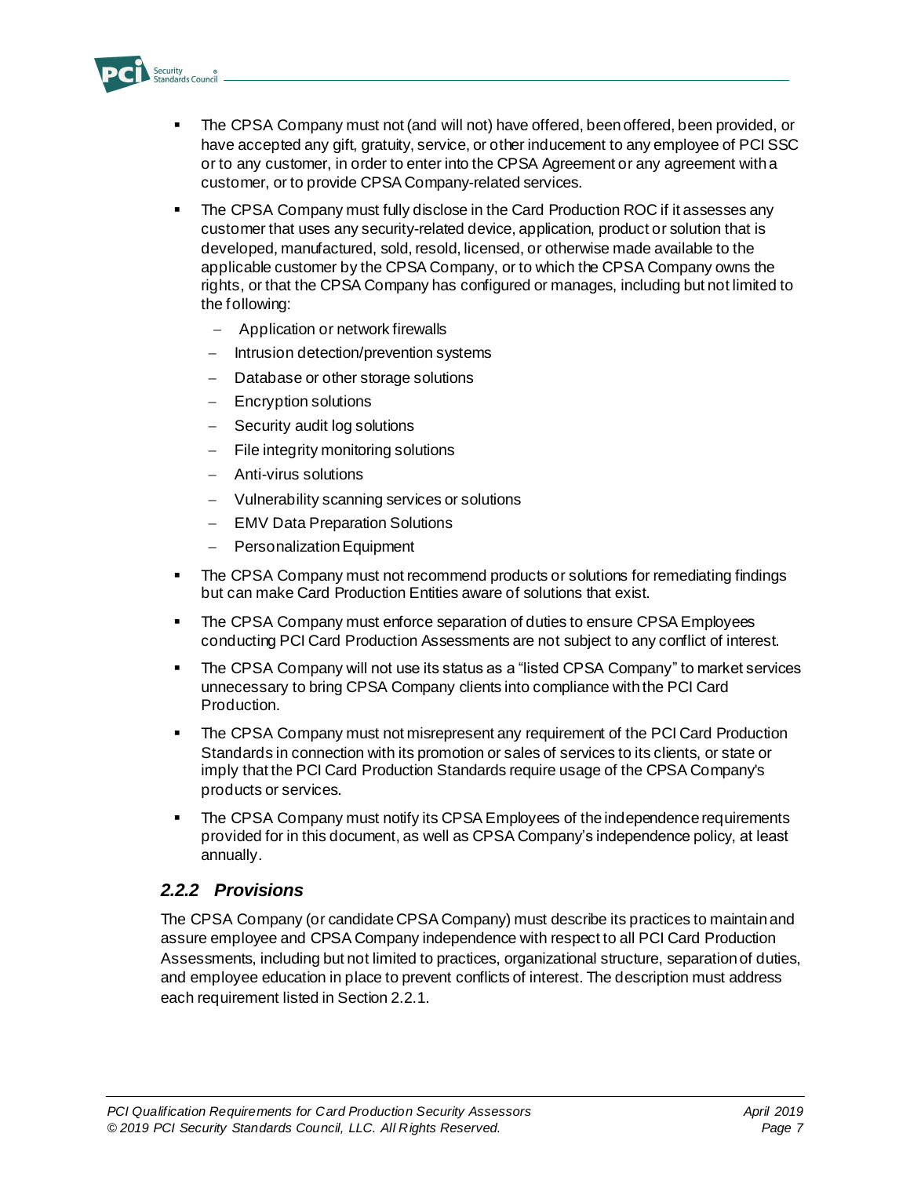- The CPSA Company must not (and will not) have offered, been offered, been provided, or have accepted any gift, gratuity, service, or other inducement to any employee of PCI SSC or to any customer, in order to enter into the CPSA Agreement or any agreement with a customer, or to provide CPSA Company-related services.
- The CPSA Company must fully disclose in the Card Production ROC if it assesses any customer that uses any security-related device, application, product or solution that is developed, manufactured, sold, resold, licensed, or otherwise made available to the applicable customer by the CPSA Company, or to which the CPSA Company owns the rights, or that the CPSA Company has configured or manages, including but not limited to the following:
  - Application or network firewalls
  - Intrusion detection/prevention systems
  - Database or other storage solutions
  - Encryption solutions
  - Security audit log solutions
  - File integrity monitoring solutions
  - Anti-virus solutions
  - Vulnerability scanning services or solutions
  - EMV Data Preparation Solutions
  - Personalization Equipment
- The CPSA Company must not recommend products or solutions for remediating findings but can make Card Production Entities aware of solutions that exist.
- The CPSA Company must enforce separation of duties to ensure CPSA Employees conducting PCI Card Production Assessments are not subject to any conflict of interest.
- The CPSA Company will not use its status as a "listed CPSA Company" to market services unnecessary to bring CPSA Company clients into compliance with the PCI Card Production.
- The CPSA Company must not misrepresent any requirement of the PCI Card Production Standards in connection with its promotion or sales of services to its clients, or state or imply that the PCI Card Production Standards require usage of the CPSA Company's products or services.
- The CPSA Company must notify its CPSA Employees of the independence requirements provided for in this document, as well as CPSA Company's independence policy, at least annually.

### *2.2.2 Provisions*

The CPSA Company (or candidate CPSA Company) must describe its practices to maintain and assure employee and CPSA Company independence with respect to all PCI Card Production Assessments, including but not limited to practices, organizational structure, separation of duties, and employee education in place to prevent conflicts of interest. The description must address each requirement listed in Section 2.2.1.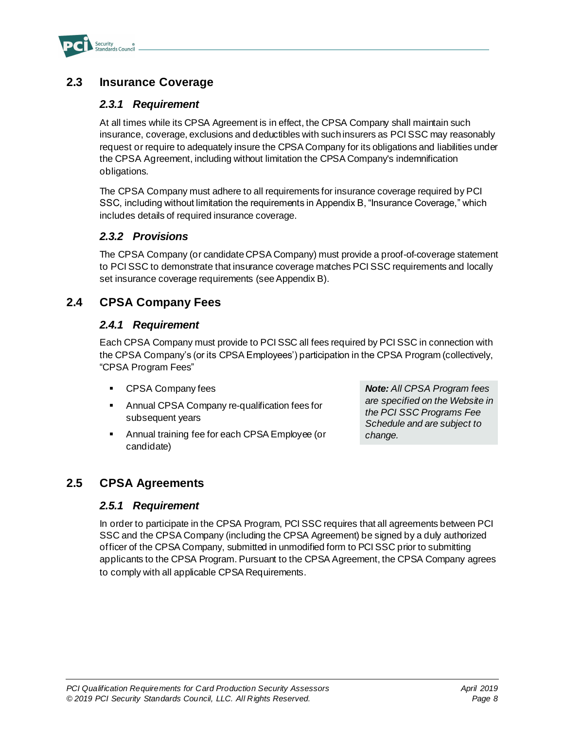## 2.3 Insurance Coverage

### *2.3.1 Requirement*

At all times while its CPSA Agreement is in effect, the CPSA Company shall maintain such insurance, coverage, exclusions and deductibles with such insurers as PCI SSC may reasonably request or require to adequately insure the CPSA Company for its obligations and liabilities under the CPSA Agreement, including without limitation the CPSA Company's indemnification obligations.

The CPSA Company must adhere to all requirements for insurance coverage required by PCI SSC, including without limitation the requirements in Appendix B, "Insurance Coverage," which includes details of required insurance coverage.

### *2.3.2 Provisions*

The CPSA Company (or candidate CPSA Company) must provide a proof-of-coverage statement to PCI SSC to demonstrate that insurance coverage matches PCI SSC requirements and locally set insurance coverage requirements (see Appendix B).

## 2.4 CPSA Company Fees

### *2.4.1 Requirement*

Each CPSA Company must provide to PCI SSC all fees required by PCI SSC in connection with the CPSA Company's (or its CPSA Employees') participation in the CPSA Program (collectively, "CPSA Program Fees"

- CPSA Company fees
- Annual CPSA Company re-qualification fees for subsequent years
- Annual training fee for each CPSA Employee (or candidate)

> ***Note:*** *All CPSA Program fees are specified on the Website in the PCI SSC Programs Fee Schedule and are subject to change.*

## 2.5 CPSA Agreements

### *2.5.1 Requirement*

In order to participate in the CPSA Program, PCI SSC requires that all agreements between PCI SSC and the CPSA Company (including the CPSA Agreement) be signed by a duly authorized officer of the CPSA Company, submitted in unmodified form to PCI SSC prior to submitting applicants to the CPSA Program. Pursuant to the CPSA Agreement, the CPSA Company agrees to comply with all applicable CPSA Requirements.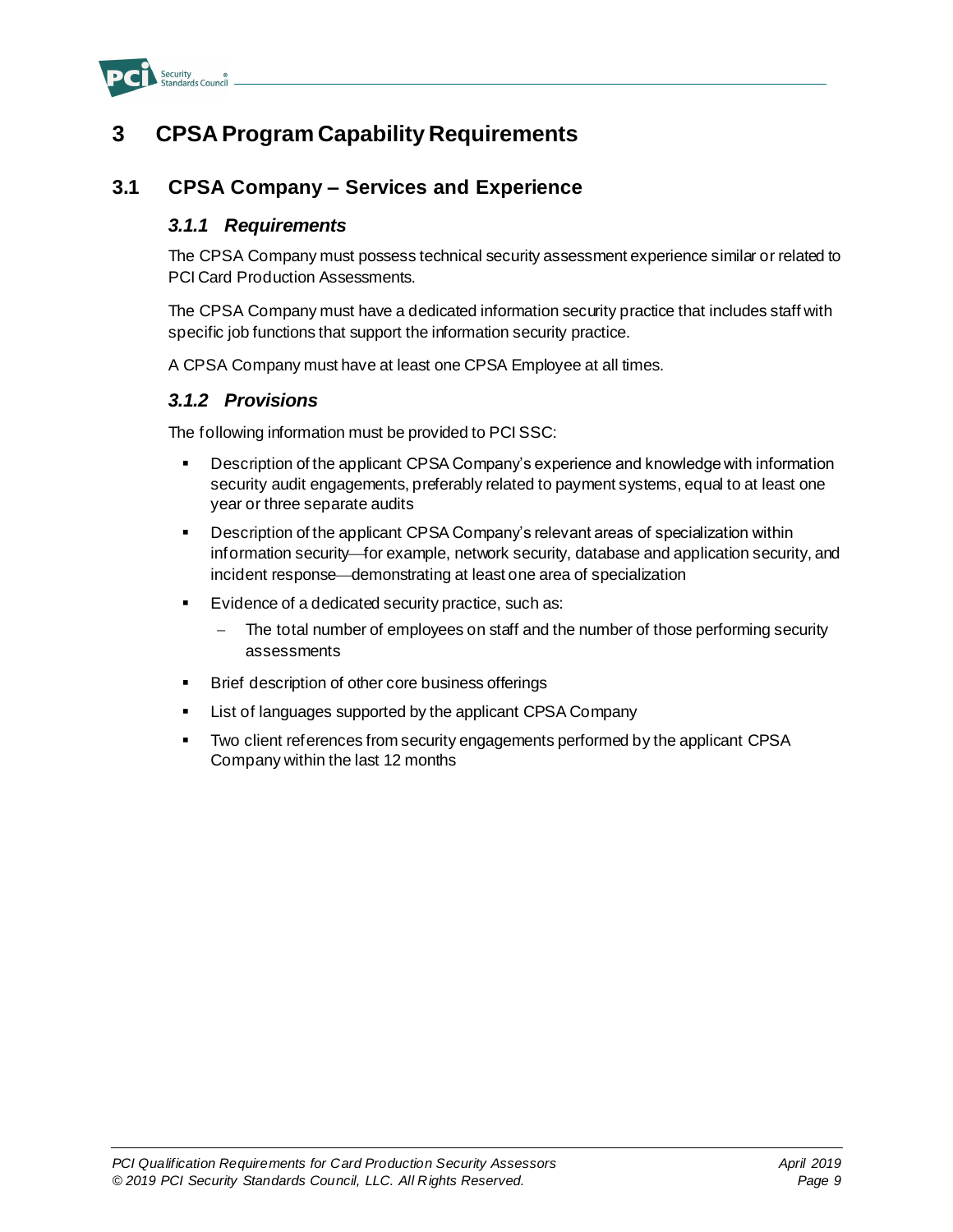# 3 CPSA Program Capability Requirements

## 3.1 CPSA Company – Services and Experience

### *3.1.1 Requirements*

The CPSA Company must possess technical security assessment experience similar or related to PCI Card Production Assessments.

The CPSA Company must have a dedicated information security practice that includes staff with specific job functions that support the information security practice.

A CPSA Company must have at least one CPSA Employee at all times.

### *3.1.2 Provisions*

The following information must be provided to PCI SSC:

- Description of the applicant CPSA Company's experience and knowledge with information security audit engagements, preferably related to payment systems, equal to at least one year or three separate audits
- Description of the applicant CPSA Company's relevant areas of specialization within information security—for example, network security, database and application security, and incident response—demonstrating at least one area of specialization
- Evidence of a dedicated security practice, such as:
  - The total number of employees on staff and the number of those performing security assessments
- Brief description of other core business offerings
- List of languages supported by the applicant CPSA Company
- Two client references from security engagements performed by the applicant CPSA Company within the last 12 months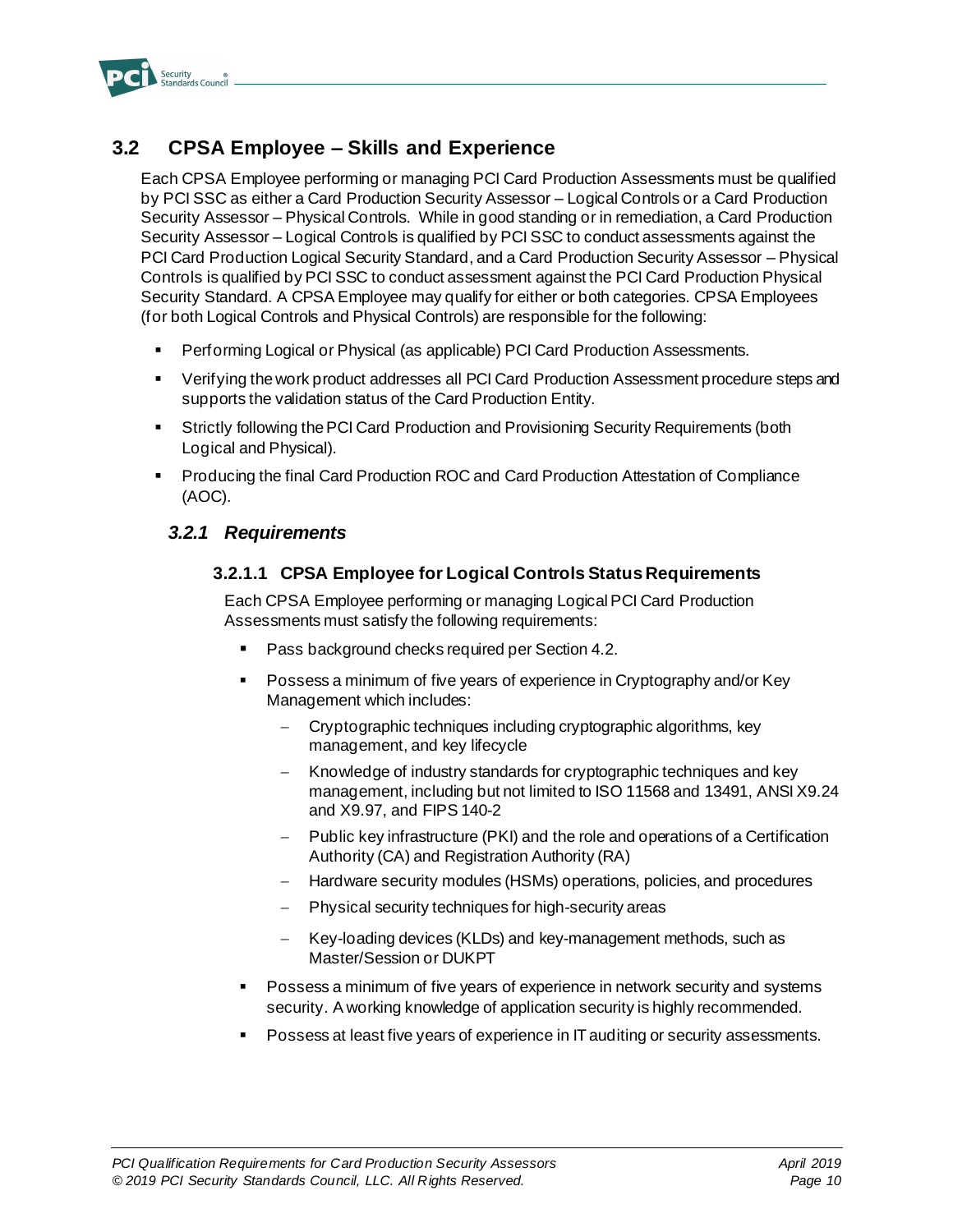## 3.2 CPSA Employee – Skills and Experience

Each CPSA Employee performing or managing PCI Card Production Assessments must be qualified by PCI SSC as either a Card Production Security Assessor – Logical Controls or a Card Production Security Assessor – Physical Controls. While in good standing or in remediation, a Card Production Security Assessor – Logical Controls is qualified by PCI SSC to conduct assessments against the PCI Card Production Logical Security Standard, and a Card Production Security Assessor – Physical Controls is qualified by PCI SSC to conduct assessment against the PCI Card Production Physical Security Standard. A CPSA Employee may qualify for either or both categories. CPSA Employees (for both Logical Controls and Physical Controls) are responsible for the following:

- Performing Logical or Physical (as applicable) PCI Card Production Assessments.
- Verifying the work product addresses all PCI Card Production Assessment procedure steps and supports the validation status of the Card Production Entity.
- Strictly following the PCI Card Production and Provisioning Security Requirements (both Logical and Physical).
- Producing the final Card Production ROC and Card Production Attestation of Compliance (AOC).

### *3.2.1 Requirements*

#### 3.2.1.1 CPSA Employee for Logical Controls Status Requirements

Each CPSA Employee performing or managing Logical PCI Card Production Assessments must satisfy the following requirements:

- Pass background checks required per Section 4.2.
- Possess a minimum of five years of experience in Cryptography and/or Key Management which includes:
  - Cryptographic techniques including cryptographic algorithms, key management, and key lifecycle
  - Knowledge of industry standards for cryptographic techniques and key management, including but not limited to ISO 11568 and 13491, ANSI X9.24 and X9.97, and FIPS 140-2
  - Public key infrastructure (PKI) and the role and operations of a Certification Authority (CA) and Registration Authority (RA)
  - Hardware security modules (HSMs) operations, policies, and procedures
  - Physical security techniques for high-security areas
  - Key-loading devices (KLDs) and key-management methods, such as Master/Session or DUKPT
- Possess a minimum of five years of experience in network security and systems security. A working knowledge of application security is highly recommended.
- Possess at least five years of experience in IT auditing or security assessments.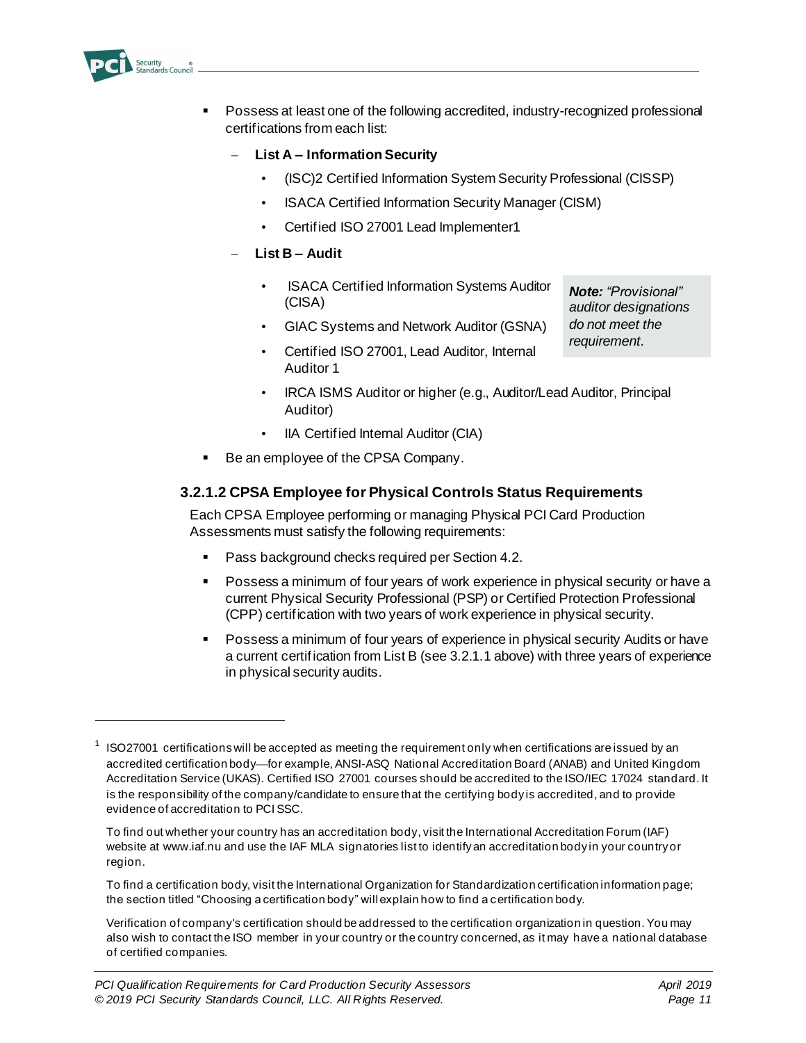- Possess at least one of the following accredited, industry-recognized professional certifications from each list:
  - **List A – Information Security**
    - (ISC)2 Certified Information System Security Professional (CISSP)
    - ISACA Certified Information Security Manager (CISM)
    - Certified ISO 27001 Lead Implementer[1]
  - **List B – Audit**
    - ISACA Certified Information Systems Auditor (CISA)
    - GIAC Systems and Network Auditor (GSNA)
    - Certified ISO 27001, Lead Auditor, Internal Auditor [1]
    - IRCA ISMS Auditor or higher (e.g., Auditor/Lead Auditor, Principal Auditor)
    - IIA Certified Internal Auditor (CIA)

    ***Note:*** *"Provisional" auditor designations do not meet the requirement.*
- Be an employee of the CPSA Company.

#### 3.2.1.2 CPSA Employee for Physical Controls Status Requirements

Each CPSA Employee performing or managing Physical PCI Card Production Assessments must satisfy the following requirements:

- Pass background checks required per Section 4.2.
- Possess a minimum of four years of work experience in physical security or have a current Physical Security Professional (PSP) or Certified Protection Professional (CPP) certification with two years of work experience in physical security.
- Possess a minimum of four years of experience in physical security Audits or have a current certification from List B (see 3.2.1.1 above) with three years of experience in physical security audits.

---

[1] ISO27001 certifications will be accepted as meeting the requirement only when certifications are issued by an accredited certification body—for example, ANSI-ASQ National Accreditation Board (ANAB) and United Kingdom Accreditation Service (UKAS). Certified ISO 27001 courses should be accredited to the ISO/IEC 17024 standard. It is the responsibility of the company/candidate to ensure that the certifying body is accredited, and to provide evidence of accreditation to PCI SSC.

To find out whether your country has an accreditation body, visit the International Accreditation Forum (IAF) website at www.iaf.nu and use the IAF MLA signatories list to identify an accreditation body in your country or region.

To find a certification body, visit the International Organization for Standardization certification information page; the section titled "Choosing a certification body" will explain how to find a certification body.

Verification of company's certification should be addressed to the certification organization in question. You may also wish to contact the ISO member in your country or the country concerned, as it may have a national database of certified companies.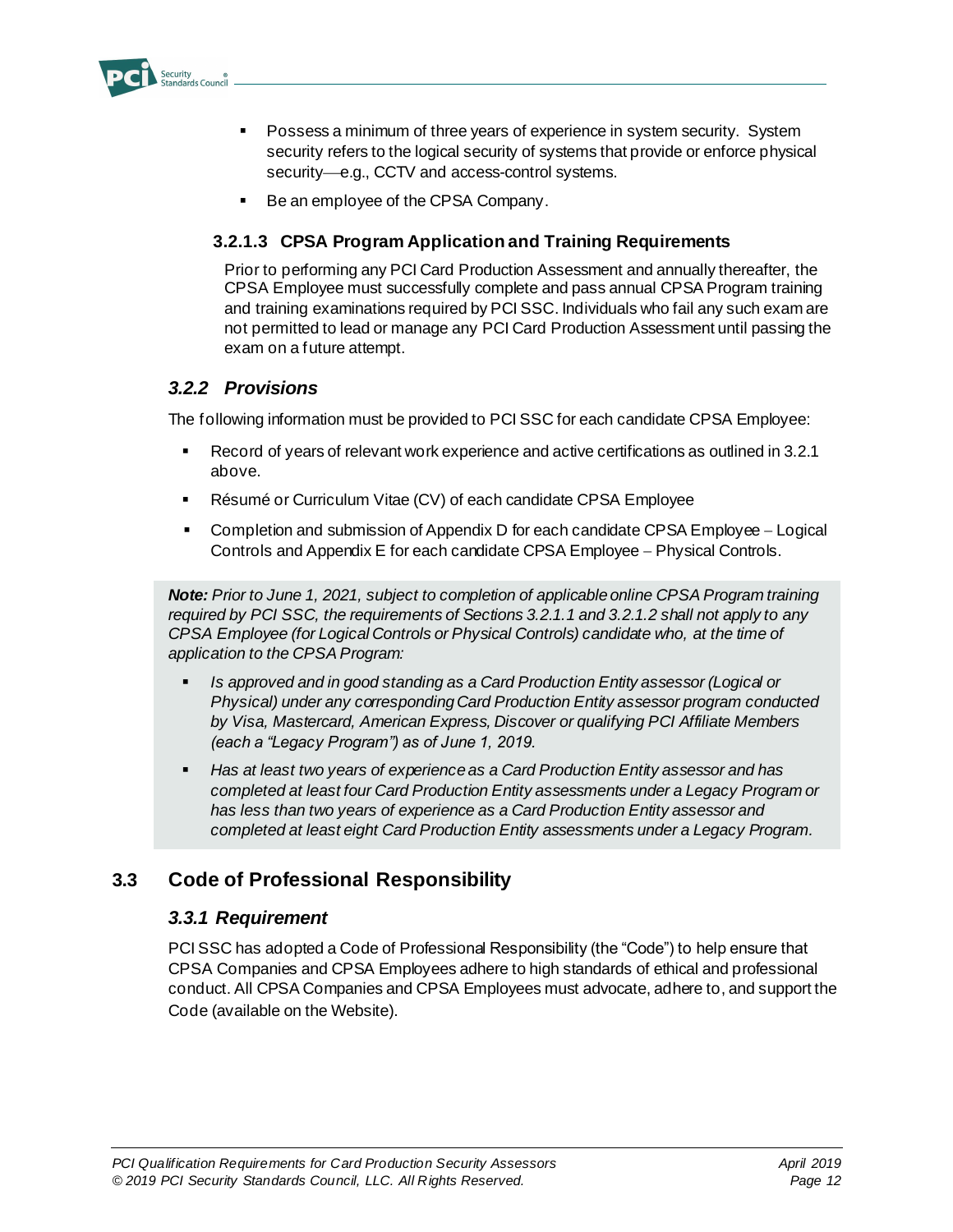- Possess a minimum of three years of experience in system security. System security refers to the logical security of systems that provide or enforce physical security—e.g., CCTV and access-control systems.
- Be an employee of the CPSA Company.

#### 3.2.1.3 CPSA Program Application and Training Requirements

Prior to performing any PCI Card Production Assessment and annually thereafter, the CPSA Employee must successfully complete and pass annual CPSA Program training and training examinations required by PCI SSC. Individuals who fail any such exam are not permitted to lead or manage any PCI Card Production Assessment until passing the exam on a future attempt.

### *3.2.2 Provisions*

The following information must be provided to PCI SSC for each candidate CPSA Employee:

- Record of years of relevant work experience and active certifications as outlined in 3.2.1 above.
- Résumé or Curriculum Vitae (CV) of each candidate CPSA Employee
- Completion and submission of Appendix D for each candidate CPSA Employee – Logical Controls and Appendix E for each candidate CPSA Employee – Physical Controls.

***Note:*** *Prior to June 1, 2021, subject to completion of applicable online CPSA Program training required by PCI SSC, the requirements of Sections 3.2.1.1 and 3.2.1.2 shall not apply to any CPSA Employee (for Logical Controls or Physical Controls) candidate who, at the time of application to the CPSA Program:*

- *Is approved and in good standing as a Card Production Entity assessor (Logical or Physical) under any corresponding Card Production Entity assessor program conducted by Visa, Mastercard, American Express, Discover or qualifying PCI Affiliate Members (each a "Legacy Program") as of June 1, 2019.*
- *Has at least two years of experience as a Card Production Entity assessor and has completed at least four Card Production Entity assessments under a Legacy Program or has less than two years of experience as a Card Production Entity assessor and completed at least eight Card Production Entity assessments under a Legacy Program.*

## 3.3 Code of Professional Responsibility

### *3.3.1 Requirement*

PCI SSC has adopted a Code of Professional Responsibility (the "Code") to help ensure that CPSA Companies and CPSA Employees adhere to high standards of ethical and professional conduct. All CPSA Companies and CPSA Employees must advocate, adhere to, and support the Code (available on the Website).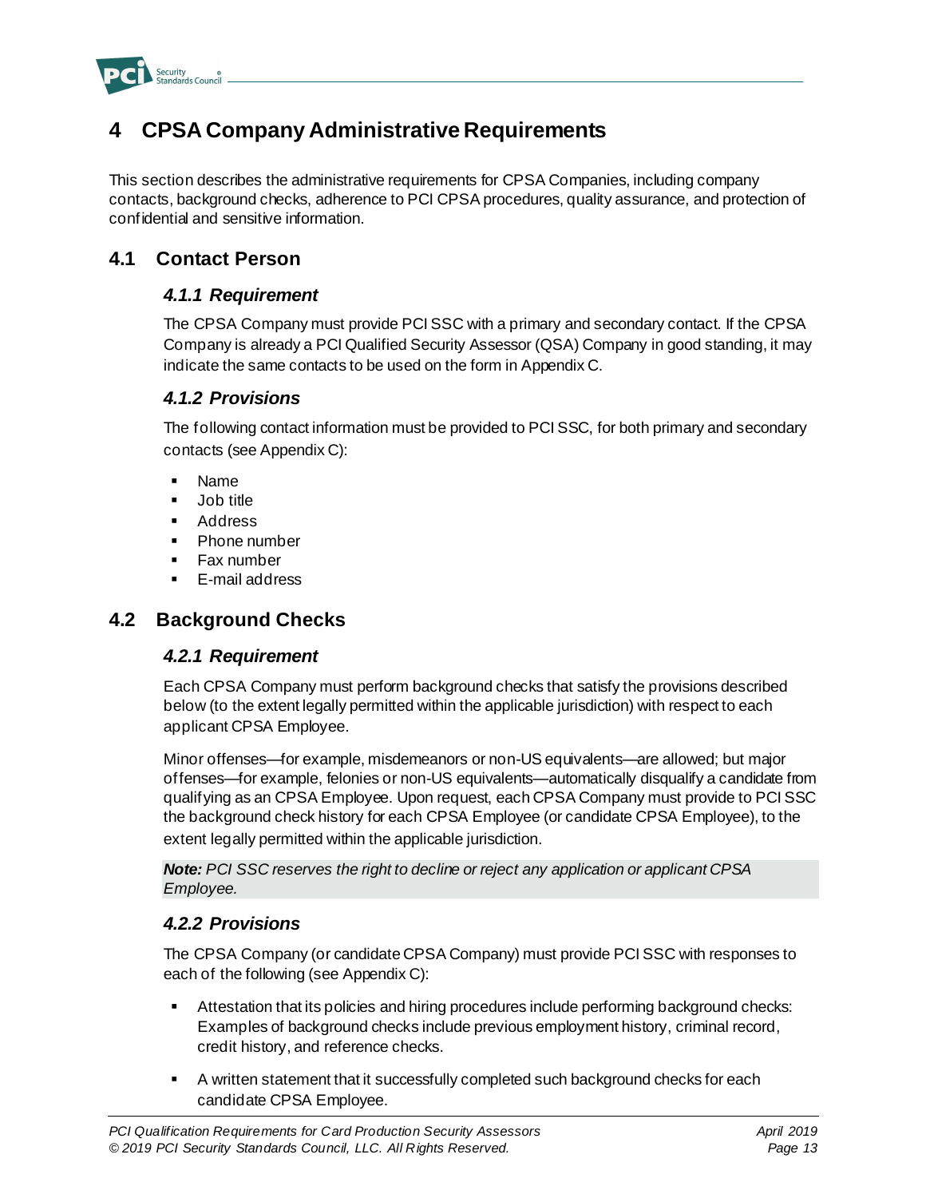# 4 CPSA Company Administrative Requirements

This section describes the administrative requirements for CPSA Companies, including company contacts, background checks, adherence to PCI CPSA procedures, quality assurance, and protection of confidential and sensitive information.

## 4.1 Contact Person

### *4.1.1 Requirement*

The CPSA Company must provide PCI SSC with a primary and secondary contact. If the CPSA Company is already a PCI Qualified Security Assessor (QSA) Company in good standing, it may indicate the same contacts to be used on the form in Appendix C.

### *4.1.2 Provisions*

The following contact information must be provided to PCI SSC, for both primary and secondary contacts (see Appendix C):

- Name
- Job title
- Address
- Phone number
- Fax number
- E-mail address

## 4.2 Background Checks

### *4.2.1 Requirement*

Each CPSA Company must perform background checks that satisfy the provisions described below (to the extent legally permitted within the applicable jurisdiction) with respect to each applicant CPSA Employee.

Minor offenses—for example, misdemeanors or non-US equivalents—are allowed; but major offenses—for example, felonies or non-US equivalents—automatically disqualify a candidate from qualifying as an CPSA Employee. Upon request, each CPSA Company must provide to PCI SSC the background check history for each CPSA Employee (or candidate CPSA Employee), to the extent legally permitted within the applicable jurisdiction.

***Note:*** *PCI SSC reserves the right to decline or reject any application or applicant CPSA Employee.*

### *4.2.2 Provisions*

The CPSA Company (or candidate CPSA Company) must provide PCI SSC with responses to each of the following (see Appendix C):

- Attestation that its policies and hiring procedures include performing background checks: Examples of background checks include previous employment history, criminal record, credit history, and reference checks.
- A written statement that it successfully completed such background checks for each candidate CPSA Employee.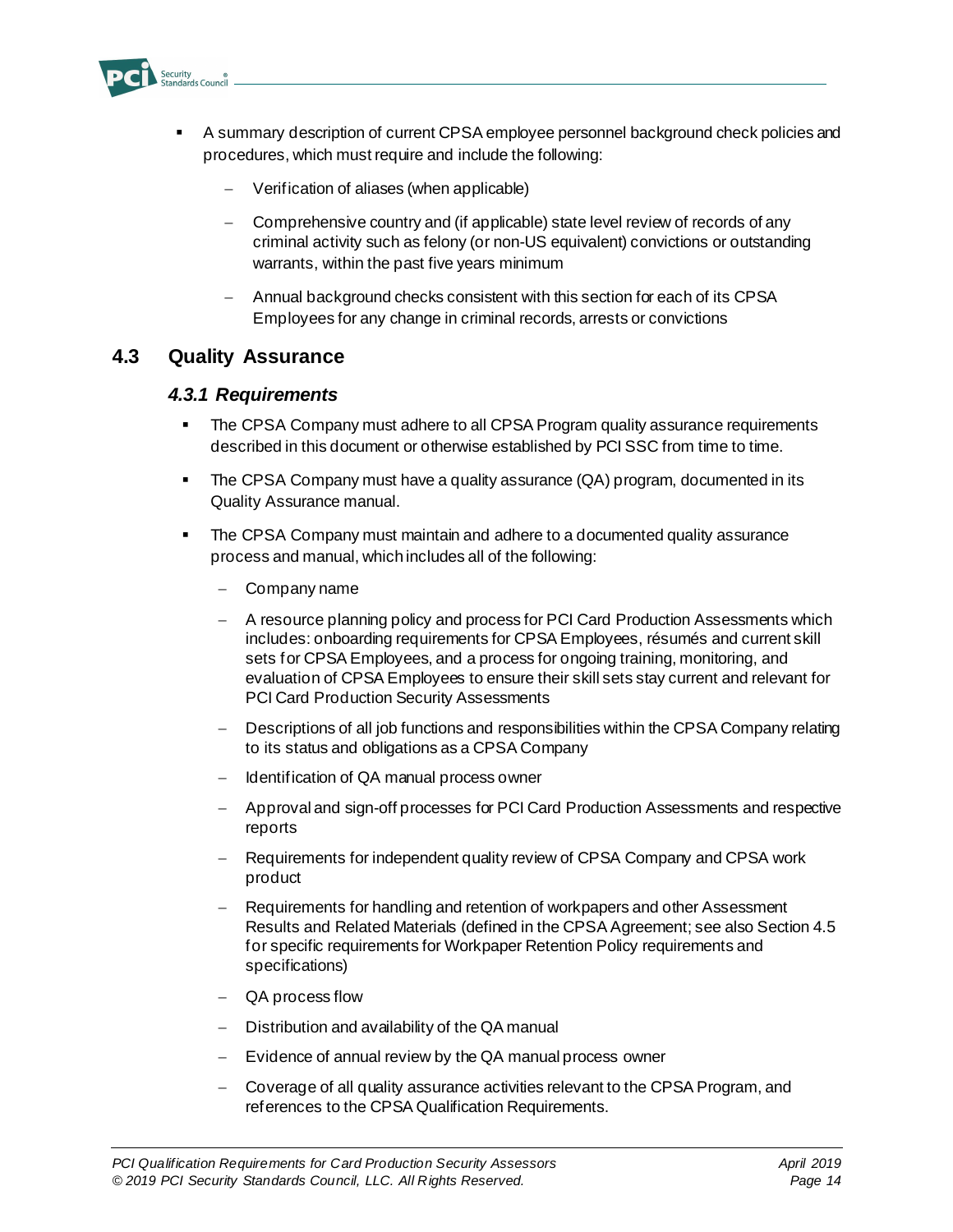- A summary description of current CPSA employee personnel background check policies and procedures, which must require and include the following:
  - Verification of aliases (when applicable)
  - Comprehensive country and (if applicable) state level review of records of any criminal activity such as felony (or non-US equivalent) convictions or outstanding warrants, within the past five years minimum
  - Annual background checks consistent with this section for each of its CPSA Employees for any change in criminal records, arrests or convictions

## 4.3 Quality Assurance

### *4.3.1 Requirements*

- The CPSA Company must adhere to all CPSA Program quality assurance requirements described in this document or otherwise established by PCI SSC from time to time.
- The CPSA Company must have a quality assurance (QA) program, documented in its Quality Assurance manual.
- The CPSA Company must maintain and adhere to a documented quality assurance process and manual, which includes all of the following:
  - Company name
  - A resource planning policy and process for PCI Card Production Assessments which includes: onboarding requirements for CPSA Employees, résumés and current skill sets for CPSA Employees, and a process for ongoing training, monitoring, and evaluation of CPSA Employees to ensure their skill sets stay current and relevant for PCI Card Production Security Assessments
  - Descriptions of all job functions and responsibilities within the CPSA Company relating to its status and obligations as a CPSA Company
  - Identification of QA manual process owner
  - Approval and sign-off processes for PCI Card Production Assessments and respective reports
  - Requirements for independent quality review of CPSA Company and CPSA work product
  - Requirements for handling and retention of workpapers and other Assessment Results and Related Materials (defined in the CPSA Agreement; see also Section 4.5 for specific requirements for Workpaper Retention Policy requirements and specifications)
  - QA process flow
  - Distribution and availability of the QA manual
  - Evidence of annual review by the QA manual process owner
  - Coverage of all quality assurance activities relevant to the CPSA Program, and references to the CPSA Qualification Requirements.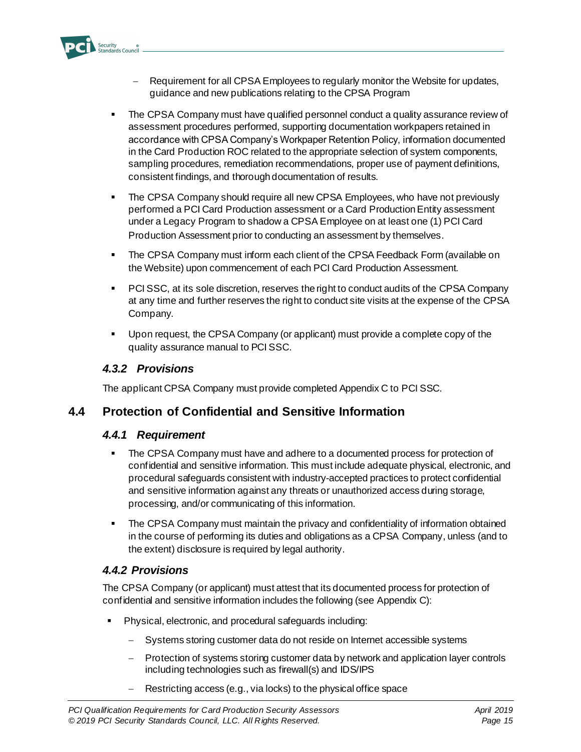- Requirement for all CPSA Employees to regularly monitor the Website for updates, guidance and new publications relating to the CPSA Program

- The CPSA Company must have qualified personnel conduct a quality assurance review of assessment procedures performed, supporting documentation workpapers retained in accordance with CPSA Company's Workpaper Retention Policy, information documented in the Card Production ROC related to the appropriate selection of system components, sampling procedures, remediation recommendations, proper use of payment definitions, consistent findings, and thorough documentation of results.
- The CPSA Company should require all new CPSA Employees, who have not previously performed a PCI Card Production assessment or a Card Production Entity assessment under a Legacy Program to shadow a CPSA Employee on at least one (1) PCI Card Production Assessment prior to conducting an assessment by themselves.
- The CPSA Company must inform each client of the CPSA Feedback Form (available on the Website) upon commencement of each PCI Card Production Assessment.
- PCI SSC, at its sole discretion, reserves the right to conduct audits of the CPSA Company at any time and further reserves the right to conduct site visits at the expense of the CPSA Company.
- Upon request, the CPSA Company (or applicant) must provide a complete copy of the quality assurance manual to PCI SSC.

### *4.3.2 Provisions*

The applicant CPSA Company must provide completed Appendix C to PCI SSC.

## 4.4 Protection of Confidential and Sensitive Information

### *4.4.1 Requirement*

- The CPSA Company must have and adhere to a documented process for protection of confidential and sensitive information. This must include adequate physical, electronic, and procedural safeguards consistent with industry-accepted practices to protect confidential and sensitive information against any threats or unauthorized access during storage, processing, and/or communicating of this information.
- The CPSA Company must maintain the privacy and confidentiality of information obtained in the course of performing its duties and obligations as a CPSA Company, unless (and to the extent) disclosure is required by legal authority.

### *4.4.2 Provisions*

The CPSA Company (or applicant) must attest that its documented process for protection of confidential and sensitive information includes the following (see Appendix C):

- Physical, electronic, and procedural safeguards including:
  - Systems storing customer data do not reside on Internet accessible systems
  - Protection of systems storing customer data by network and application layer controls including technologies such as firewall(s) and IDS/IPS
  - Restricting access (e.g., via locks) to the physical office space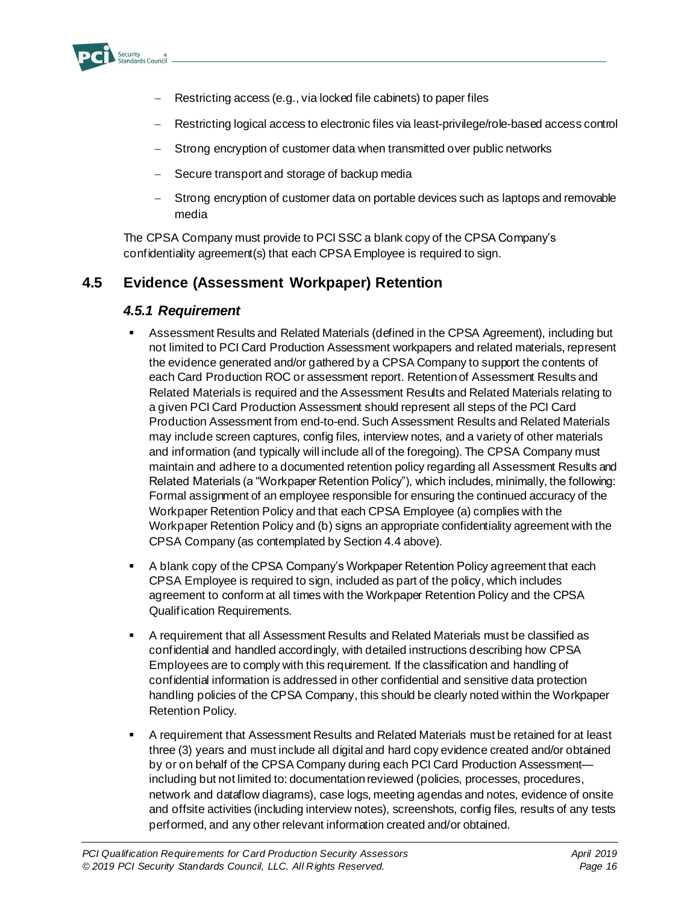- Restricting access (e.g., via locked file cabinets) to paper files
  - Restricting logical access to electronic files via least-privilege/role-based access control
  - Strong encryption of customer data when transmitted over public networks
  - Secure transport and storage of backup media
  - Strong encryption of customer data on portable devices such as laptops and removable media

The CPSA Company must provide to PCI SSC a blank copy of the CPSA Company's confidentiality agreement(s) that each CPSA Employee is required to sign.

## 4.5 Evidence (Assessment Workpaper) Retention

### *4.5.1 Requirement*

- Assessment Results and Related Materials (defined in the CPSA Agreement), including but not limited to PCI Card Production Assessment workpapers and related materials, represent the evidence generated and/or gathered by a CPSA Company to support the contents of each Card Production ROC or assessment report. Retention of Assessment Results and Related Materials is required and the Assessment Results and Related Materials relating to a given PCI Card Production Assessment should represent all steps of the PCI Card Production Assessment from end-to-end. Such Assessment Results and Related Materials may include screen captures, config files, interview notes, and a variety of other materials and information (and typically will include all of the foregoing). The CPSA Company must maintain and adhere to a documented retention policy regarding all Assessment Results and Related Materials (a "Workpaper Retention Policy"), which includes, minimally, the following: Formal assignment of an employee responsible for ensuring the continued accuracy of the Workpaper Retention Policy and that each CPSA Employee (a) complies with the Workpaper Retention Policy and (b) signs an appropriate confidentiality agreement with the CPSA Company (as contemplated by Section 4.4 above).
- A blank copy of the CPSA Company's Workpaper Retention Policy agreement that each CPSA Employee is required to sign, included as part of the policy, which includes agreement to conform at all times with the Workpaper Retention Policy and the CPSA Qualification Requirements.
- A requirement that all Assessment Results and Related Materials must be classified as confidential and handled accordingly, with detailed instructions describing how CPSA Employees are to comply with this requirement. If the classification and handling of confidential information is addressed in other confidential and sensitive data protection handling policies of the CPSA Company, this should be clearly noted within the Workpaper Retention Policy.
- A requirement that Assessment Results and Related Materials must be retained for at least three (3) years and must include all digital and hard copy evidence created and/or obtained by or on behalf of the CPSA Company during each PCI Card Production Assessment—including but not limited to: documentation reviewed (policies, processes, procedures, network and dataflow diagrams), case logs, meeting agendas and notes, evidence of onsite and offsite activities (including interview notes), screenshots, config files, results of any tests performed, and any other relevant information created and/or obtained.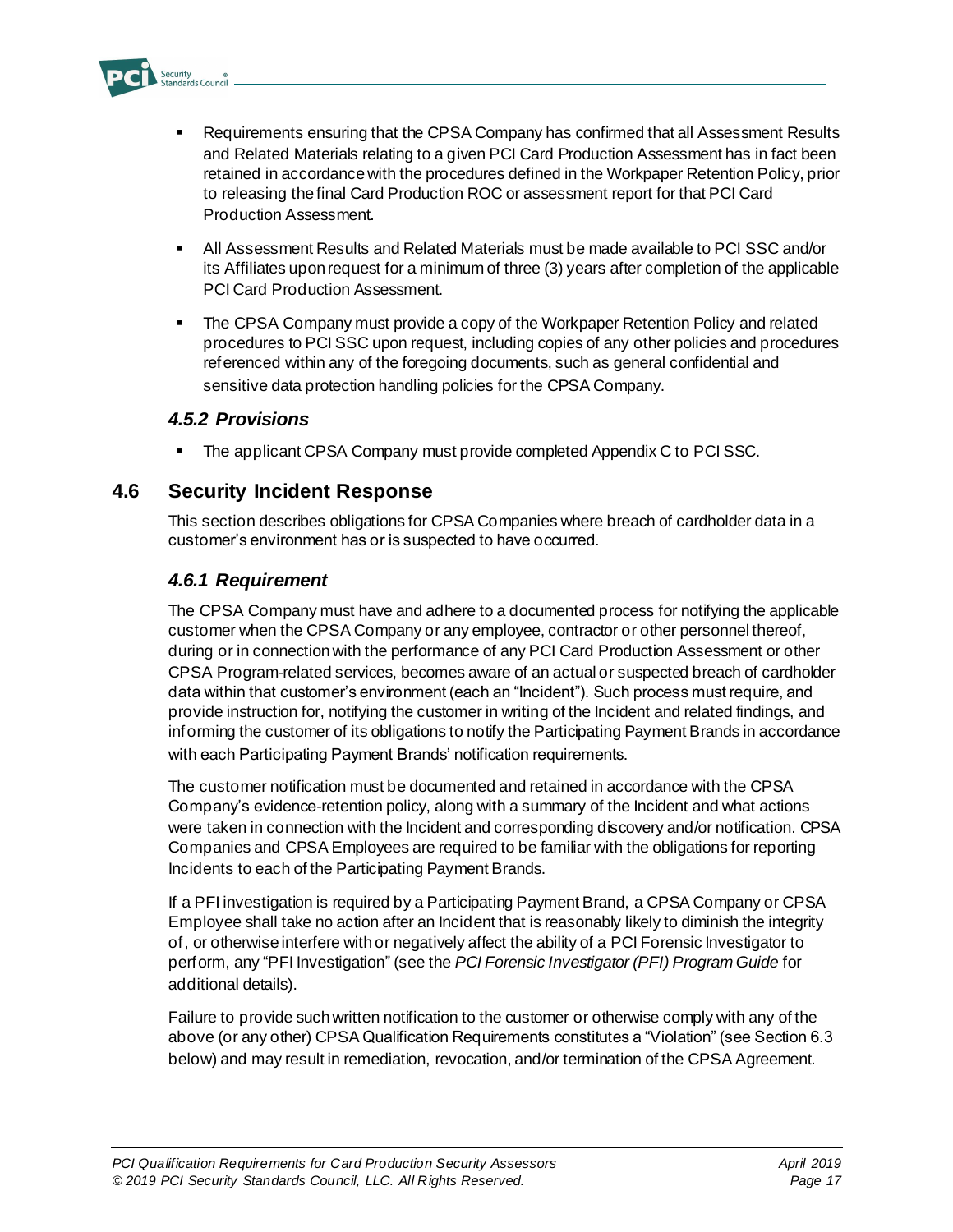- Requirements ensuring that the CPSA Company has confirmed that all Assessment Results and Related Materials relating to a given PCI Card Production Assessment has in fact been retained in accordance with the procedures defined in the Workpaper Retention Policy, prior to releasing the final Card Production ROC or assessment report for that PCI Card Production Assessment.
- All Assessment Results and Related Materials must be made available to PCI SSC and/or its Affiliates upon request for a minimum of three (3) years after completion of the applicable PCI Card Production Assessment.
- The CPSA Company must provide a copy of the Workpaper Retention Policy and related procedures to PCI SSC upon request, including copies of any other policies and procedures referenced within any of the foregoing documents, such as general confidential and sensitive data protection handling policies for the CPSA Company.

### *4.5.2 Provisions*

- The applicant CPSA Company must provide completed Appendix C to PCI SSC.

## 4.6 Security Incident Response

This section describes obligations for CPSA Companies where breach of cardholder data in a customer's environment has or is suspected to have occurred.

### *4.6.1 Requirement*

The CPSA Company must have and adhere to a documented process for notifying the applicable customer when the CPSA Company or any employee, contractor or other personnel thereof, during or in connection with the performance of any PCI Card Production Assessment or other CPSA Program-related services, becomes aware of an actual or suspected breach of cardholder data within that customer's environment (each an "Incident"). Such process must require, and provide instruction for, notifying the customer in writing of the Incident and related findings, and informing the customer of its obligations to notify the Participating Payment Brands in accordance with each Participating Payment Brands' notification requirements.

The customer notification must be documented and retained in accordance with the CPSA Company's evidence-retention policy, along with a summary of the Incident and what actions were taken in connection with the Incident and corresponding discovery and/or notification. CPSA Companies and CPSA Employees are required to be familiar with the obligations for reporting Incidents to each of the Participating Payment Brands.

If a PFI investigation is required by a Participating Payment Brand, a CPSA Company or CPSA Employee shall take no action after an Incident that is reasonably likely to diminish the integrity of, or otherwise interfere with or negatively affect the ability of a PCI Forensic Investigator to perform, any "PFI Investigation" (see the *PCI Forensic Investigator (PFI) Program Guide* for additional details).

Failure to provide such written notification to the customer or otherwise comply with any of the above (or any other) CPSA Qualification Requirements constitutes a "Violation" (see Section 6.3 below) and may result in remediation, revocation, and/or termination of the CPSA Agreement.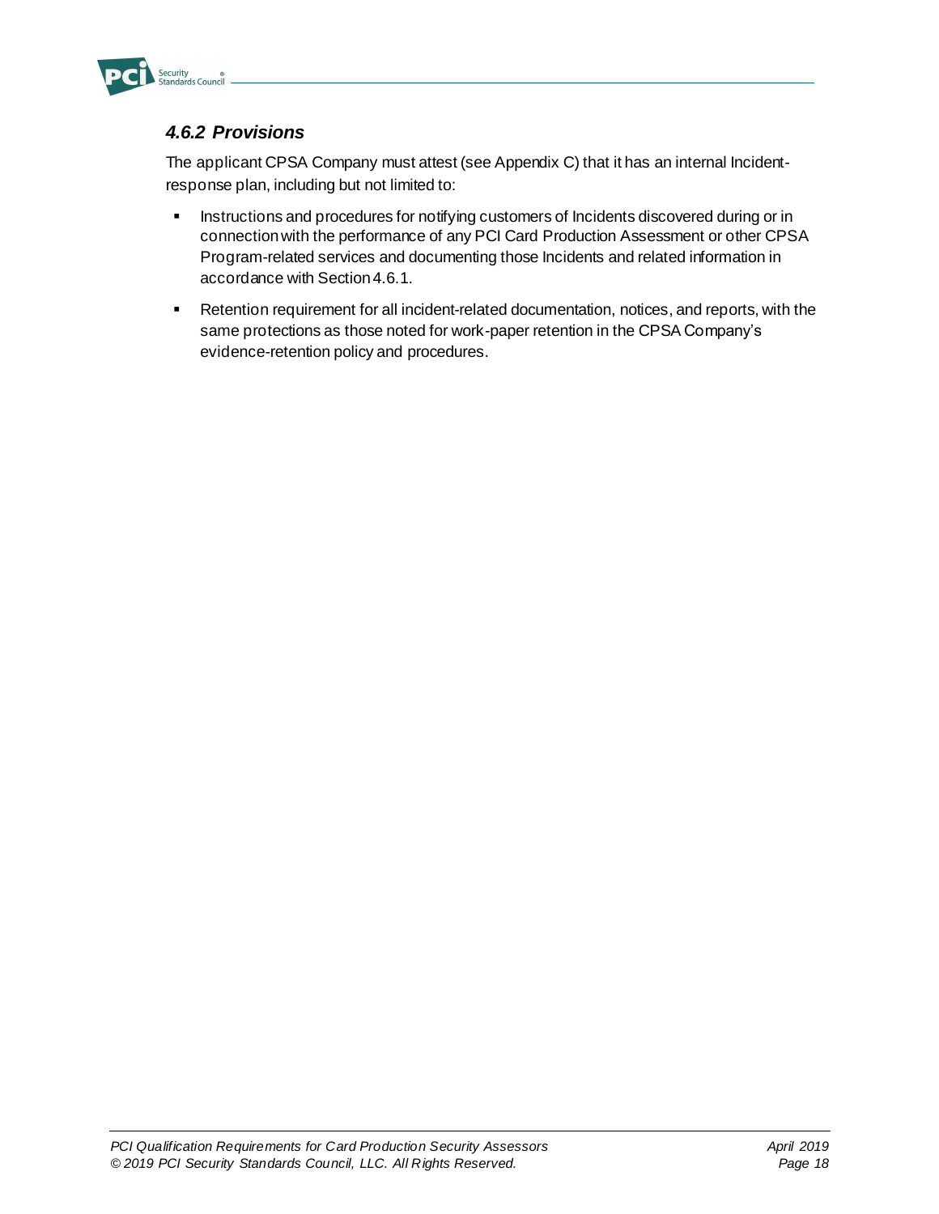### *4.6.2 Provisions*

The applicant CPSA Company must attest (see Appendix C) that it has an internal Incident-response plan, including but not limited to:

- Instructions and procedures for notifying customers of Incidents discovered during or in connection with the performance of any PCI Card Production Assessment or other CPSA Program-related services and documenting those Incidents and related information in accordance with Section 4.6.1.
- Retention requirement for all incident-related documentation, notices, and reports, with the same protections as those noted for work-paper retention in the CPSA Company's evidence-retention policy and procedures.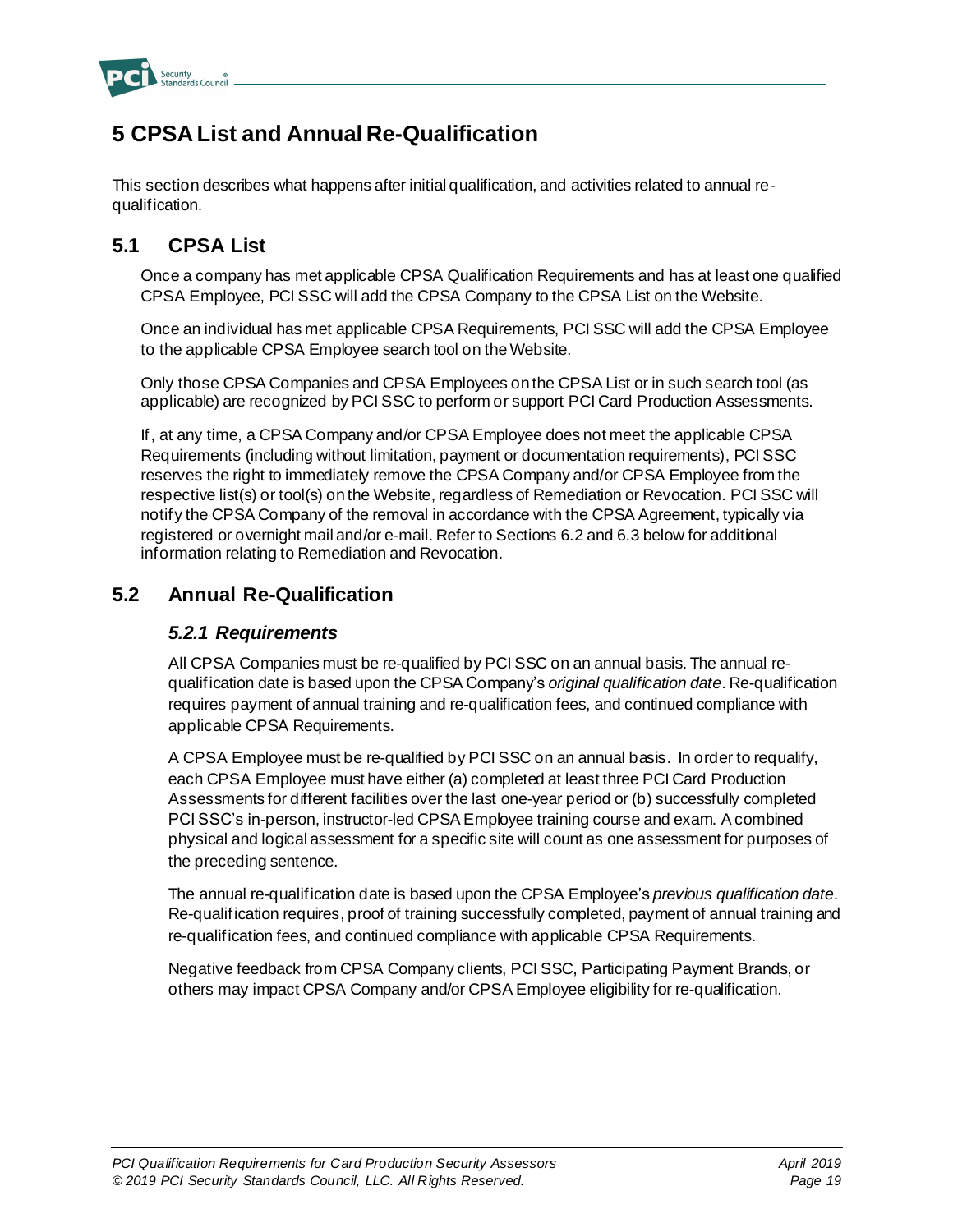# 5 CPSA List and Annual Re-Qualification

This section describes what happens after initial qualification, and activities related to annual re-qualification.

## 5.1 CPSA List

Once a company has met applicable CPSA Qualification Requirements and has at least one qualified CPSA Employee, PCI SSC will add the CPSA Company to the CPSA List on the Website.

Once an individual has met applicable CPSA Requirements, PCI SSC will add the CPSA Employee to the applicable CPSA Employee search tool on the Website.

Only those CPSA Companies and CPSA Employees on the CPSA List or in such search tool (as applicable) are recognized by PCI SSC to perform or support PCI Card Production Assessments.

If, at any time, a CPSA Company and/or CPSA Employee does not meet the applicable CPSA Requirements (including without limitation, payment or documentation requirements), PCI SSC reserves the right to immediately remove the CPSA Company and/or CPSA Employee from the respective list(s) or tool(s) on the Website, regardless of Remediation or Revocation. PCI SSC will notify the CPSA Company of the removal in accordance with the CPSA Agreement, typically via registered or overnight mail and/or e-mail. Refer to Sections 6.2 and 6.3 below for additional information relating to Remediation and Revocation.

## 5.2 Annual Re-Qualification

### *5.2.1 Requirements*

All CPSA Companies must be re-qualified by PCI SSC on an annual basis. The annual re-qualification date is based upon the CPSA Company's *original qualification date*. Re-qualification requires payment of annual training and re-qualification fees, and continued compliance with applicable CPSA Requirements.

A CPSA Employee must be re-qualified by PCI SSC on an annual basis. In order to requalify, each CPSA Employee must have either (a) completed at least three PCI Card Production Assessments for different facilities over the last one-year period or (b) successfully completed PCI SSC's in-person, instructor-led CPSA Employee training course and exam. A combined physical and logical assessment for a specific site will count as one assessment for purposes of the preceding sentence.

The annual re-qualification date is based upon the CPSA Employee's *previous qualification date*. Re-qualification requires, proof of training successfully completed, payment of annual training and re-qualification fees, and continued compliance with applicable CPSA Requirements.

Negative feedback from CPSA Company clients, PCI SSC, Participating Payment Brands, or others may impact CPSA Company and/or CPSA Employee eligibility for re-qualification.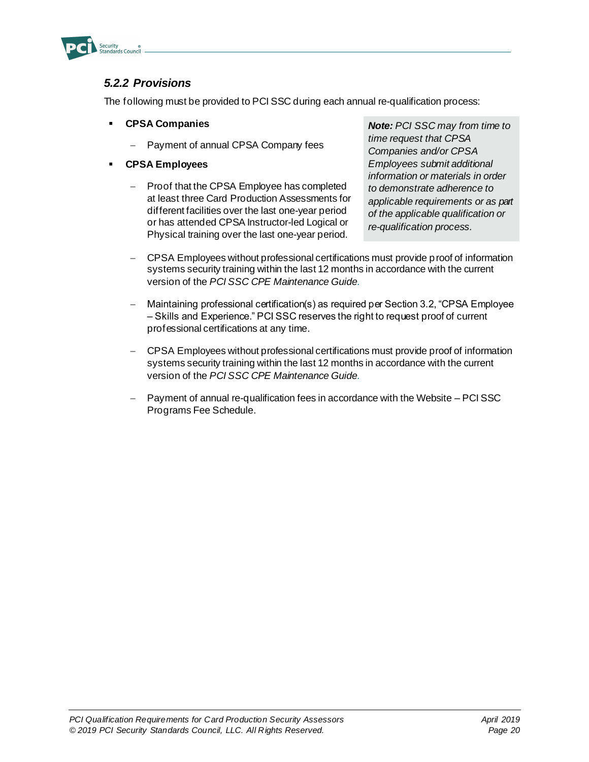### *5.2.2 Provisions*

The following must be provided to PCI SSC during each annual re-qualification process:

- **CPSA Companies**
  - Payment of annual CPSA Company fees
- **CPSA Employees**
  - Proof that the CPSA Employee has completed at least three Card Production Assessments for different facilities over the last one-year period or has attended CPSA Instructor-led Logical or Physical training over the last one-year period.
  - CPSA Employees without professional certifications must provide proof of information systems security training within the last 12 months in accordance with the current version of the *PCI SSC CPE Maintenance Guide*.
  - Maintaining professional certification(s) as required per Section 3.2, "CPSA Employee – Skills and Experience." PCI SSC reserves the right to request proof of current professional certifications at any time.
  - CPSA Employees without professional certifications must provide proof of information systems security training within the last 12 months in accordance with the current version of the *PCI SSC CPE Maintenance Guide*.
  - Payment of annual re-qualification fees in accordance with the Website – PCI SSC Programs Fee Schedule.

> ***Note:*** *PCI SSC may from time to time request that CPSA Companies and/or CPSA Employees submit additional information or materials in order to demonstrate adherence to applicable requirements or as part of the applicable qualification or re-qualification process.*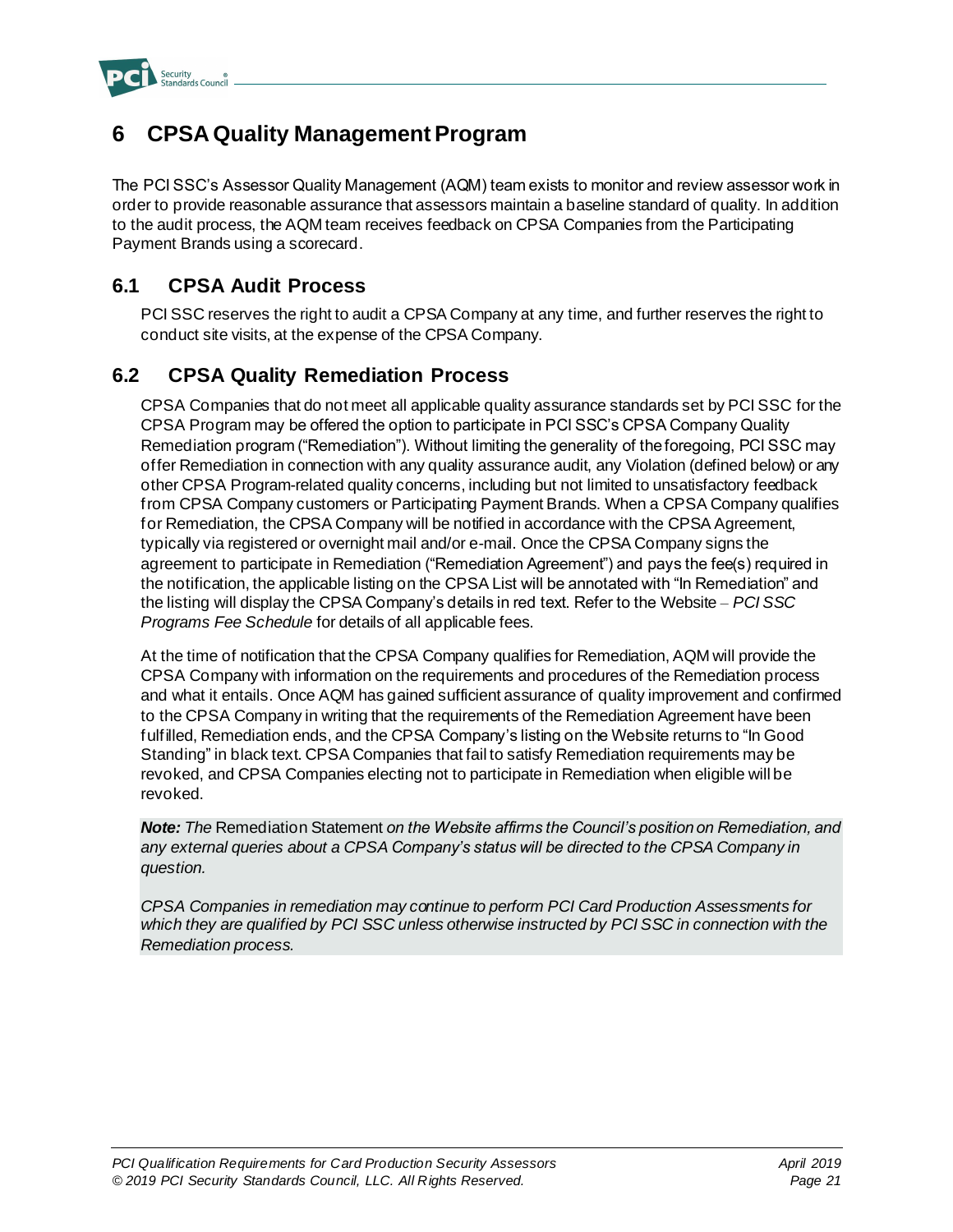# 6 CPSA Quality Management Program

The PCI SSC's Assessor Quality Management (AQM) team exists to monitor and review assessor work in order to provide reasonable assurance that assessors maintain a baseline standard of quality. In addition to the audit process, the AQM team receives feedback on CPSA Companies from the Participating Payment Brands using a scorecard.

## 6.1 CPSA Audit Process

PCI SSC reserves the right to audit a CPSA Company at any time, and further reserves the right to conduct site visits, at the expense of the CPSA Company.

## 6.2 CPSA Quality Remediation Process

CPSA Companies that do not meet all applicable quality assurance standards set by PCI SSC for the CPSA Program may be offered the option to participate in PCI SSC's CPSA Company Quality Remediation program ("Remediation"). Without limiting the generality of the foregoing, PCI SSC may offer Remediation in connection with any quality assurance audit, any Violation (defined below) or any other CPSA Program-related quality concerns, including but not limited to unsatisfactory feedback from CPSA Company customers or Participating Payment Brands. When a CPSA Company qualifies for Remediation, the CPSA Company will be notified in accordance with the CPSA Agreement, typically via registered or overnight mail and/or e-mail. Once the CPSA Company signs the agreement to participate in Remediation ("Remediation Agreement") and pays the fee(s) required in the notification, the applicable listing on the CPSA List will be annotated with "In Remediation" and the listing will display the CPSA Company's details in red text. Refer to the Website – *PCI SSC Programs Fee Schedule* for details of all applicable fees.

At the time of notification that the CPSA Company qualifies for Remediation, AQM will provide the CPSA Company with information on the requirements and procedures of the Remediation process and what it entails. Once AQM has gained sufficient assurance of quality improvement and confirmed to the CPSA Company in writing that the requirements of the Remediation Agreement have been fulfilled, Remediation ends, and the CPSA Company's listing on the Website returns to "In Good Standing" in black text. CPSA Companies that fail to satisfy Remediation requirements may be revoked, and CPSA Companies electing not to participate in Remediation when eligible will be revoked.

> ***Note:*** *The* Remediation Statement *on the Website affirms the Council's position on Remediation, and any external queries about a CPSA Company's status will be directed to the CPSA Company in question.*
>
> *CPSA Companies in remediation may continue to perform PCI Card Production Assessments for which they are qualified by PCI SSC unless otherwise instructed by PCI SSC in connection with the Remediation process.*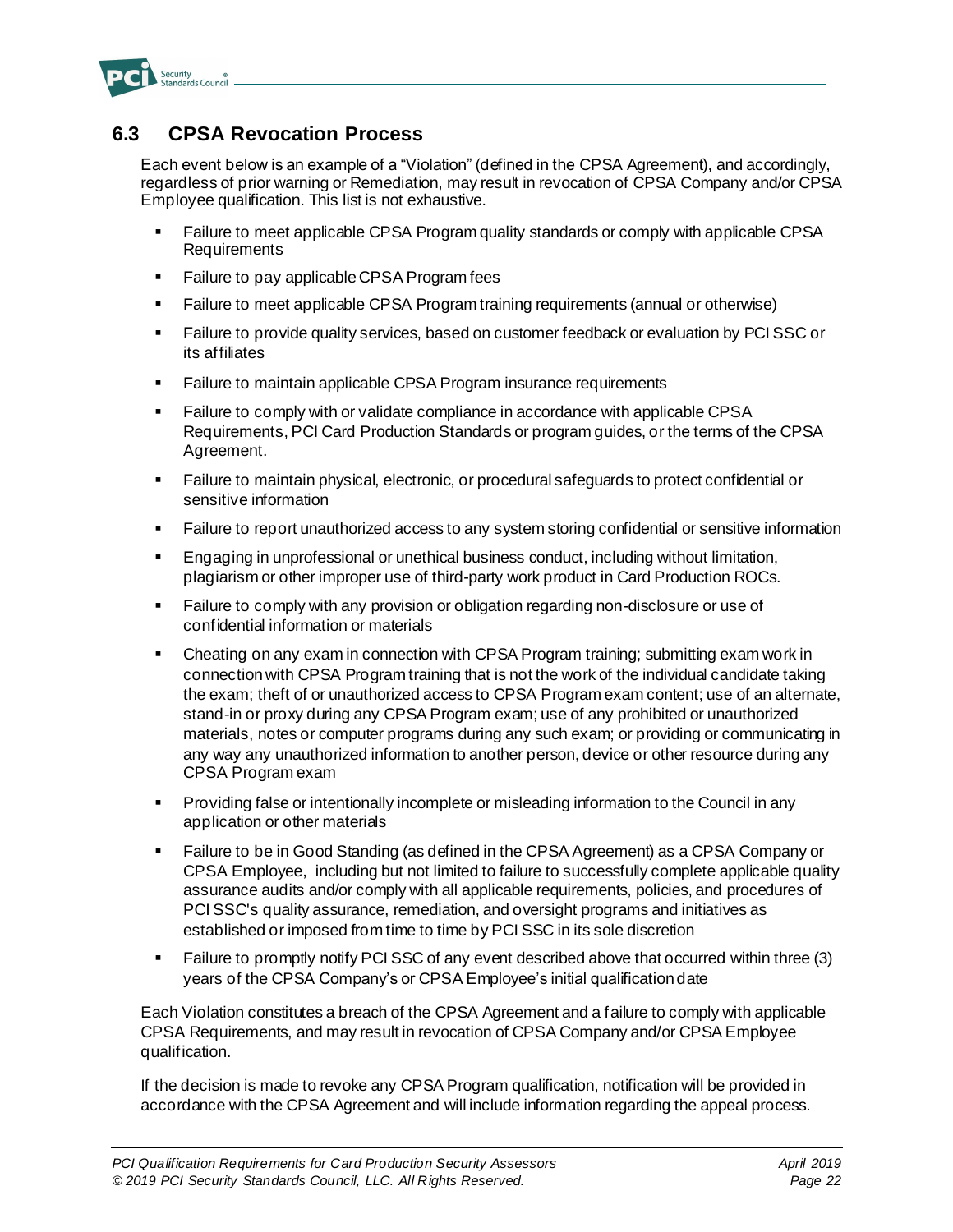## 6.3 CPSA Revocation Process

Each event below is an example of a "Violation" (defined in the CPSA Agreement), and accordingly, regardless of prior warning or Remediation, may result in revocation of CPSA Company and/or CPSA Employee qualification. This list is not exhaustive.

- Failure to meet applicable CPSA Program quality standards or comply with applicable CPSA Requirements
- Failure to pay applicable CPSA Program fees
- Failure to meet applicable CPSA Program training requirements (annual or otherwise)
- Failure to provide quality services, based on customer feedback or evaluation by PCI SSC or its affiliates
- Failure to maintain applicable CPSA Program insurance requirements
- Failure to comply with or validate compliance in accordance with applicable CPSA Requirements, PCI Card Production Standards or program guides, or the terms of the CPSA Agreement.
- Failure to maintain physical, electronic, or procedural safeguards to protect confidential or sensitive information
- Failure to report unauthorized access to any system storing confidential or sensitive information
- Engaging in unprofessional or unethical business conduct, including without limitation, plagiarism or other improper use of third-party work product in Card Production ROCs.
- Failure to comply with any provision or obligation regarding non-disclosure or use of confidential information or materials
- Cheating on any exam in connection with CPSA Program training; submitting exam work in connection with CPSA Program training that is not the work of the individual candidate taking the exam; theft of or unauthorized access to CPSA Program exam content; use of an alternate, stand-in or proxy during any CPSA Program exam; use of any prohibited or unauthorized materials, notes or computer programs during any such exam; or providing or communicating in any way any unauthorized information to another person, device or other resource during any CPSA Program exam
- Providing false or intentionally incomplete or misleading information to the Council in any application or other materials
- Failure to be in Good Standing (as defined in the CPSA Agreement) as a CPSA Company or CPSA Employee, including but not limited to failure to successfully complete applicable quality assurance audits and/or comply with all applicable requirements, policies, and procedures of PCI SSC's quality assurance, remediation, and oversight programs and initiatives as established or imposed from time to time by PCI SSC in its sole discretion
- Failure to promptly notify PCI SSC of any event described above that occurred within three (3) years of the CPSA Company's or CPSA Employee's initial qualification date

Each Violation constitutes a breach of the CPSA Agreement and a failure to comply with applicable CPSA Requirements, and may result in revocation of CPSA Company and/or CPSA Employee qualification.

If the decision is made to revoke any CPSA Program qualification, notification will be provided in accordance with the CPSA Agreement and will include information regarding the appeal process.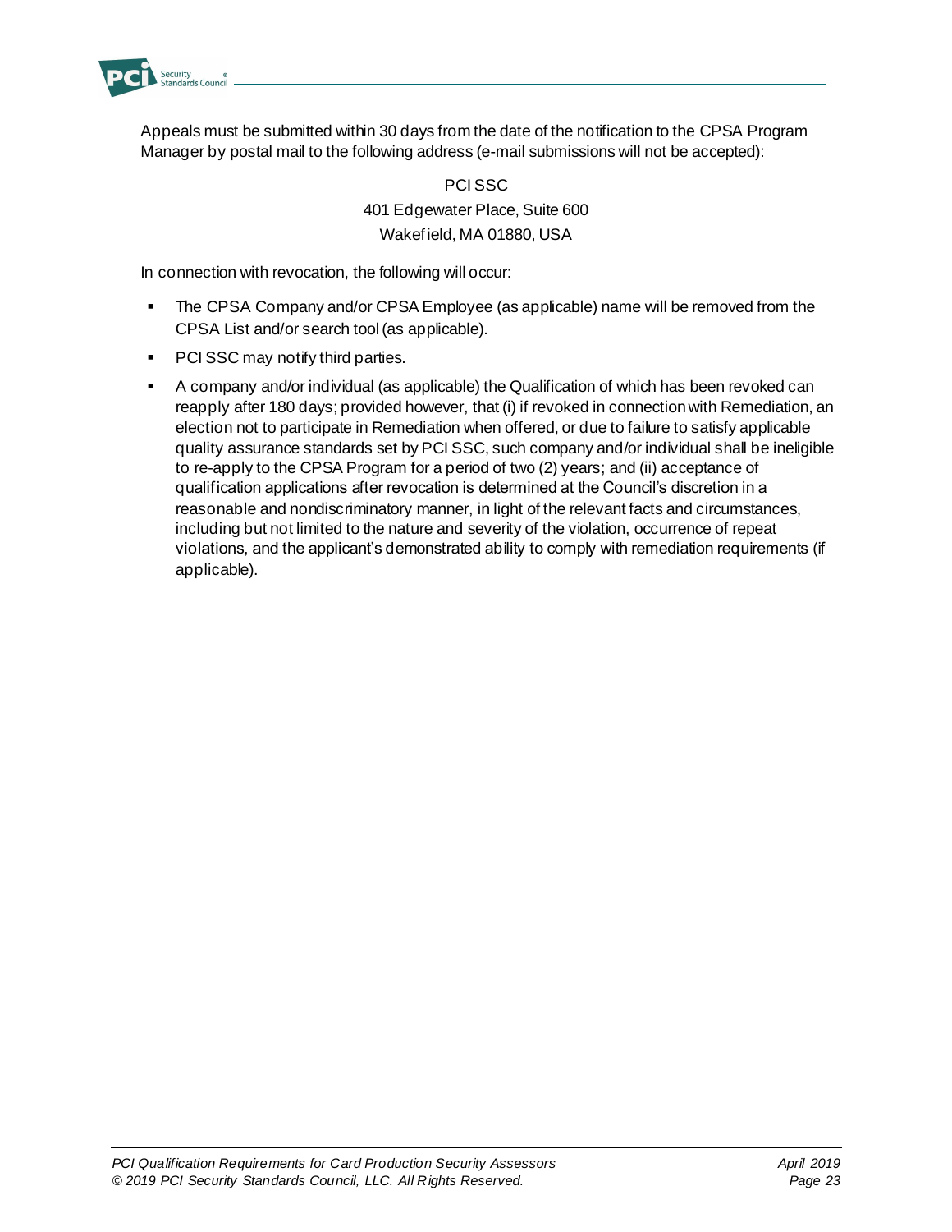Appeals must be submitted within 30 days from the date of the notification to the CPSA Program Manager by postal mail to the following address (e-mail submissions will not be accepted):

PCI SSC
401 Edgewater Place, Suite 600
Wakefield, MA 01880, USA

In connection with revocation, the following will occur:

- The CPSA Company and/or CPSA Employee (as applicable) name will be removed from the CPSA List and/or search tool (as applicable).
- PCI SSC may notify third parties.
- A company and/or individual (as applicable) the Qualification of which has been revoked can reapply after 180 days; provided however, that (i) if revoked in connection with Remediation, an election not to participate in Remediation when offered, or due to failure to satisfy applicable quality assurance standards set by PCI SSC, such company and/or individual shall be ineligible to re-apply to the CPSA Program for a period of two (2) years; and (ii) acceptance of qualification applications after revocation is determined at the Council's discretion in a reasonable and nondiscriminatory manner, in light of the relevant facts and circumstances, including but not limited to the nature and severity of the violation, occurrence of repeat violations, and the applicant's demonstrated ability to comply with remediation requirements (if applicable).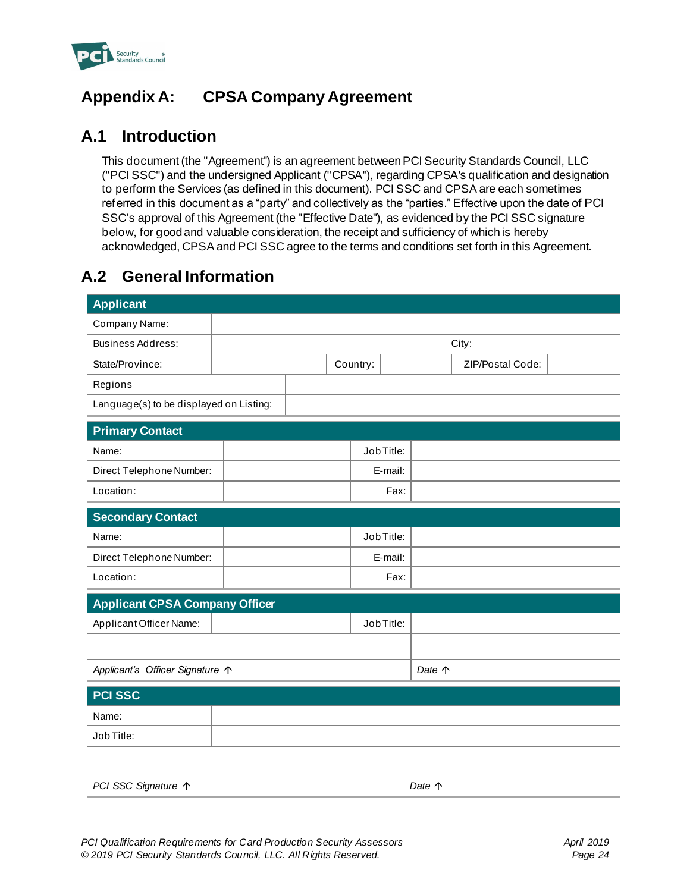# Appendix A: CPSA Company Agreement

## A.1 Introduction

This document (the "Agreement") is an agreement between PCI Security Standards Council, LLC ("PCI SSC") and the undersigned Applicant ("CPSA"), regarding CPSA's qualification and designation to perform the Services (as defined in this document). PCI SSC and CPSA are each sometimes referred in this document as a "party" and collectively as the "parties." Effective upon the date of PCI SSC's approval of this Agreement (the "Effective Date"), as evidenced by the PCI SSC signature below, for good and valuable consideration, the receipt and sufficiency of which is hereby acknowledged, CPSA and PCI SSC agree to the terms and conditions set forth in this Agreement.

## A.2 General Information

| **Applicant** | | | | | |
|---|---|---|---|---|---|
| Company Name: | | | | | |
| Business Address: | | | City: | | |
| State/Province: | | Country: | | ZIP/Postal Code: | |
| Regions | | | | | |
| Language(s) to be displayed on Listing: | | | | | |

| **Primary Contact** | | | |
|---|---|---|---|
| Name: | | Job Title: | |
| Direct Telephone Number: | | E-mail: | |
| Location: | | Fax: | |

| **Secondary Contact** | | | |
|---|---|---|---|
| Name: | | Job Title: | |
| Direct Telephone Number: | | E-mail: | |
| Location: | | Fax: | |

| **Applicant CPSA Company Officer** | | | |
|---|---|---|---|
| Applicant Officer Name: | | Job Title: | |
| | | | |
| *Applicant's Officer Signature ↑* | | *Date ↑* | |

| **PCI SSC** | |
|---|---|
| Name: | |
| Job Title: | |
| | |
| *PCI SSC Signature ↑* | *Date ↑* |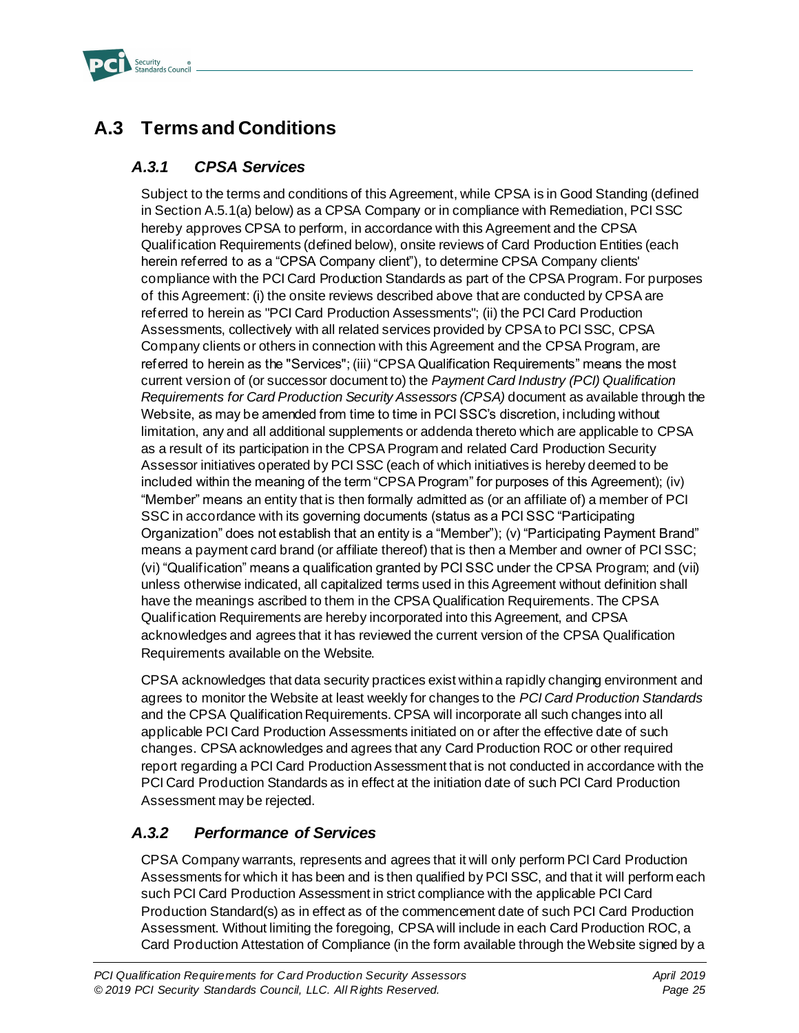## A.3 Terms and Conditions

### *A.3.1 CPSA Services*

Subject to the terms and conditions of this Agreement, while CPSA is in Good Standing (defined in Section A.5.1(a) below) as a CPSA Company or in compliance with Remediation, PCI SSC hereby approves CPSA to perform, in accordance with this Agreement and the CPSA Qualification Requirements (defined below), onsite reviews of Card Production Entities (each herein referred to as a "CPSA Company client"), to determine CPSA Company clients' compliance with the PCI Card Production Standards as part of the CPSA Program. For purposes of this Agreement: (i) the onsite reviews described above that are conducted by CPSA are referred to herein as "PCI Card Production Assessments"; (ii) the PCI Card Production Assessments, collectively with all related services provided by CPSA to PCI SSC, CPSA Company clients or others in connection with this Agreement and the CPSA Program, are referred to herein as the "Services"; (iii) "CPSA Qualification Requirements" means the most current version of (or successor document to) the *Payment Card Industry (PCI) Qualification Requirements for Card Production Security Assessors (CPSA)* document as available through the Website, as may be amended from time to time in PCI SSC's discretion, including without limitation, any and all additional supplements or addenda thereto which are applicable to CPSA as a result of its participation in the CPSA Program and related Card Production Security Assessor initiatives operated by PCI SSC (each of which initiatives is hereby deemed to be included within the meaning of the term "CPSA Program" for purposes of this Agreement); (iv) "Member" means an entity that is then formally admitted as (or an affiliate of) a member of PCI SSC in accordance with its governing documents (status as a PCI SSC "Participating Organization" does not establish that an entity is a "Member"); (v) "Participating Payment Brand" means a payment card brand (or affiliate thereof) that is then a Member and owner of PCI SSC; (vi) "Qualification" means a qualification granted by PCI SSC under the CPSA Program; and (vii) unless otherwise indicated, all capitalized terms used in this Agreement without definition shall have the meanings ascribed to them in the CPSA Qualification Requirements. The CPSA Qualification Requirements are hereby incorporated into this Agreement, and CPSA acknowledges and agrees that it has reviewed the current version of the CPSA Qualification Requirements available on the Website.

CPSA acknowledges that data security practices exist within a rapidly changing environment and agrees to monitor the Website at least weekly for changes to the *PCI Card Production Standards* and the CPSA Qualification Requirements. CPSA will incorporate all such changes into all applicable PCI Card Production Assessments initiated on or after the effective date of such changes. CPSA acknowledges and agrees that any Card Production ROC or other required report regarding a PCI Card Production Assessment that is not conducted in accordance with the PCI Card Production Standards as in effect at the initiation date of such PCI Card Production Assessment may be rejected.

### *A.3.2 Performance of Services*

CPSA Company warrants, represents and agrees that it will only perform PCI Card Production Assessments for which it has been and is then qualified by PCI SSC, and that it will perform each such PCI Card Production Assessment in strict compliance with the applicable PCI Card Production Standard(s) as in effect as of the commencement date of such PCI Card Production Assessment. Without limiting the foregoing, CPSA will include in each Card Production ROC, a Card Production Attestation of Compliance (in the form available through the Website signed by a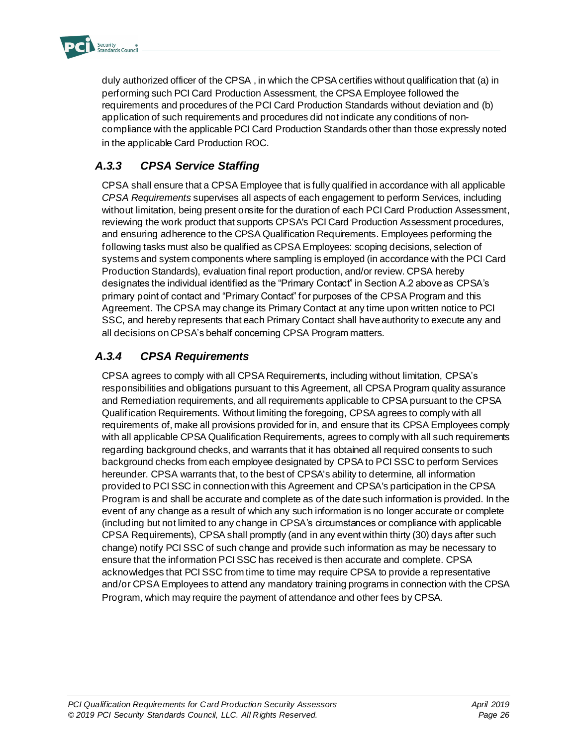duly authorized officer of the CPSA , in which the CPSA certifies without qualification that (a) in performing such PCI Card Production Assessment, the CPSA Employee followed the requirements and procedures of the PCI Card Production Standards without deviation and (b) application of such requirements and procedures did not indicate any conditions of non-compliance with the applicable PCI Card Production Standards other than those expressly noted in the applicable Card Production ROC.

### *A.3.3 CPSA Service Staffing*

CPSA shall ensure that a CPSA Employee that is fully qualified in accordance with all applicable *CPSA Requirements* supervises all aspects of each engagement to perform Services, including without limitation, being present onsite for the duration of each PCI Card Production Assessment, reviewing the work product that supports CPSA's PCI Card Production Assessment procedures, and ensuring adherence to the CPSA Qualification Requirements. Employees performing the following tasks must also be qualified as CPSA Employees: scoping decisions, selection of systems and system components where sampling is employed (in accordance with the PCI Card Production Standards), evaluation final report production, and/or review. CPSA hereby designates the individual identified as the "Primary Contact" in Section A.2 above as CPSA's primary point of contact and "Primary Contact" for purposes of the CPSA Program and this Agreement. The CPSA may change its Primary Contact at any time upon written notice to PCI SSC, and hereby represents that each Primary Contact shall have authority to execute any and all decisions on CPSA's behalf concerning CPSA Program matters.

### *A.3.4 CPSA Requirements*

CPSA agrees to comply with all CPSA Requirements, including without limitation, CPSA's responsibilities and obligations pursuant to this Agreement, all CPSA Program quality assurance and Remediation requirements, and all requirements applicable to CPSA pursuant to the CPSA Qualification Requirements. Without limiting the foregoing, CPSA agrees to comply with all requirements of, make all provisions provided for in, and ensure that its CPSA Employees comply with all applicable CPSA Qualification Requirements, agrees to comply with all such requirements regarding background checks, and warrants that it has obtained all required consents to such background checks from each employee designated by CPSA to PCI SSC to perform Services hereunder. CPSA warrants that, to the best of CPSA's ability to determine, all information provided to PCI SSC in connection with this Agreement and CPSA's participation in the CPSA Program is and shall be accurate and complete as of the date such information is provided. In the event of any change as a result of which any such information is no longer accurate or complete (including but not limited to any change in CPSA's circumstances or compliance with applicable CPSA Requirements), CPSA shall promptly (and in any event within thirty (30) days after such change) notify PCI SSC of such change and provide such information as may be necessary to ensure that the information PCI SSC has received is then accurate and complete. CPSA acknowledges that PCI SSC from time to time may require CPSA to provide a representative and/or CPSA Employees to attend any mandatory training programs in connection with the CPSA Program, which may require the payment of attendance and other fees by CPSA.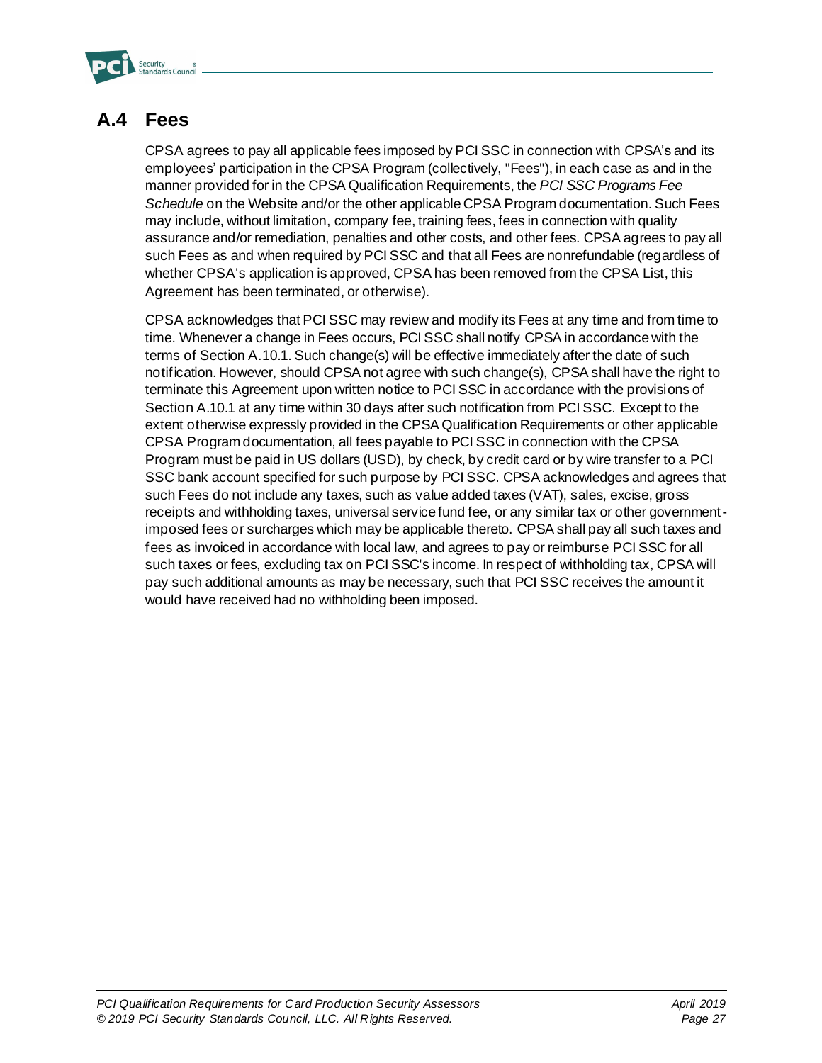## A.4 Fees

CPSA agrees to pay all applicable fees imposed by PCI SSC in connection with CPSA's and its employees' participation in the CPSA Program (collectively, "Fees"), in each case as and in the manner provided for in the CPSA Qualification Requirements, the *PCI SSC Programs Fee Schedule* on the Website and/or the other applicable CPSA Program documentation. Such Fees may include, without limitation, company fee, training fees, fees in connection with quality assurance and/or remediation, penalties and other costs, and other fees. CPSA agrees to pay all such Fees as and when required by PCI SSC and that all Fees are nonrefundable (regardless of whether CPSA's application is approved, CPSA has been removed from the CPSA List, this Agreement has been terminated, or otherwise).

CPSA acknowledges that PCI SSC may review and modify its Fees at any time and from time to time. Whenever a change in Fees occurs, PCI SSC shall notify CPSA in accordance with the terms of Section A.10.1. Such change(s) will be effective immediately after the date of such notification. However, should CPSA not agree with such change(s), CPSA shall have the right to terminate this Agreement upon written notice to PCI SSC in accordance with the provisions of Section A.10.1 at any time within 30 days after such notification from PCI SSC. Except to the extent otherwise expressly provided in the CPSA Qualification Requirements or other applicable CPSA Program documentation, all fees payable to PCI SSC in connection with the CPSA Program must be paid in US dollars (USD), by check, by credit card or by wire transfer to a PCI SSC bank account specified for such purpose by PCI SSC. CPSA acknowledges and agrees that such Fees do not include any taxes, such as value added taxes (VAT), sales, excise, gross receipts and withholding taxes, universal service fund fee, or any similar tax or other government-imposed fees or surcharges which may be applicable thereto. CPSA shall pay all such taxes and fees as invoiced in accordance with local law, and agrees to pay or reimburse PCI SSC for all such taxes or fees, excluding tax on PCI SSC's income. In respect of withholding tax, CPSA will pay such additional amounts as may be necessary, such that PCI SSC receives the amount it would have received had no withholding been imposed.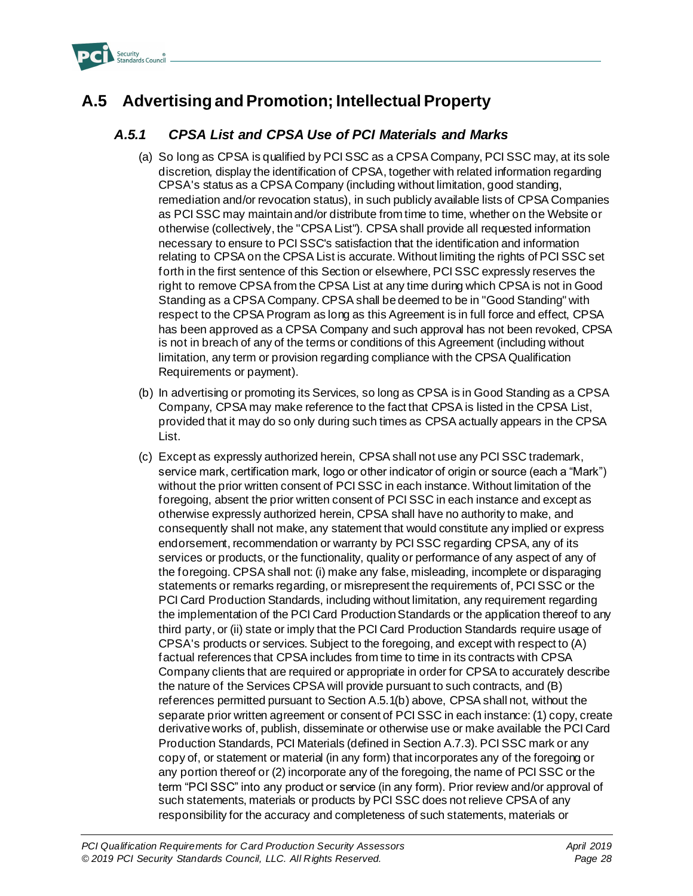## A.5 Advertising and Promotion; Intellectual Property

### *A.5.1 CPSA List and CPSA Use of PCI Materials and Marks*

(a) So long as CPSA is qualified by PCI SSC as a CPSA Company, PCI SSC may, at its sole discretion, display the identification of CPSA, together with related information regarding CPSA's status as a CPSA Company (including without limitation, good standing, remediation and/or revocation status), in such publicly available lists of CPSA Companies as PCI SSC may maintain and/or distribute from time to time, whether on the Website or otherwise (collectively, the "CPSA List"). CPSA shall provide all requested information necessary to ensure to PCI SSC's satisfaction that the identification and information relating to CPSA on the CPSA List is accurate. Without limiting the rights of PCI SSC set forth in the first sentence of this Section or elsewhere, PCI SSC expressly reserves the right to remove CPSA from the CPSA List at any time during which CPSA is not in Good Standing as a CPSA Company. CPSA shall be deemed to be in "Good Standing" with respect to the CPSA Program as long as this Agreement is in full force and effect, CPSA has been approved as a CPSA Company and such approval has not been revoked, CPSA is not in breach of any of the terms or conditions of this Agreement (including without limitation, any term or provision regarding compliance with the CPSA Qualification Requirements or payment).

(b) In advertising or promoting its Services, so long as CPSA is in Good Standing as a CPSA Company, CPSA may make reference to the fact that CPSA is listed in the CPSA List, provided that it may do so only during such times as CPSA actually appears in the CPSA List.

(c) Except as expressly authorized herein, CPSA shall not use any PCI SSC trademark, service mark, certification mark, logo or other indicator of origin or source (each a "Mark") without the prior written consent of PCI SSC in each instance. Without limitation of the foregoing, absent the prior written consent of PCI SSC in each instance and except as otherwise expressly authorized herein, CPSA shall have no authority to make, and consequently shall not make, any statement that would constitute any implied or express endorsement, recommendation or warranty by PCI SSC regarding CPSA, any of its services or products, or the functionality, quality or performance of any aspect of any of the foregoing. CPSA shall not: (i) make any false, misleading, incomplete or disparaging statements or remarks regarding, or misrepresent the requirements of, PCI SSC or the PCI Card Production Standards, including without limitation, any requirement regarding the implementation of the PCI Card Production Standards or the application thereof to any third party, or (ii) state or imply that the PCI Card Production Standards require usage of CPSA's products or services. Subject to the foregoing, and except with respect to (A) factual references that CPSA includes from time to time in its contracts with CPSA Company clients that are required or appropriate in order for CPSA to accurately describe the nature of the Services CPSA will provide pursuant to such contracts, and (B) references permitted pursuant to Section A.5.1(b) above, CPSA shall not, without the separate prior written agreement or consent of PCI SSC in each instance: (1) copy, create derivative works of, publish, disseminate or otherwise use or make available the PCI Card Production Standards, PCI Materials (defined in Section A.7.3). PCI SSC mark or any copy of, or statement or material (in any form) that incorporates any of the foregoing or any portion thereof or (2) incorporate any of the foregoing, the name of PCI SSC or the term "PCI SSC" into any product or service (in any form). Prior review and/or approval of such statements, materials or products by PCI SSC does not relieve CPSA of any responsibility for the accuracy and completeness of such statements, materials or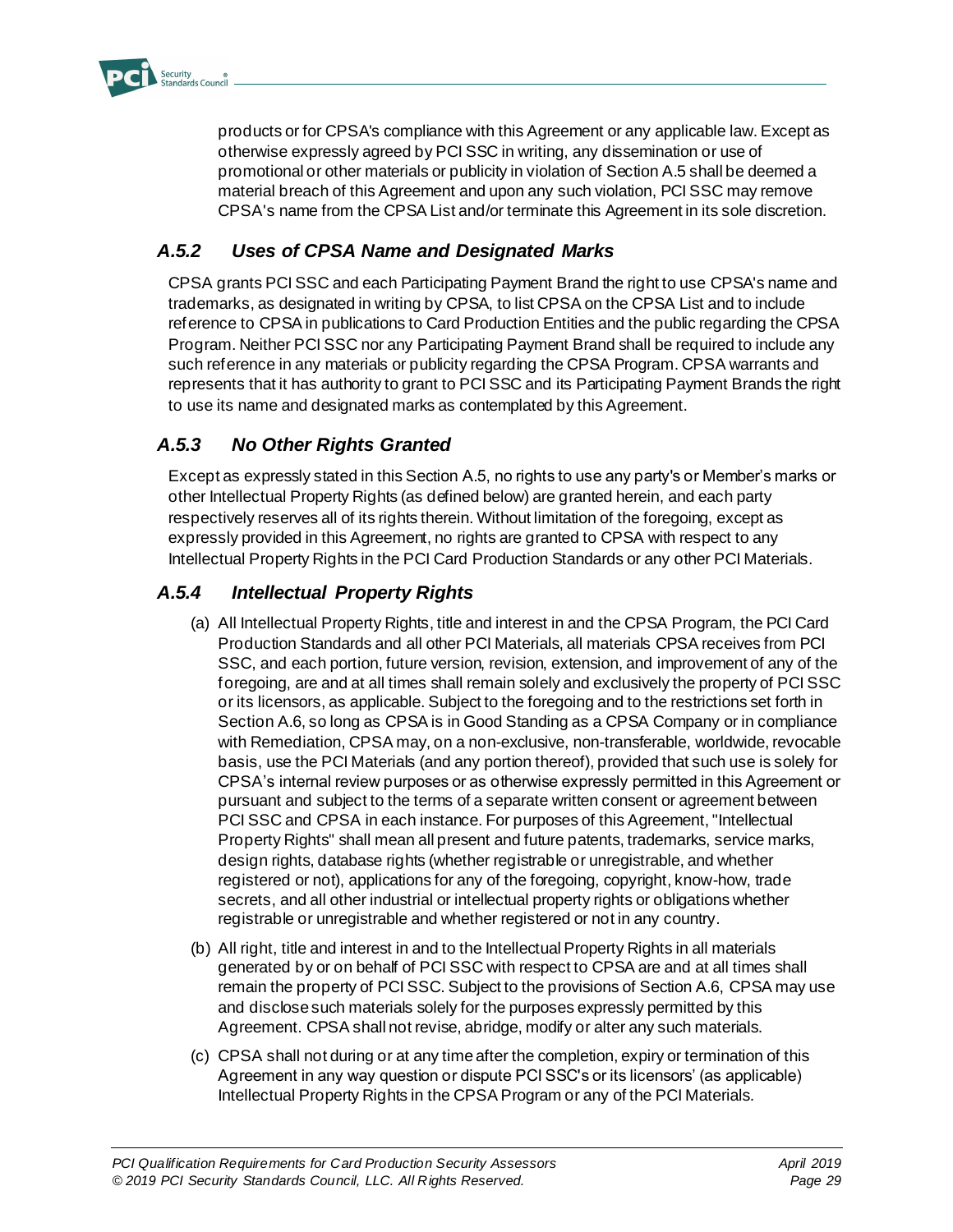products or for CPSA's compliance with this Agreement or any applicable law. Except as otherwise expressly agreed by PCI SSC in writing, any dissemination or use of promotional or other materials or publicity in violation of Section A.5 shall be deemed a material breach of this Agreement and upon any such violation, PCI SSC may remove CPSA's name from the CPSA List and/or terminate this Agreement in its sole discretion.

### *A.5.2 Uses of CPSA Name and Designated Marks*

CPSA grants PCI SSC and each Participating Payment Brand the right to use CPSA's name and trademarks, as designated in writing by CPSA, to list CPSA on the CPSA List and to include reference to CPSA in publications to Card Production Entities and the public regarding the CPSA Program. Neither PCI SSC nor any Participating Payment Brand shall be required to include any such reference in any materials or publicity regarding the CPSA Program. CPSA warrants and represents that it has authority to grant to PCI SSC and its Participating Payment Brands the right to use its name and designated marks as contemplated by this Agreement.

### *A.5.3 No Other Rights Granted*

Except as expressly stated in this Section A.5, no rights to use any party's or Member's marks or other Intellectual Property Rights (as defined below) are granted herein, and each party respectively reserves all of its rights therein. Without limitation of the foregoing, except as expressly provided in this Agreement, no rights are granted to CPSA with respect to any Intellectual Property Rights in the PCI Card Production Standards or any other PCI Materials.

### *A.5.4 Intellectual Property Rights*

(a) All Intellectual Property Rights, title and interest in and the CPSA Program, the PCI Card Production Standards and all other PCI Materials, all materials CPSA receives from PCI SSC, and each portion, future version, revision, extension, and improvement of any of the foregoing, are and at all times shall remain solely and exclusively the property of PCI SSC or its licensors, as applicable. Subject to the foregoing and to the restrictions set forth in Section A.6, so long as CPSA is in Good Standing as a CPSA Company or in compliance with Remediation, CPSA may, on a non-exclusive, non-transferable, worldwide, revocable basis, use the PCI Materials (and any portion thereof), provided that such use is solely for CPSA's internal review purposes or as otherwise expressly permitted in this Agreement or pursuant and subject to the terms of a separate written consent or agreement between PCI SSC and CPSA in each instance. For purposes of this Agreement, "Intellectual Property Rights" shall mean all present and future patents, trademarks, service marks, design rights, database rights (whether registrable or unregistrable, and whether registered or not), applications for any of the foregoing, copyright, know-how, trade secrets, and all other industrial or intellectual property rights or obligations whether registrable or unregistrable and whether registered or not in any country.

(b) All right, title and interest in and to the Intellectual Property Rights in all materials generated by or on behalf of PCI SSC with respect to CPSA are and at all times shall remain the property of PCI SSC. Subject to the provisions of Section A.6, CPSA may use and disclose such materials solely for the purposes expressly permitted by this Agreement. CPSA shall not revise, abridge, modify or alter any such materials.

(c) CPSA shall not during or at any time after the completion, expiry or termination of this Agreement in any way question or dispute PCI SSC's or its licensors' (as applicable) Intellectual Property Rights in the CPSA Program or any of the PCI Materials.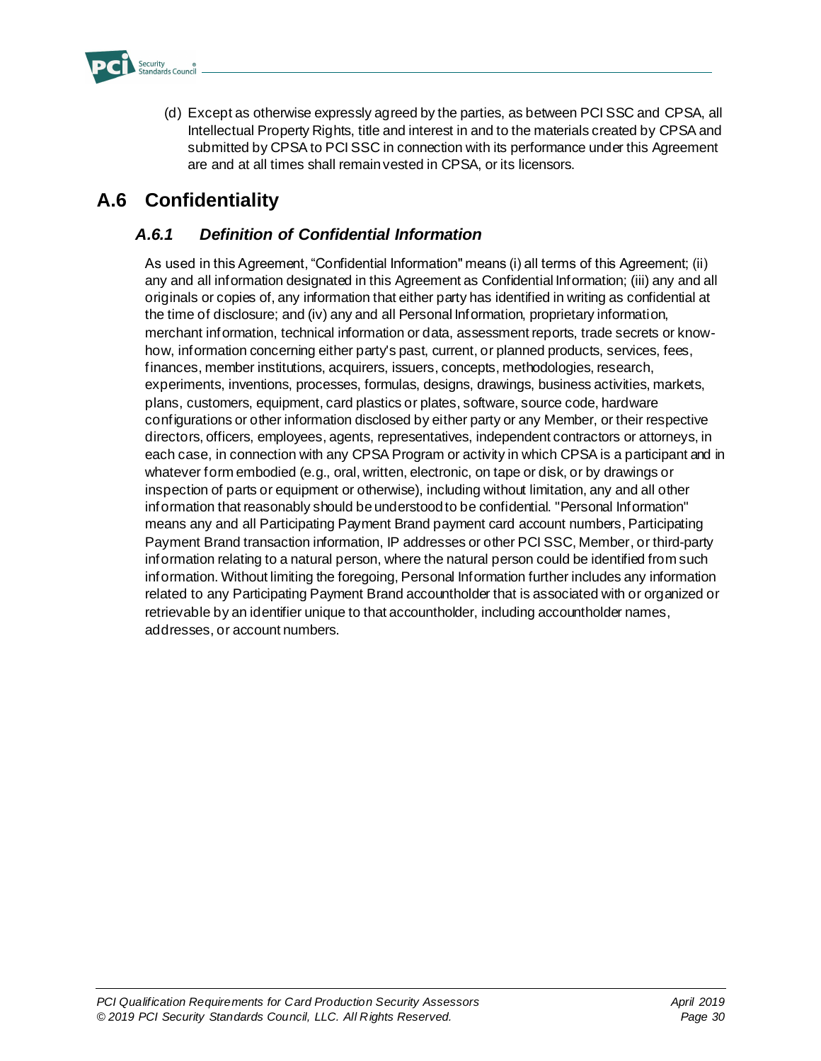(d) Except as otherwise expressly agreed by the parties, as between PCI SSC and CPSA, all Intellectual Property Rights, title and interest in and to the materials created by CPSA and submitted by CPSA to PCI SSC in connection with its performance under this Agreement are and at all times shall remain vested in CPSA, or its licensors.

## A.6 Confidentiality

### *A.6.1 Definition of Confidential Information*

As used in this Agreement, "Confidential Information" means (i) all terms of this Agreement; (ii) any and all information designated in this Agreement as Confidential Information; (iii) any and all originals or copies of, any information that either party has identified in writing as confidential at the time of disclosure; and (iv) any and all Personal Information, proprietary information, merchant information, technical information or data, assessment reports, trade secrets or know-how, information concerning either party's past, current, or planned products, services, fees, finances, member institutions, acquirers, issuers, concepts, methodologies, research, experiments, inventions, processes, formulas, designs, drawings, business activities, markets, plans, customers, equipment, card plastics or plates, software, source code, hardware configurations or other information disclosed by either party or any Member, or their respective directors, officers, employees, agents, representatives, independent contractors or attorneys, in each case, in connection with any CPSA Program or activity in which CPSA is a participant and in whatever form embodied (e.g., oral, written, electronic, on tape or disk, or by drawings or inspection of parts or equipment or otherwise), including without limitation, any and all other information that reasonably should be understood to be confidential. "Personal Information" means any and all Participating Payment Brand payment card account numbers, Participating Payment Brand transaction information, IP addresses or other PCI SSC, Member, or third-party information relating to a natural person, where the natural person could be identified from such information. Without limiting the foregoing, Personal Information further includes any information related to any Participating Payment Brand accountholder that is associated with or organized or retrievable by an identifier unique to that accountholder, including accountholder names, addresses, or account numbers.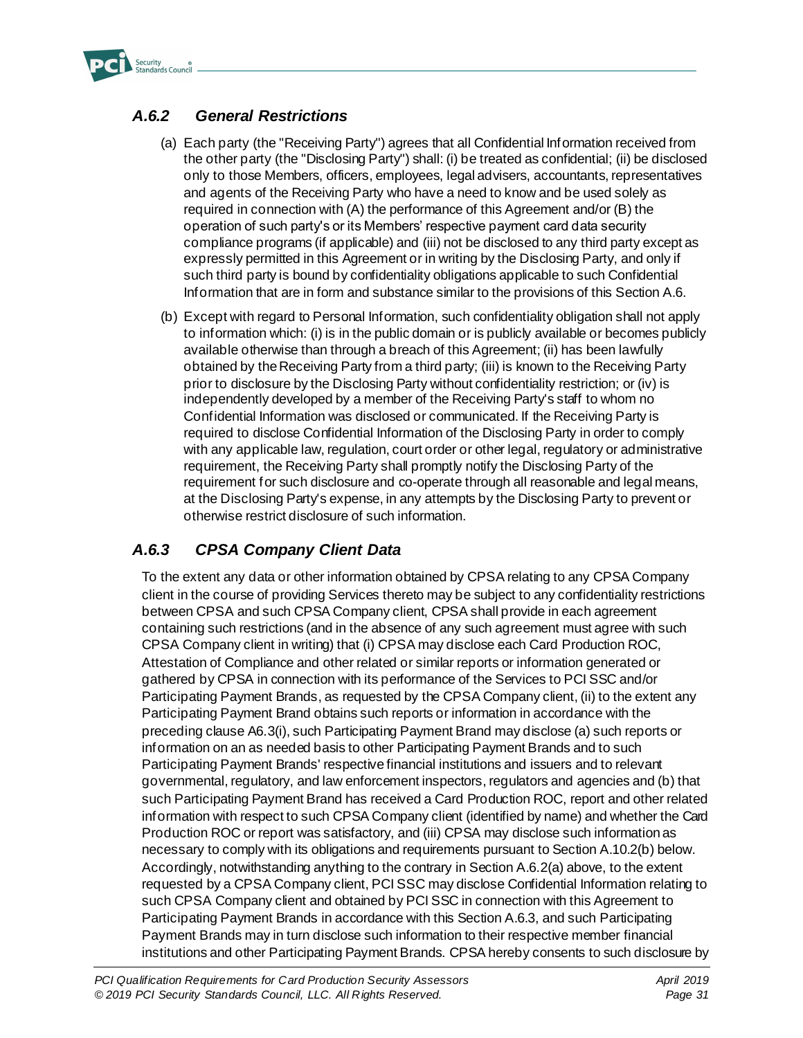### *A.6.2 General Restrictions*

(a) Each party (the "Receiving Party") agrees that all Confidential Information received from the other party (the "Disclosing Party") shall: (i) be treated as confidential; (ii) be disclosed only to those Members, officers, employees, legal advisers, accountants, representatives and agents of the Receiving Party who have a need to know and be used solely as required in connection with (A) the performance of this Agreement and/or (B) the operation of such party's or its Members' respective payment card data security compliance programs (if applicable) and (iii) not be disclosed to any third party except as expressly permitted in this Agreement or in writing by the Disclosing Party, and only if such third party is bound by confidentiality obligations applicable to such Confidential Information that are in form and substance similar to the provisions of this Section A.6.

(b) Except with regard to Personal Information, such confidentiality obligation shall not apply to information which: (i) is in the public domain or is publicly available or becomes publicly available otherwise than through a breach of this Agreement; (ii) has been lawfully obtained by the Receiving Party from a third party; (iii) is known to the Receiving Party prior to disclosure by the Disclosing Party without confidentiality restriction; or (iv) is independently developed by a member of the Receiving Party's staff to whom no Confidential Information was disclosed or communicated. If the Receiving Party is required to disclose Confidential Information of the Disclosing Party in order to comply with any applicable law, regulation, court order or other legal, regulatory or administrative requirement, the Receiving Party shall promptly notify the Disclosing Party of the requirement for such disclosure and co-operate through all reasonable and legal means, at the Disclosing Party's expense, in any attempts by the Disclosing Party to prevent or otherwise restrict disclosure of such information.

### *A.6.3 CPSA Company Client Data*

To the extent any data or other information obtained by CPSA relating to any CPSA Company client in the course of providing Services thereto may be subject to any confidentiality restrictions between CPSA and such CPSA Company client, CPSA shall provide in each agreement containing such restrictions (and in the absence of any such agreement must agree with such CPSA Company client in writing) that (i) CPSA may disclose each Card Production ROC, Attestation of Compliance and other related or similar reports or information generated or gathered by CPSA in connection with its performance of the Services to PCI SSC and/or Participating Payment Brands, as requested by the CPSA Company client, (ii) to the extent any Participating Payment Brand obtains such reports or information in accordance with the preceding clause A6.3(i), such Participating Payment Brand may disclose (a) such reports or information on an as needed basis to other Participating Payment Brands and to such Participating Payment Brands' respective financial institutions and issuers and to relevant governmental, regulatory, and law enforcement inspectors, regulators and agencies and (b) that such Participating Payment Brand has received a Card Production ROC, report and other related information with respect to such CPSA Company client (identified by name) and whether the Card Production ROC or report was satisfactory, and (iii) CPSA may disclose such information as necessary to comply with its obligations and requirements pursuant to Section A.10.2(b) below. Accordingly, notwithstanding anything to the contrary in Section A.6.2(a) above, to the extent requested by a CPSA Company client, PCI SSC may disclose Confidential Information relating to such CPSA Company client and obtained by PCI SSC in connection with this Agreement to Participating Payment Brands in accordance with this Section A.6.3, and such Participating Payment Brands may in turn disclose such information to their respective member financial institutions and other Participating Payment Brands. CPSA hereby consents to such disclosure by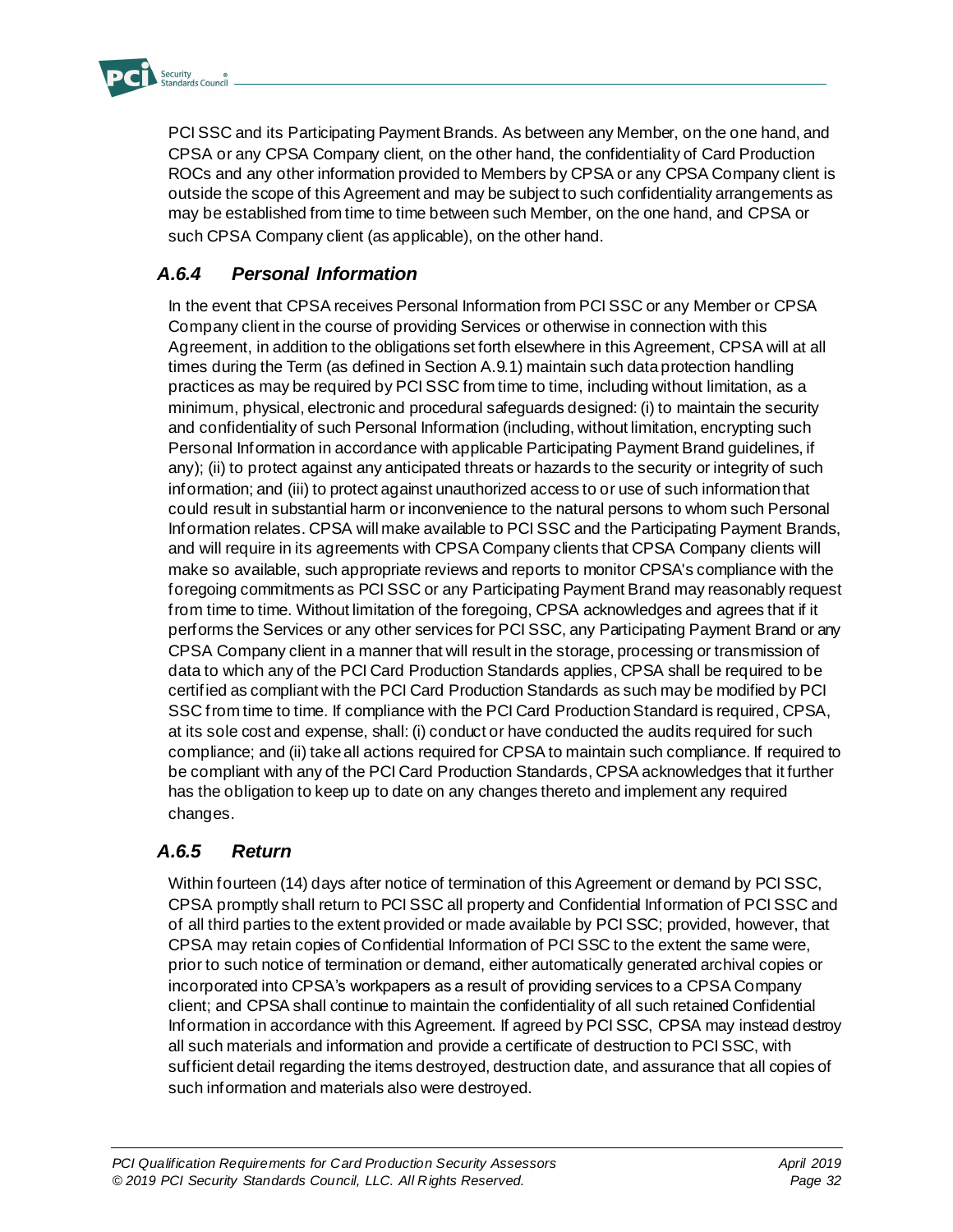PCI SSC and its Participating Payment Brands. As between any Member, on the one hand, and CPSA or any CPSA Company client, on the other hand, the confidentiality of Card Production ROCs and any other information provided to Members by CPSA or any CPSA Company client is outside the scope of this Agreement and may be subject to such confidentiality arrangements as may be established from time to time between such Member, on the one hand, and CPSA or such CPSA Company client (as applicable), on the other hand.

### *A.6.4 Personal Information*

In the event that CPSA receives Personal Information from PCI SSC or any Member or CPSA Company client in the course of providing Services or otherwise in connection with this Agreement, in addition to the obligations set forth elsewhere in this Agreement, CPSA will at all times during the Term (as defined in Section A.9.1) maintain such data protection handling practices as may be required by PCI SSC from time to time, including without limitation, as a minimum, physical, electronic and procedural safeguards designed: (i) to maintain the security and confidentiality of such Personal Information (including, without limitation, encrypting such Personal Information in accordance with applicable Participating Payment Brand guidelines, if any); (ii) to protect against any anticipated threats or hazards to the security or integrity of such information; and (iii) to protect against unauthorized access to or use of such information that could result in substantial harm or inconvenience to the natural persons to whom such Personal Information relates. CPSA will make available to PCI SSC and the Participating Payment Brands, and will require in its agreements with CPSA Company clients that CPSA Company clients will make so available, such appropriate reviews and reports to monitor CPSA's compliance with the foregoing commitments as PCI SSC or any Participating Payment Brand may reasonably request from time to time. Without limitation of the foregoing, CPSA acknowledges and agrees that if it performs the Services or any other services for PCI SSC, any Participating Payment Brand or any CPSA Company client in a manner that will result in the storage, processing or transmission of data to which any of the PCI Card Production Standards applies, CPSA shall be required to be certified as compliant with the PCI Card Production Standards as such may be modified by PCI SSC from time to time. If compliance with the PCI Card Production Standard is required, CPSA, at its sole cost and expense, shall: (i) conduct or have conducted the audits required for such compliance; and (ii) take all actions required for CPSA to maintain such compliance. If required to be compliant with any of the PCI Card Production Standards, CPSA acknowledges that it further has the obligation to keep up to date on any changes thereto and implement any required changes.

### *A.6.5 Return*

Within fourteen (14) days after notice of termination of this Agreement or demand by PCI SSC, CPSA promptly shall return to PCI SSC all property and Confidential Information of PCI SSC and of all third parties to the extent provided or made available by PCI SSC; provided, however, that CPSA may retain copies of Confidential Information of PCI SSC to the extent the same were, prior to such notice of termination or demand, either automatically generated archival copies or incorporated into CPSA's workpapers as a result of providing services to a CPSA Company client; and CPSA shall continue to maintain the confidentiality of all such retained Confidential Information in accordance with this Agreement. If agreed by PCI SSC, CPSA may instead destroy all such materials and information and provide a certificate of destruction to PCI SSC, with sufficient detail regarding the items destroyed, destruction date, and assurance that all copies of such information and materials also were destroyed.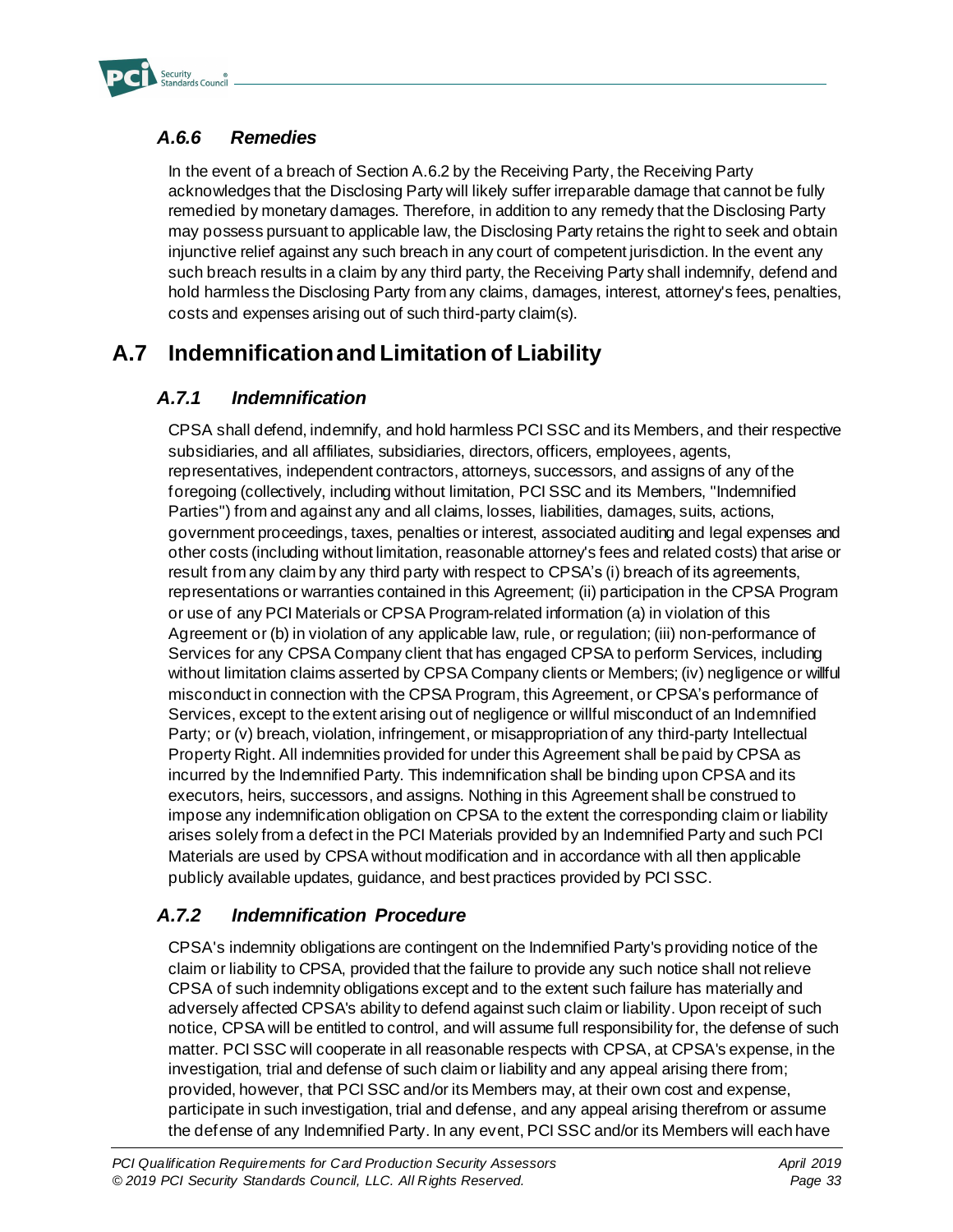### *A.6.6 Remedies*

In the event of a breach of Section A.6.2 by the Receiving Party, the Receiving Party acknowledges that the Disclosing Party will likely suffer irreparable damage that cannot be fully remedied by monetary damages. Therefore, in addition to any remedy that the Disclosing Party may possess pursuant to applicable law, the Disclosing Party retains the right to seek and obtain injunctive relief against any such breach in any court of competent jurisdiction. In the event any such breach results in a claim by any third party, the Receiving Party shall indemnify, defend and hold harmless the Disclosing Party from any claims, damages, interest, attorney's fees, penalties, costs and expenses arising out of such third-party claim(s).

## A.7 Indemnification and Limitation of Liability

### *A.7.1 Indemnification*

CPSA shall defend, indemnify, and hold harmless PCI SSC and its Members, and their respective subsidiaries, and all affiliates, subsidiaries, directors, officers, employees, agents, representatives, independent contractors, attorneys, successors, and assigns of any of the foregoing (collectively, including without limitation, PCI SSC and its Members, "Indemnified Parties") from and against any and all claims, losses, liabilities, damages, suits, actions, government proceedings, taxes, penalties or interest, associated auditing and legal expenses and other costs (including without limitation, reasonable attorney's fees and related costs) that arise or result from any claim by any third party with respect to CPSA's (i) breach of its agreements, representations or warranties contained in this Agreement; (ii) participation in the CPSA Program or use of any PCI Materials or CPSA Program-related information (a) in violation of this Agreement or (b) in violation of any applicable law, rule, or regulation; (iii) non-performance of Services for any CPSA Company client that has engaged CPSA to perform Services, including without limitation claims asserted by CPSA Company clients or Members; (iv) negligence or willful misconduct in connection with the CPSA Program, this Agreement, or CPSA's performance of Services, except to the extent arising out of negligence or willful misconduct of an Indemnified Party; or (v) breach, violation, infringement, or misappropriation of any third-party Intellectual Property Right. All indemnities provided for under this Agreement shall be paid by CPSA as incurred by the Indemnified Party. This indemnification shall be binding upon CPSA and its executors, heirs, successors, and assigns. Nothing in this Agreement shall be construed to impose any indemnification obligation on CPSA to the extent the corresponding claim or liability arises solely from a defect in the PCI Materials provided by an Indemnified Party and such PCI Materials are used by CPSA without modification and in accordance with all then applicable publicly available updates, guidance, and best practices provided by PCI SSC.

### *A.7.2 Indemnification Procedure*

CPSA's indemnity obligations are contingent on the Indemnified Party's providing notice of the claim or liability to CPSA, provided that the failure to provide any such notice shall not relieve CPSA of such indemnity obligations except and to the extent such failure has materially and adversely affected CPSA's ability to defend against such claim or liability. Upon receipt of such notice, CPSA will be entitled to control, and will assume full responsibility for, the defense of such matter. PCI SSC will cooperate in all reasonable respects with CPSA, at CPSA's expense, in the investigation, trial and defense of such claim or liability and any appeal arising there from; provided, however, that PCI SSC and/or its Members may, at their own cost and expense, participate in such investigation, trial and defense, and any appeal arising therefrom or assume the defense of any Indemnified Party. In any event, PCI SSC and/or its Members will each have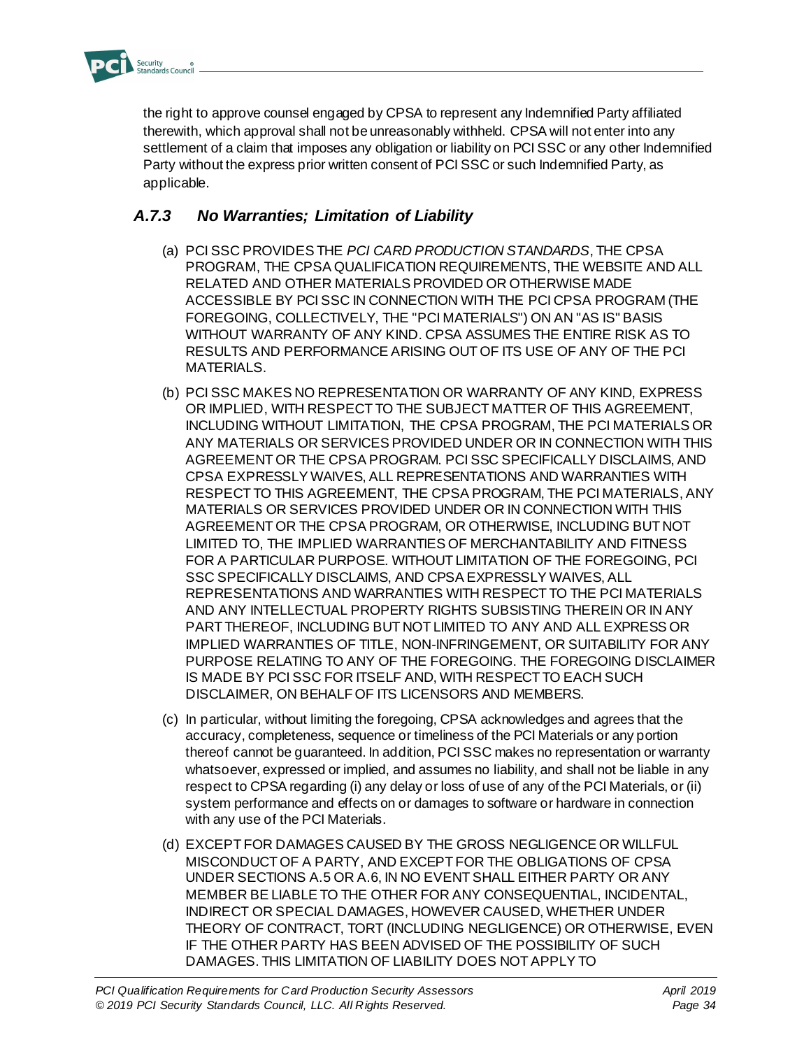the right to approve counsel engaged by CPSA to represent any Indemnified Party affiliated therewith, which approval shall not be unreasonably withheld. CPSA will not enter into any settlement of a claim that imposes any obligation or liability on PCI SSC or any other Indemnified Party without the express prior written consent of PCI SSC or such Indemnified Party, as applicable.

### *A.7.3 No Warranties; Limitation of Liability*

(a) PCI SSC PROVIDES THE *PCI CARD PRODUCTION STANDARDS*, THE CPSA PROGRAM, THE CPSA QUALIFICATION REQUIREMENTS, THE WEBSITE AND ALL RELATED AND OTHER MATERIALS PROVIDED OR OTHERWISE MADE ACCESSIBLE BY PCI SSC IN CONNECTION WITH THE PCI CPSA PROGRAM (THE FOREGOING, COLLECTIVELY, THE "PCI MATERIALS") ON AN "AS IS" BASIS WITHOUT WARRANTY OF ANY KIND. CPSA ASSUMES THE ENTIRE RISK AS TO RESULTS AND PERFORMANCE ARISING OUT OF ITS USE OF ANY OF THE PCI MATERIALS.

(b) PCI SSC MAKES NO REPRESENTATION OR WARRANTY OF ANY KIND, EXPRESS OR IMPLIED, WITH RESPECT TO THE SUBJECT MATTER OF THIS AGREEMENT, INCLUDING WITHOUT LIMITATION, THE CPSA PROGRAM, THE PCI MATERIALS OR ANY MATERIALS OR SERVICES PROVIDED UNDER OR IN CONNECTION WITH THIS AGREEMENT OR THE CPSA PROGRAM. PCI SSC SPECIFICALLY DISCLAIMS, AND CPSA EXPRESSLY WAIVES, ALL REPRESENTATIONS AND WARRANTIES WITH RESPECT TO THIS AGREEMENT, THE CPSA PROGRAM, THE PCI MATERIALS, ANY MATERIALS OR SERVICES PROVIDED UNDER OR IN CONNECTION WITH THIS AGREEMENT OR THE CPSA PROGRAM, OR OTHERWISE, INCLUDING BUT NOT LIMITED TO, THE IMPLIED WARRANTIES OF MERCHANTABILITY AND FITNESS FOR A PARTICULAR PURPOSE. WITHOUT LIMITATION OF THE FOREGOING, PCI SSC SPECIFICALLY DISCLAIMS, AND CPSA EXPRESSLY WAIVES, ALL REPRESENTATIONS AND WARRANTIES WITH RESPECT TO THE PCI MATERIALS AND ANY INTELLECTUAL PROPERTY RIGHTS SUBSISTING THEREIN OR IN ANY PART THEREOF, INCLUDING BUT NOT LIMITED TO ANY AND ALL EXPRESS OR IMPLIED WARRANTIES OF TITLE, NON-INFRINGEMENT, OR SUITABILITY FOR ANY PURPOSE RELATING TO ANY OF THE FOREGOING. THE FOREGOING DISCLAIMER IS MADE BY PCI SSC FOR ITSELF AND, WITH RESPECT TO EACH SUCH DISCLAIMER, ON BEHALF OF ITS LICENSORS AND MEMBERS.

(c) In particular, without limiting the foregoing, CPSA acknowledges and agrees that the accuracy, completeness, sequence or timeliness of the PCI Materials or any portion thereof cannot be guaranteed. In addition, PCI SSC makes no representation or warranty whatsoever, expressed or implied, and assumes no liability, and shall not be liable in any respect to CPSA regarding (i) any delay or loss of use of any of the PCI Materials, or (ii) system performance and effects on or damages to software or hardware in connection with any use of the PCI Materials.

(d) EXCEPT FOR DAMAGES CAUSED BY THE GROSS NEGLIGENCE OR WILLFUL MISCONDUCT OF A PARTY, AND EXCEPT FOR THE OBLIGATIONS OF CPSA UNDER SECTIONS A.5 OR A.6, IN NO EVENT SHALL EITHER PARTY OR ANY MEMBER BE LIABLE TO THE OTHER FOR ANY CONSEQUENTIAL, INCIDENTAL, INDIRECT OR SPECIAL DAMAGES, HOWEVER CAUSED, WHETHER UNDER THEORY OF CONTRACT, TORT (INCLUDING NEGLIGENCE) OR OTHERWISE, EVEN IF THE OTHER PARTY HAS BEEN ADVISED OF THE POSSIBILITY OF SUCH DAMAGES. THIS LIMITATION OF LIABILITY DOES NOT APPLY TO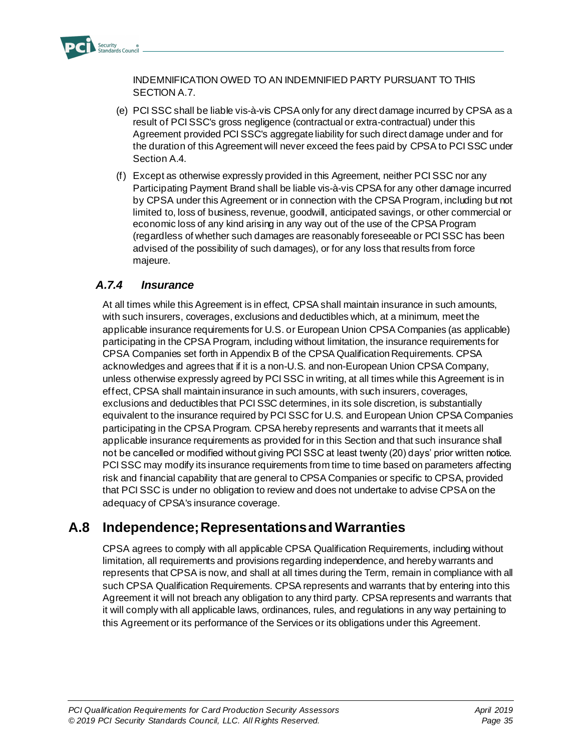INDEMNIFICATION OWED TO AN INDEMNIFIED PARTY PURSUANT TO THIS SECTION A.7.

(e) PCI SSC shall be liable vis-à-vis CPSA only for any direct damage incurred by CPSA as a result of PCI SSC's gross negligence (contractual or extra-contractual) under this Agreement provided PCI SSC's aggregate liability for such direct damage under and for the duration of this Agreement will never exceed the fees paid by CPSA to PCI SSC under Section A.4.

(f) Except as otherwise expressly provided in this Agreement, neither PCI SSC nor any Participating Payment Brand shall be liable vis-à-vis CPSA for any other damage incurred by CPSA under this Agreement or in connection with the CPSA Program, including but not limited to, loss of business, revenue, goodwill, anticipated savings, or other commercial or economic loss of any kind arising in any way out of the use of the CPSA Program (regardless of whether such damages are reasonably foreseeable or PCI SSC has been advised of the possibility of such damages), or for any loss that results from force majeure.

### *A.7.4 Insurance*

At all times while this Agreement is in effect, CPSA shall maintain insurance in such amounts, with such insurers, coverages, exclusions and deductibles which, at a minimum, meet the applicable insurance requirements for U.S. or European Union CPSA Companies (as applicable) participating in the CPSA Program, including without limitation, the insurance requirements for CPSA Companies set forth in Appendix B of the CPSA Qualification Requirements. CPSA acknowledges and agrees that if it is a non-U.S. and non-European Union CPSA Company, unless otherwise expressly agreed by PCI SSC in writing, at all times while this Agreement is in effect, CPSA shall maintain insurance in such amounts, with such insurers, coverages, exclusions and deductibles that PCI SSC determines, in its sole discretion, is substantially equivalent to the insurance required by PCI SSC for U.S. and European Union CPSA Companies participating in the CPSA Program. CPSA hereby represents and warrants that it meets all applicable insurance requirements as provided for in this Section and that such insurance shall not be cancelled or modified without giving PCI SSC at least twenty (20) days' prior written notice. PCI SSC may modify its insurance requirements from time to time based on parameters affecting risk and financial capability that are general to CPSA Companies or specific to CPSA, provided that PCI SSC is under no obligation to review and does not undertake to advise CPSA on the adequacy of CPSA's insurance coverage.

## A.8 Independence; Representations and Warranties

CPSA agrees to comply with all applicable CPSA Qualification Requirements, including without limitation, all requirements and provisions regarding independence, and hereby warrants and represents that CPSA is now, and shall at all times during the Term, remain in compliance with all such CPSA Qualification Requirements. CPSA represents and warrants that by entering into this Agreement it will not breach any obligation to any third party. CPSA represents and warrants that it will comply with all applicable laws, ordinances, rules, and regulations in any way pertaining to this Agreement or its performance of the Services or its obligations under this Agreement.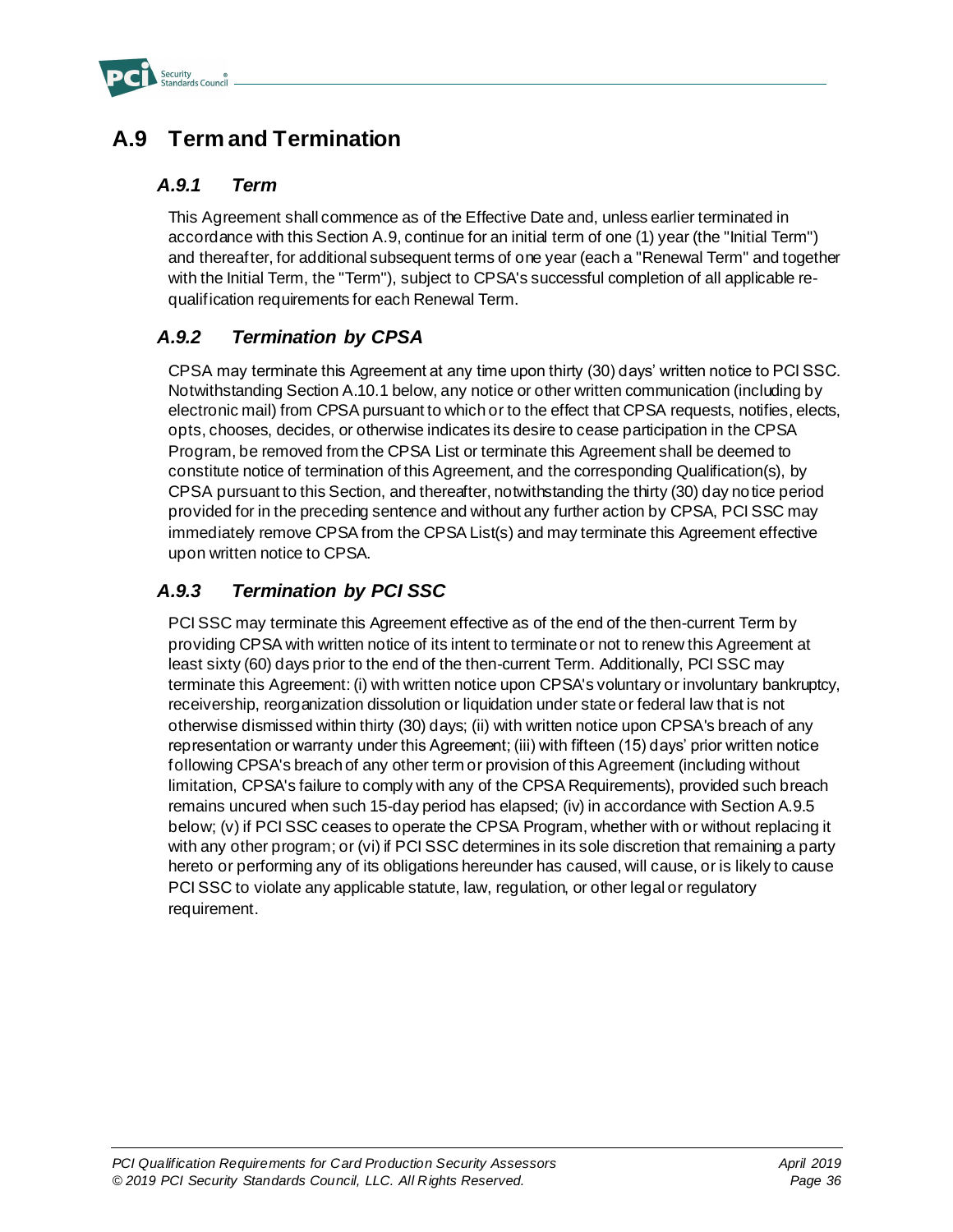## A.9 Term and Termination

### *A.9.1 Term*

This Agreement shall commence as of the Effective Date and, unless earlier terminated in accordance with this Section A.9, continue for an initial term of one (1) year (the "Initial Term") and thereafter, for additional subsequent terms of one year (each a "Renewal Term" and together with the Initial Term, the "Term"), subject to CPSA's successful completion of all applicable re-qualification requirements for each Renewal Term.

### *A.9.2 Termination by CPSA*

CPSA may terminate this Agreement at any time upon thirty (30) days' written notice to PCI SSC. Notwithstanding Section A.10.1 below, any notice or other written communication (including by electronic mail) from CPSA pursuant to which or to the effect that CPSA requests, notifies, elects, opts, chooses, decides, or otherwise indicates its desire to cease participation in the CPSA Program, be removed from the CPSA List or terminate this Agreement shall be deemed to constitute notice of termination of this Agreement, and the corresponding Qualification(s), by CPSA pursuant to this Section, and thereafter, notwithstanding the thirty (30) day notice period provided for in the preceding sentence and without any further action by CPSA, PCI SSC may immediately remove CPSA from the CPSA List(s) and may terminate this Agreement effective upon written notice to CPSA.

### *A.9.3 Termination by PCI SSC*

PCI SSC may terminate this Agreement effective as of the end of the then-current Term by providing CPSA with written notice of its intent to terminate or not to renew this Agreement at least sixty (60) days prior to the end of the then-current Term. Additionally, PCI SSC may terminate this Agreement: (i) with written notice upon CPSA's voluntary or involuntary bankruptcy, receivership, reorganization dissolution or liquidation under state or federal law that is not otherwise dismissed within thirty (30) days; (ii) with written notice upon CPSA's breach of any representation or warranty under this Agreement; (iii) with fifteen (15) days' prior written notice following CPSA's breach of any other term or provision of this Agreement (including without limitation, CPSA's failure to comply with any of the CPSA Requirements), provided such breach remains uncured when such 15-day period has elapsed; (iv) in accordance with Section A.9.5 below; (v) if PCI SSC ceases to operate the CPSA Program, whether with or without replacing it with any other program; or (vi) if PCI SSC determines in its sole discretion that remaining a party hereto or performing any of its obligations hereunder has caused, will cause, or is likely to cause PCI SSC to violate any applicable statute, law, regulation, or other legal or regulatory requirement.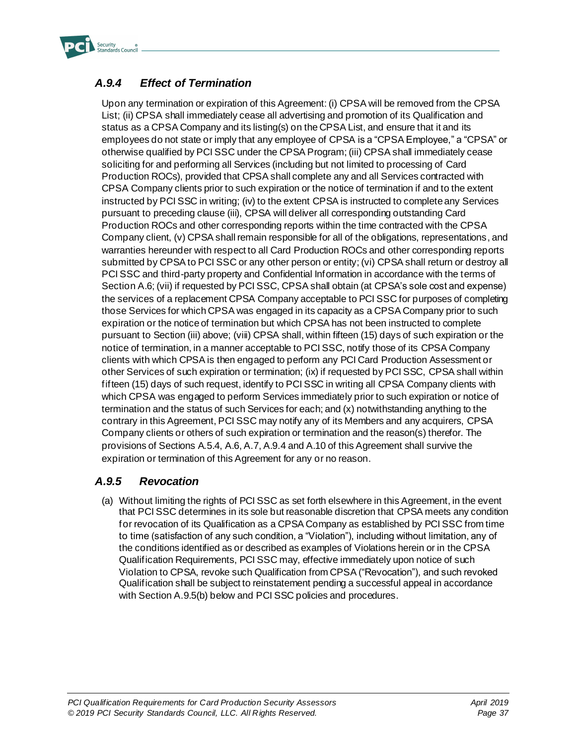### *A.9.4 Effect of Termination*

Upon any termination or expiration of this Agreement: (i) CPSA will be removed from the CPSA List; (ii) CPSA shall immediately cease all advertising and promotion of its Qualification and status as a CPSA Company and its listing(s) on the CPSA List, and ensure that it and its employees do not state or imply that any employee of CPSA is a "CPSA Employee," a "CPSA" or otherwise qualified by PCI SSC under the CPSA Program; (iii) CPSA shall immediately cease soliciting for and performing all Services (including but not limited to processing of Card Production ROCs), provided that CPSA shall complete any and all Services contracted with CPSA Company clients prior to such expiration or the notice of termination if and to the extent instructed by PCI SSC in writing; (iv) to the extent CPSA is instructed to complete any Services pursuant to preceding clause (iii), CPSA will deliver all corresponding outstanding Card Production ROCs and other corresponding reports within the time contracted with the CPSA Company client, (v) CPSA shall remain responsible for all of the obligations, representations, and warranties hereunder with respect to all Card Production ROCs and other corresponding reports submitted by CPSA to PCI SSC or any other person or entity; (vi) CPSA shall return or destroy all PCI SSC and third-party property and Confidential Information in accordance with the terms of Section A.6; (vii) if requested by PCI SSC, CPSA shall obtain (at CPSA's sole cost and expense) the services of a replacement CPSA Company acceptable to PCI SSC for purposes of completing those Services for which CPSA was engaged in its capacity as a CPSA Company prior to such expiration or the notice of termination but which CPSA has not been instructed to complete pursuant to Section (iii) above; (viii) CPSA shall, within fifteen (15) days of such expiration or the notice of termination, in a manner acceptable to PCI SSC, notify those of its CPSA Company clients with which CPSA is then engaged to perform any PCI Card Production Assessment or other Services of such expiration or termination; (ix) if requested by PCI SSC, CPSA shall within fifteen (15) days of such request, identify to PCI SSC in writing all CPSA Company clients with which CPSA was engaged to perform Services immediately prior to such expiration or notice of termination and the status of such Services for each; and (x) notwithstanding anything to the contrary in this Agreement, PCI SSC may notify any of its Members and any acquirers, CPSA Company clients or others of such expiration or termination and the reason(s) therefor. The provisions of Sections A.5.4, A.6, A.7, A.9.4 and A.10 of this Agreement shall survive the expiration or termination of this Agreement for any or no reason.

### *A.9.5 Revocation*

(a) Without limiting the rights of PCI SSC as set forth elsewhere in this Agreement, in the event that PCI SSC determines in its sole but reasonable discretion that CPSA meets any condition for revocation of its Qualification as a CPSA Company as established by PCI SSC from time to time (satisfaction of any such condition, a "Violation"), including without limitation, any of the conditions identified as or described as examples of Violations herein or in the CPSA Qualification Requirements, PCI SSC may, effective immediately upon notice of such Violation to CPSA, revoke such Qualification from CPSA ("Revocation"), and such revoked Qualification shall be subject to reinstatement pending a successful appeal in accordance with Section A.9.5(b) below and PCI SSC policies and procedures.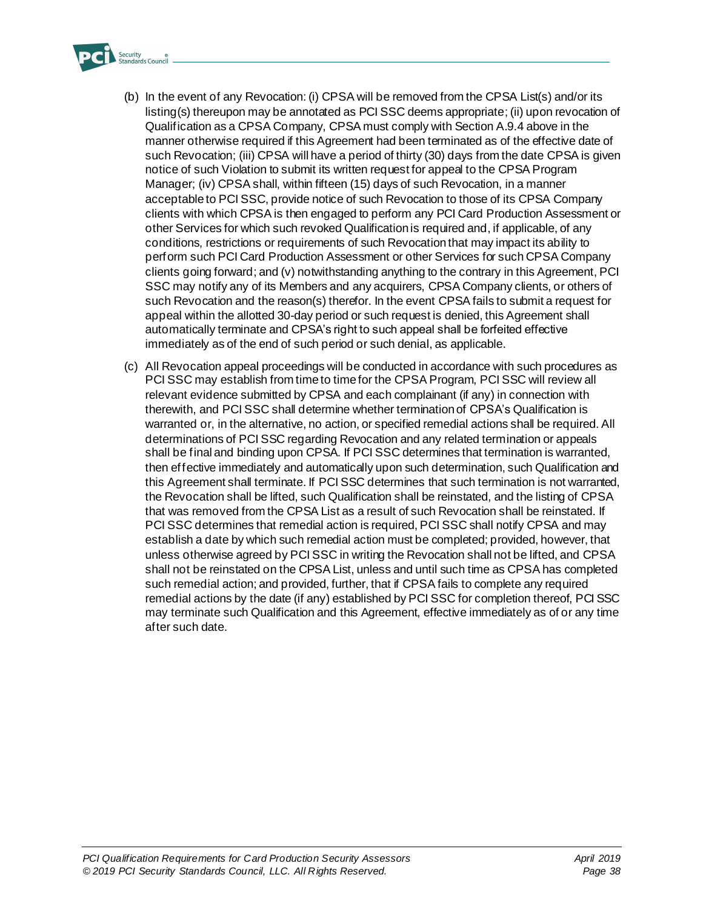(b) In the event of any Revocation: (i) CPSA will be removed from the CPSA List(s) and/or its listing(s) thereupon may be annotated as PCI SSC deems appropriate; (ii) upon revocation of Qualification as a CPSA Company, CPSA must comply with Section A.9.4 above in the manner otherwise required if this Agreement had been terminated as of the effective date of such Revocation; (iii) CPSA will have a period of thirty (30) days from the date CPSA is given notice of such Violation to submit its written request for appeal to the CPSA Program Manager; (iv) CPSA shall, within fifteen (15) days of such Revocation, in a manner acceptable to PCI SSC, provide notice of such Revocation to those of its CPSA Company clients with which CPSA is then engaged to perform any PCI Card Production Assessment or other Services for which such revoked Qualification is required and, if applicable, of any conditions, restrictions or requirements of such Revocation that may impact its ability to perform such PCI Card Production Assessment or other Services for such CPSA Company clients going forward; and (v) notwithstanding anything to the contrary in this Agreement, PCI SSC may notify any of its Members and any acquirers, CPSA Company clients, or others of such Revocation and the reason(s) therefor. In the event CPSA fails to submit a request for appeal within the allotted 30-day period or such request is denied, this Agreement shall automatically terminate and CPSA's right to such appeal shall be forfeited effective immediately as of the end of such period or such denial, as applicable.

(c) All Revocation appeal proceedings will be conducted in accordance with such procedures as PCI SSC may establish from time to time for the CPSA Program, PCI SSC will review all relevant evidence submitted by CPSA and each complainant (if any) in connection with therewith, and PCI SSC shall determine whether termination of CPSA's Qualification is warranted or, in the alternative, no action, or specified remedial actions shall be required. All determinations of PCI SSC regarding Revocation and any related termination or appeals shall be final and binding upon CPSA. If PCI SSC determines that termination is warranted, then effective immediately and automatically upon such determination, such Qualification and this Agreement shall terminate. If PCI SSC determines that such termination is not warranted, the Revocation shall be lifted, such Qualification shall be reinstated, and the listing of CPSA that was removed from the CPSA List as a result of such Revocation shall be reinstated. If PCI SSC determines that remedial action is required, PCI SSC shall notify CPSA and may establish a date by which such remedial action must be completed; provided, however, that unless otherwise agreed by PCI SSC in writing the Revocation shall not be lifted, and CPSA shall not be reinstated on the CPSA List, unless and until such time as CPSA has completed such remedial action; and provided, further, that if CPSA fails to complete any required remedial actions by the date (if any) established by PCI SSC for completion thereof, PCI SSC may terminate such Qualification and this Agreement, effective immediately as of or any time after such date.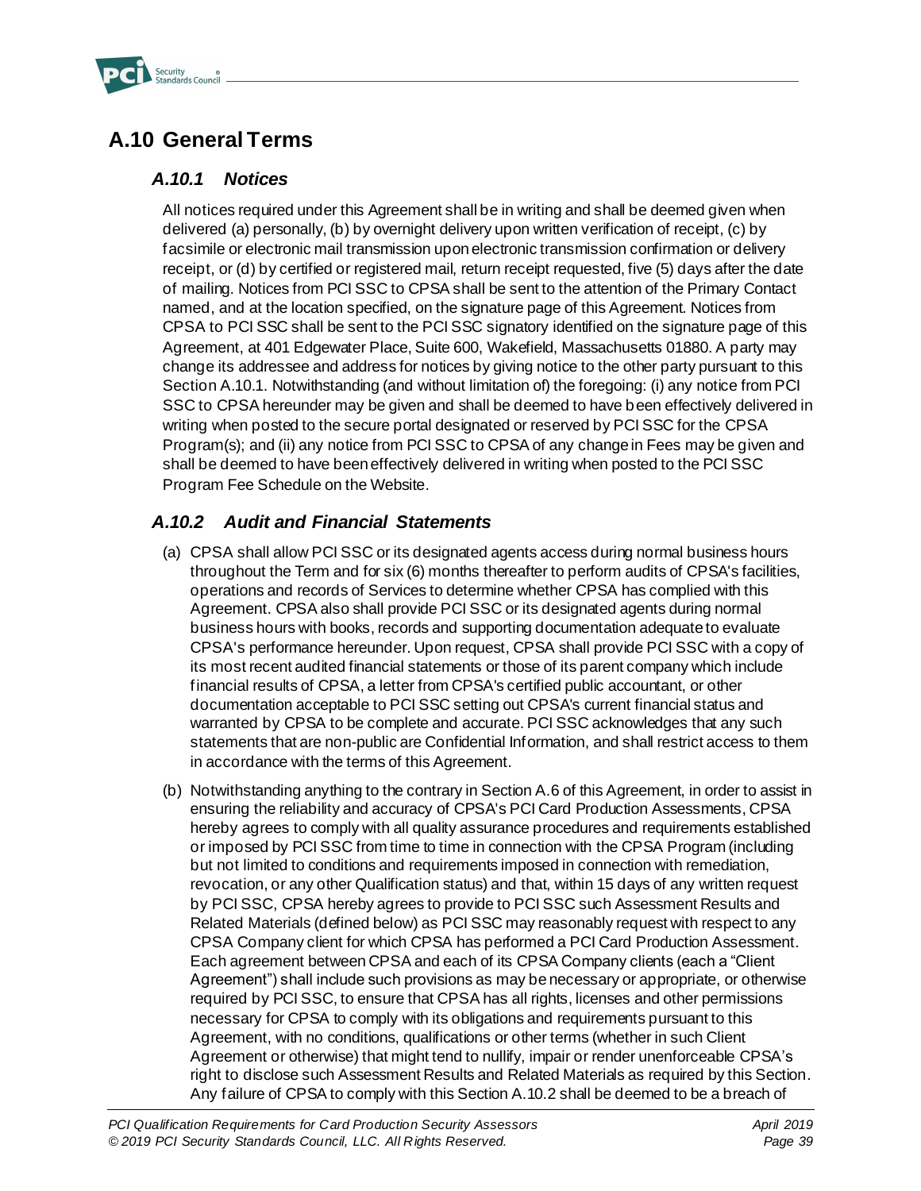## A.10 General Terms

### *A.10.1 Notices*

All notices required under this Agreement shall be in writing and shall be deemed given when delivered (a) personally, (b) by overnight delivery upon written verification of receipt, (c) by facsimile or electronic mail transmission upon electronic transmission confirmation or delivery receipt, or (d) by certified or registered mail, return receipt requested, five (5) days after the date of mailing. Notices from PCI SSC to CPSA shall be sent to the attention of the Primary Contact named, and at the location specified, on the signature page of this Agreement. Notices from CPSA to PCI SSC shall be sent to the PCI SSC signatory identified on the signature page of this Agreement, at 401 Edgewater Place, Suite 600, Wakefield, Massachusetts 01880. A party may change its addressee and address for notices by giving notice to the other party pursuant to this Section A.10.1. Notwithstanding (and without limitation of) the foregoing: (i) any notice from PCI SSC to CPSA hereunder may be given and shall be deemed to have been effectively delivered in writing when posted to the secure portal designated or reserved by PCI SSC for the CPSA Program(s); and (ii) any notice from PCI SSC to CPSA of any change in Fees may be given and shall be deemed to have been effectively delivered in writing when posted to the PCI SSC Program Fee Schedule on the Website.

### *A.10.2 Audit and Financial Statements*

(a) CPSA shall allow PCI SSC or its designated agents access during normal business hours throughout the Term and for six (6) months thereafter to perform audits of CPSA's facilities, operations and records of Services to determine whether CPSA has complied with this Agreement. CPSA also shall provide PCI SSC or its designated agents during normal business hours with books, records and supporting documentation adequate to evaluate CPSA's performance hereunder. Upon request, CPSA shall provide PCI SSC with a copy of its most recent audited financial statements or those of its parent company which include financial results of CPSA, a letter from CPSA's certified public accountant, or other documentation acceptable to PCI SSC setting out CPSA's current financial status and warranted by CPSA to be complete and accurate. PCI SSC acknowledges that any such statements that are non-public are Confidential Information, and shall restrict access to them in accordance with the terms of this Agreement.

(b) Notwithstanding anything to the contrary in Section A.6 of this Agreement, in order to assist in ensuring the reliability and accuracy of CPSA's PCI Card Production Assessments, CPSA hereby agrees to comply with all quality assurance procedures and requirements established or imposed by PCI SSC from time to time in connection with the CPSA Program (including but not limited to conditions and requirements imposed in connection with remediation, revocation, or any other Qualification status) and that, within 15 days of any written request by PCI SSC, CPSA hereby agrees to provide to PCI SSC such Assessment Results and Related Materials (defined below) as PCI SSC may reasonably request with respect to any CPSA Company client for which CPSA has performed a PCI Card Production Assessment. Each agreement between CPSA and each of its CPSA Company clients (each a "Client Agreement") shall include such provisions as may be necessary or appropriate, or otherwise required by PCI SSC, to ensure that CPSA has all rights, licenses and other permissions necessary for CPSA to comply with its obligations and requirements pursuant to this Agreement, with no conditions, qualifications or other terms (whether in such Client Agreement or otherwise) that might tend to nullify, impair or render unenforceable CPSA's right to disclose such Assessment Results and Related Materials as required by this Section. Any failure of CPSA to comply with this Section A.10.2 shall be deemed to be a breach of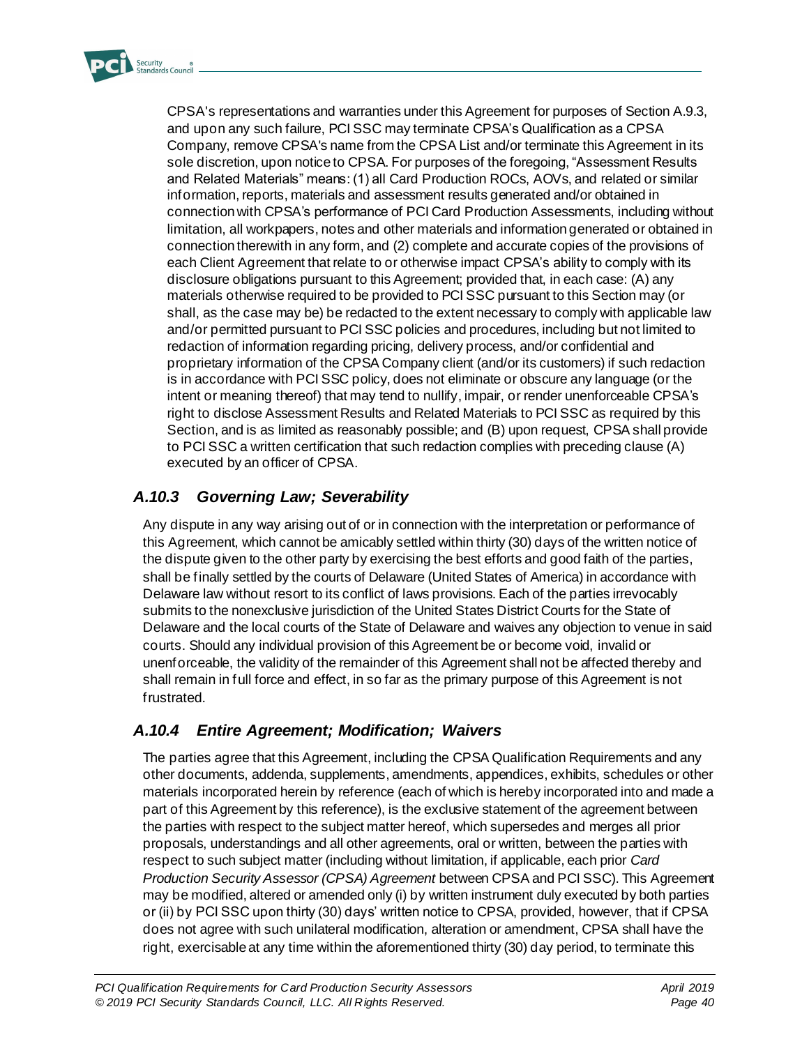CPSA's representations and warranties under this Agreement for purposes of Section A.9.3, and upon any such failure, PCI SSC may terminate CPSA's Qualification as a CPSA Company, remove CPSA's name from the CPSA List and/or terminate this Agreement in its sole discretion, upon notice to CPSA. For purposes of the foregoing, "Assessment Results and Related Materials" means: (1) all Card Production ROCs, AOVs, and related or similar information, reports, materials and assessment results generated and/or obtained in connection with CPSA's performance of PCI Card Production Assessments, including without limitation, all workpapers, notes and other materials and information generated or obtained in connection therewith in any form, and (2) complete and accurate copies of the provisions of each Client Agreement that relate to or otherwise impact CPSA's ability to comply with its disclosure obligations pursuant to this Agreement; provided that, in each case: (A) any materials otherwise required to be provided to PCI SSC pursuant to this Section may (or shall, as the case may be) be redacted to the extent necessary to comply with applicable law and/or permitted pursuant to PCI SSC policies and procedures, including but not limited to redaction of information regarding pricing, delivery process, and/or confidential and proprietary information of the CPSA Company client (and/or its customers) if such redaction is in accordance with PCI SSC policy, does not eliminate or obscure any language (or the intent or meaning thereof) that may tend to nullify, impair, or render unenforceable CPSA's right to disclose Assessment Results and Related Materials to PCI SSC as required by this Section, and is as limited as reasonably possible; and (B) upon request, CPSA shall provide to PCI SSC a written certification that such redaction complies with preceding clause (A) executed by an officer of CPSA.

### *A.10.3 Governing Law; Severability*

Any dispute in any way arising out of or in connection with the interpretation or performance of this Agreement, which cannot be amicably settled within thirty (30) days of the written notice of the dispute given to the other party by exercising the best efforts and good faith of the parties, shall be finally settled by the courts of Delaware (United States of America) in accordance with Delaware law without resort to its conflict of laws provisions. Each of the parties irrevocably submits to the nonexclusive jurisdiction of the United States District Courts for the State of Delaware and the local courts of the State of Delaware and waives any objection to venue in said courts. Should any individual provision of this Agreement be or become void, invalid or unenforceable, the validity of the remainder of this Agreement shall not be affected thereby and shall remain in full force and effect, in so far as the primary purpose of this Agreement is not frustrated.

### *A.10.4 Entire Agreement; Modification; Waivers*

The parties agree that this Agreement, including the CPSA Qualification Requirements and any other documents, addenda, supplements, amendments, appendices, exhibits, schedules or other materials incorporated herein by reference (each of which is hereby incorporated into and made a part of this Agreement by this reference), is the exclusive statement of the agreement between the parties with respect to the subject matter hereof, which supersedes and merges all prior proposals, understandings and all other agreements, oral or written, between the parties with respect to such subject matter (including without limitation, if applicable, each prior *Card Production Security Assessor (CPSA) Agreement* between CPSA and PCI SSC). This Agreement may be modified, altered or amended only (i) by written instrument duly executed by both parties or (ii) by PCI SSC upon thirty (30) days' written notice to CPSA, provided, however, that if CPSA does not agree with such unilateral modification, alteration or amendment, CPSA shall have the right, exercisable at any time within the aforementioned thirty (30) day period, to terminate this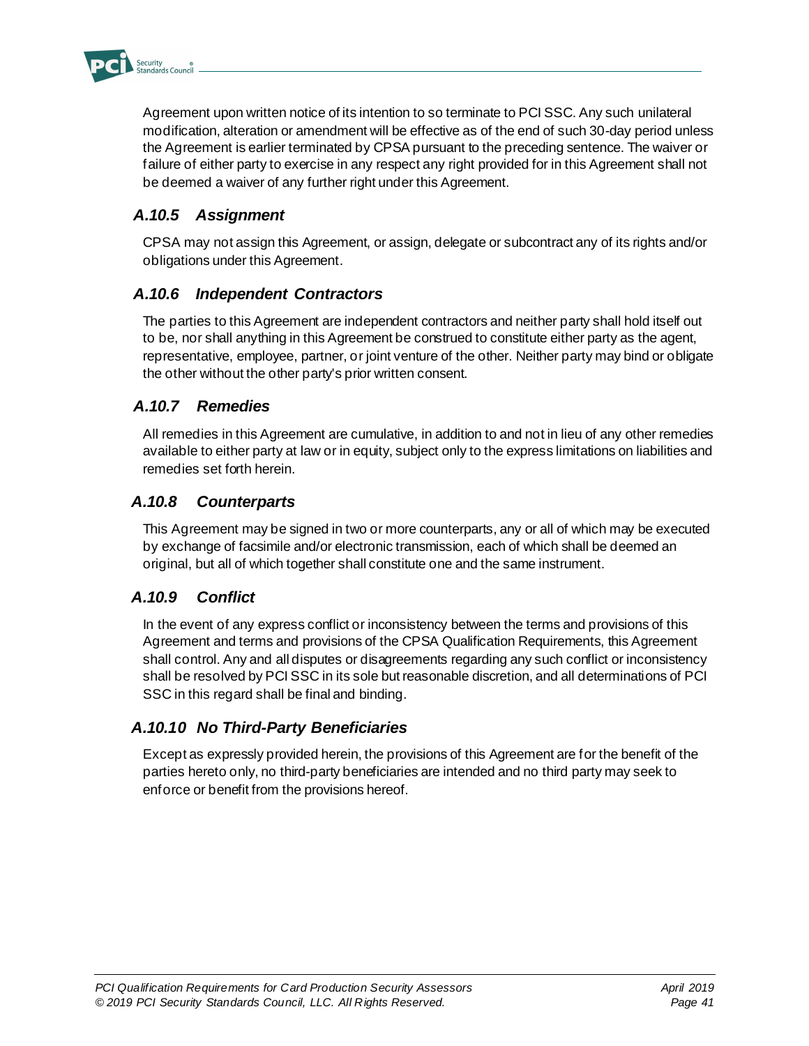Agreement upon written notice of its intention to so terminate to PCI SSC. Any such unilateral modification, alteration or amendment will be effective as of the end of such 30-day period unless the Agreement is earlier terminated by CPSA pursuant to the preceding sentence. The waiver or failure of either party to exercise in any respect any right provided for in this Agreement shall not be deemed a waiver of any further right under this Agreement.

### *A.10.5 Assignment*

CPSA may not assign this Agreement, or assign, delegate or subcontract any of its rights and/or obligations under this Agreement.

### *A.10.6 Independent Contractors*

The parties to this Agreement are independent contractors and neither party shall hold itself out to be, nor shall anything in this Agreement be construed to constitute either party as the agent, representative, employee, partner, or joint venture of the other. Neither party may bind or obligate the other without the other party's prior written consent.

### *A.10.7 Remedies*

All remedies in this Agreement are cumulative, in addition to and not in lieu of any other remedies available to either party at law or in equity, subject only to the express limitations on liabilities and remedies set forth herein.

### *A.10.8 Counterparts*

This Agreement may be signed in two or more counterparts, any or all of which may be executed by exchange of facsimile and/or electronic transmission, each of which shall be deemed an original, but all of which together shall constitute one and the same instrument.

### *A.10.9 Conflict*

In the event of any express conflict or inconsistency between the terms and provisions of this Agreement and terms and provisions of the CPSA Qualification Requirements, this Agreement shall control. Any and all disputes or disagreements regarding any such conflict or inconsistency shall be resolved by PCI SSC in its sole but reasonable discretion, and all determinations of PCI SSC in this regard shall be final and binding.

### *A.10.10 No Third-Party Beneficiaries*

Except as expressly provided herein, the provisions of this Agreement are for the benefit of the parties hereto only, no third-party beneficiaries are intended and no third party may seek to enforce or benefit from the provisions hereof.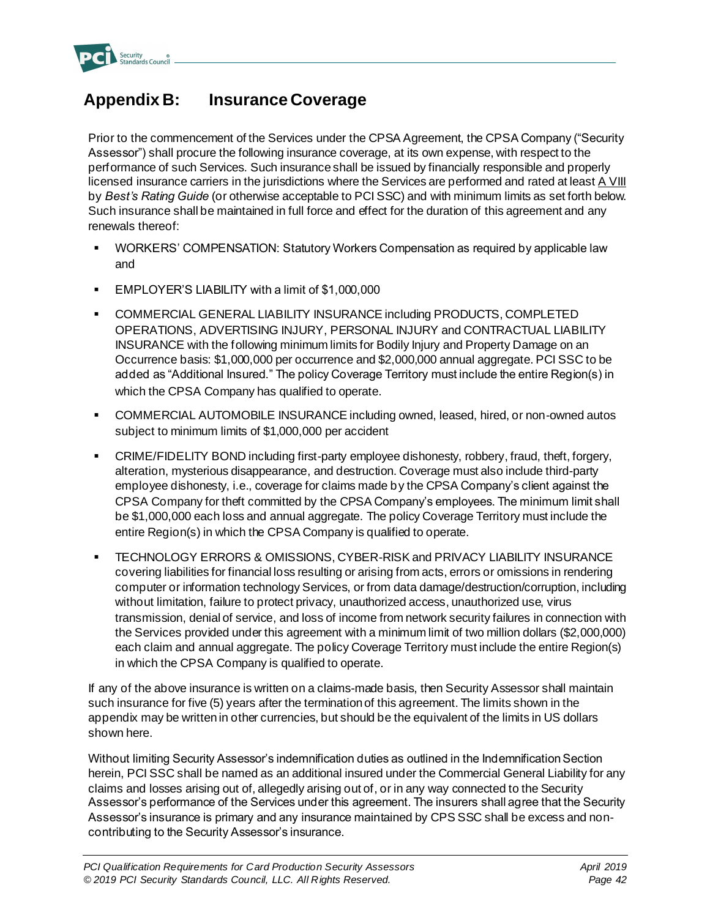# Appendix B: Insurance Coverage

Prior to the commencement of the Services under the CPSA Agreement, the CPSA Company ("Security Assessor") shall procure the following insurance coverage, at its own expense, with respect to the performance of such Services. Such insurance shall be issued by financially responsible and properly licensed insurance carriers in the jurisdictions where the Services are performed and rated at least A VIII by *Best's Rating Guide* (or otherwise acceptable to PCI SSC) and with minimum limits as set forth below. Such insurance shall be maintained in full force and effect for the duration of this agreement and any renewals thereof:

- WORKERS' COMPENSATION: Statutory Workers Compensation as required by applicable law and
- EMPLOYER'S LIABILITY with a limit of $1,000,000
- COMMERCIAL GENERAL LIABILITY INSURANCE including PRODUCTS, COMPLETED OPERATIONS, ADVERTISING INJURY, PERSONAL INJURY and CONTRACTUAL LIABILITY INSURANCE with the following minimum limits for Bodily Injury and Property Damage on an Occurrence basis: $1,000,000 per occurrence and $2,000,000 annual aggregate. PCI SSC to be added as "Additional Insured." The policy Coverage Territory must include the entire Region(s) in which the CPSA Company has qualified to operate.
- COMMERCIAL AUTOMOBILE INSURANCE including owned, leased, hired, or non-owned autos subject to minimum limits of $1,000,000 per accident
- CRIME/FIDELITY BOND including first-party employee dishonesty, robbery, fraud, theft, forgery, alteration, mysterious disappearance, and destruction. Coverage must also include third-party employee dishonesty, i.e., coverage for claims made by the CPSA Company's client against the CPSA Company for theft committed by the CPSA Company's employees. The minimum limit shall be $1,000,000 each loss and annual aggregate. The policy Coverage Territory must include the entire Region(s) in which the CPSA Company is qualified to operate.
- TECHNOLOGY ERRORS & OMISSIONS, CYBER-RISK and PRIVACY LIABILITY INSURANCE covering liabilities for financial loss resulting or arising from acts, errors or omissions in rendering computer or information technology Services, or from data damage/destruction/corruption, including without limitation, failure to protect privacy, unauthorized access, unauthorized use, virus transmission, denial of service, and loss of income from network security failures in connection with the Services provided under this agreement with a minimum limit of two million dollars ($2,000,000) each claim and annual aggregate. The policy Coverage Territory must include the entire Region(s) in which the CPSA Company is qualified to operate.

If any of the above insurance is written on a claims-made basis, then Security Assessor shall maintain such insurance for five (5) years after the termination of this agreement. The limits shown in the appendix may be written in other currencies, but should be the equivalent of the limits in US dollars shown here.

Without limiting Security Assessor's indemnification duties as outlined in the Indemnification Section herein, PCI SSC shall be named as an additional insured under the Commercial General Liability for any claims and losses arising out of, allegedly arising out of, or in any way connected to the Security Assessor's performance of the Services under this agreement. The insurers shall agree that the Security Assessor's insurance is primary and any insurance maintained by CPS SSC shall be excess and non-contributing to the Security Assessor's insurance.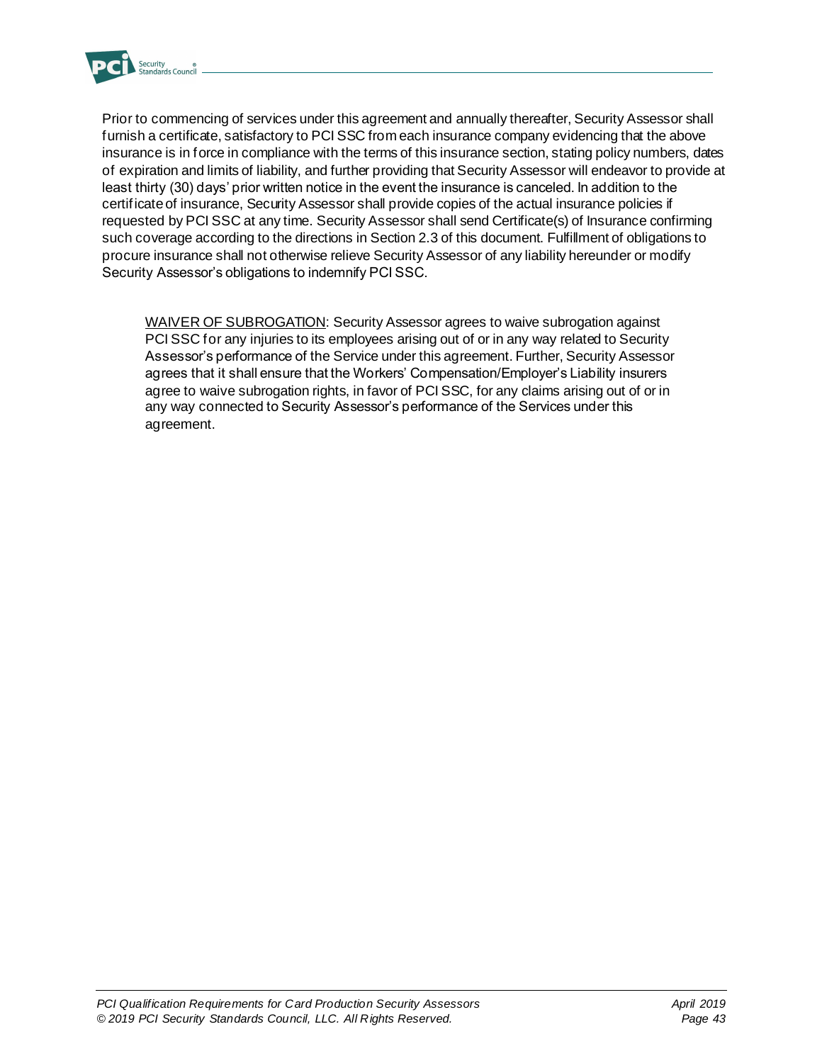Prior to commencing of services under this agreement and annually thereafter, Security Assessor shall furnish a certificate, satisfactory to PCI SSC from each insurance company evidencing that the above insurance is in force in compliance with the terms of this insurance section, stating policy numbers, dates of expiration and limits of liability, and further providing that Security Assessor will endeavor to provide at least thirty (30) days' prior written notice in the event the insurance is canceled. In addition to the certificate of insurance, Security Assessor shall provide copies of the actual insurance policies if requested by PCI SSC at any time. Security Assessor shall send Certificate(s) of Insurance confirming such coverage according to the directions in Section 2.3 of this document. Fulfillment of obligations to procure insurance shall not otherwise relieve Security Assessor of any liability hereunder or modify Security Assessor's obligations to indemnify PCI SSC.

> <u>WAIVER OF SUBROGATION</u>: Security Assessor agrees to waive subrogation against PCI SSC for any injuries to its employees arising out of or in any way related to Security Assessor's performance of the Service under this agreement. Further, Security Assessor agrees that it shall ensure that the Workers' Compensation/Employer's Liability insurers agree to waive subrogation rights, in favor of PCI SSC, for any claims arising out of or in any way connected to Security Assessor's performance of the Services under this agreement.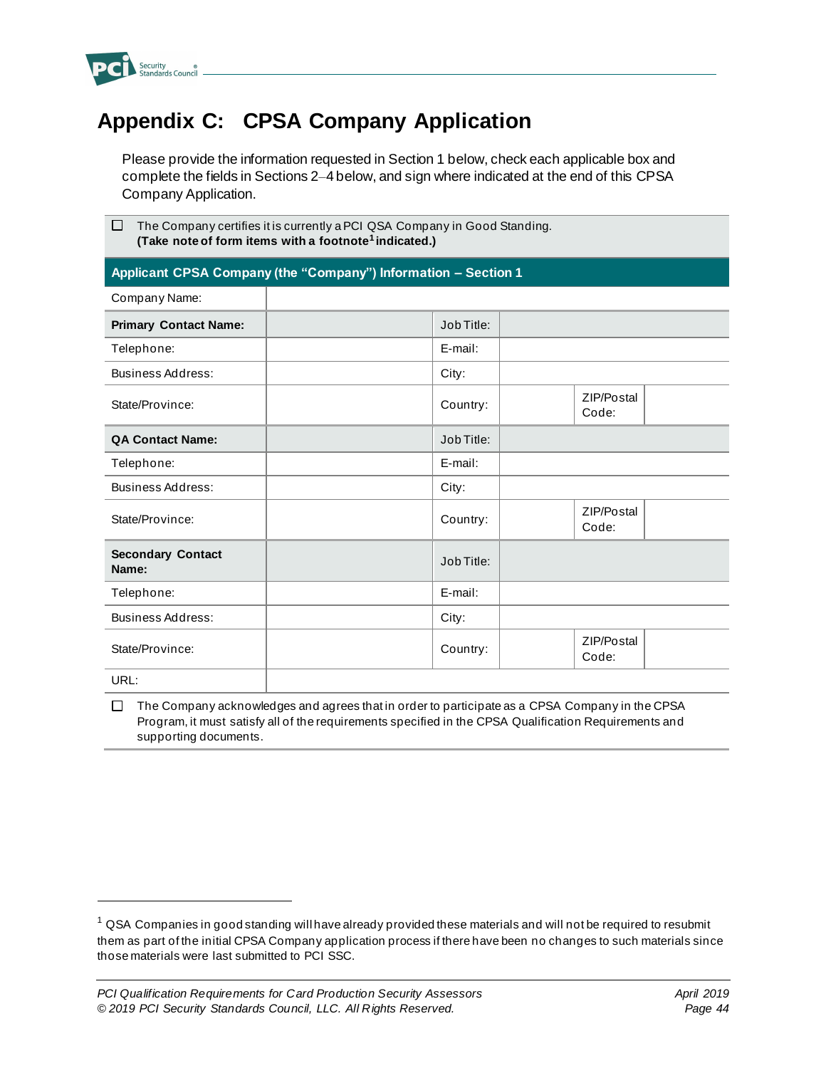# Appendix C: CPSA Company Application

Please provide the information requested in Section 1 below, check each applicable box and complete the fields in Sections 2–4 below, and sign where indicated at the end of this CPSA Company Application.

☐ The Company certifies it is currently a PCI QSA Company in Good Standing.
**(Take note of form items with a footnote[1] indicated.)**

| **Applicant CPSA Company (the "Company") Information – Section 1** | | | | | |
|---|---|---|---|---|---|
| Company Name: | | | | | |
| **Primary Contact Name:** | | Job Title: | | | |
| Telephone: | | E-mail: | | | |
| Business Address: | | City: | | | |
| State/Province: | | Country: | | ZIP/Postal Code: | |
| **QA Contact Name:** | | Job Title: | | | |
| Telephone: | | E-mail: | | | |
| Business Address: | | City: | | | |
| State/Province: | | Country: | | ZIP/Postal Code: | |
| **Secondary Contact Name:** | | Job Title: | | | |
| Telephone: | | E-mail: | | | |
| Business Address: | | City: | | | |
| State/Province: | | Country: | | ZIP/Postal Code: | |
| URL: | | | | | |

☐ The Company acknowledges and agrees that in order to participate as a CPSA Company in the CPSA Program, it must satisfy all of the requirements specified in the CPSA Qualification Requirements and supporting documents.

[1] QSA Companies in good standing will have already provided these materials and will not be required to resubmit them as part of the initial CPSA Company application process if there have been no changes to such materials since those materials were last submitted to PCI SSC.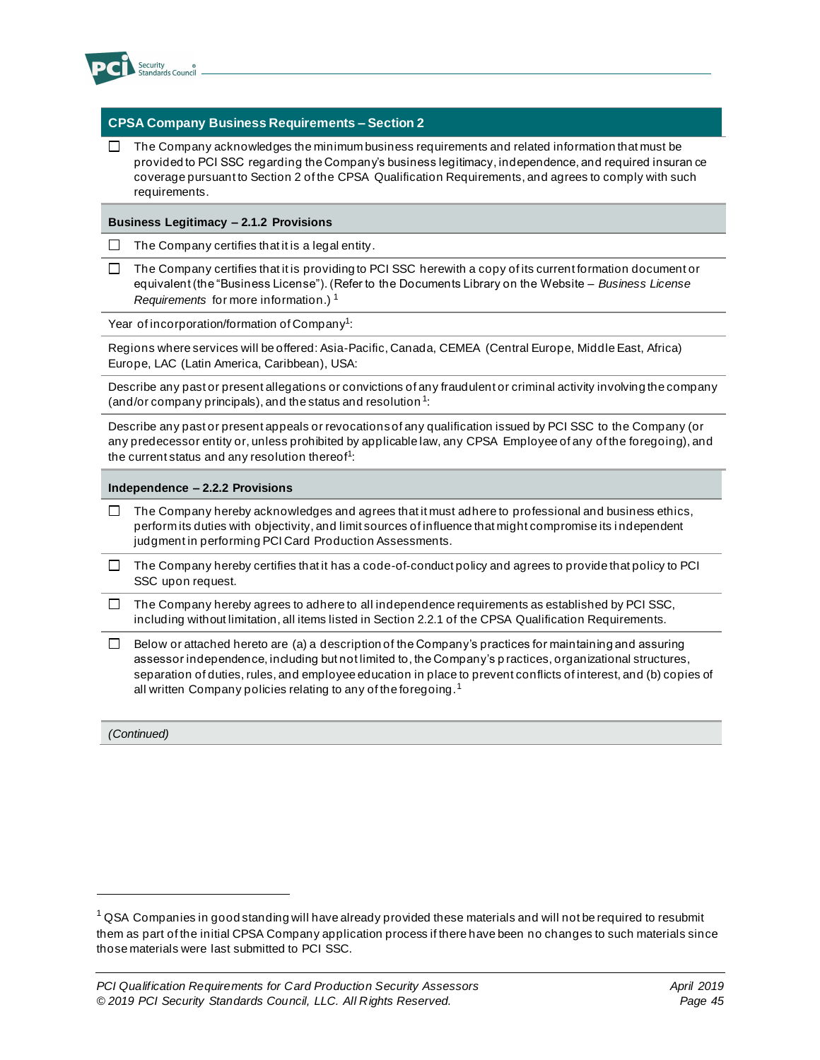| CPSA Company Business Requirements – Section 2 |
|---|
| ☐ The Company acknowledges the minimum business requirements and related information that must be provided to PCI SSC regarding the Company's business legitimacy, independence, and required insurance coverage pursuant to Section 2 of the CPSA Qualification Requirements, and agrees to comply with such requirements. |
| **Business Legitimacy – 2.1.2 Provisions** |
| ☐ The Company certifies that it is a legal entity. |
| ☐ The Company certifies that it is providing to PCI SSC herewith a copy of its current formation document or equivalent (the "Business License"). (Refer to the Documents Library on the Website – *Business License Requirements* for more information.) [1] |
| Year of incorporation/formation of Company[1]: |
| Regions where services will be offered: Asia-Pacific, Canada, CEMEA (Central Europe, Middle East, Africa) Europe, LAC (Latin America, Caribbean), USA: |
| Describe any past or present allegations or convictions of any fraudulent or criminal activity involving the company (and/or company principals), and the status and resolution[1]: |
| Describe any past or present appeals or revocations of any qualification issued by PCI SSC to the Company (or any predecessor entity or, unless prohibited by applicable law, any CPSA Employee of any of the foregoing), and the current status and any resolution thereof[1]: |
| **Independence – 2.2.2 Provisions** |
| ☐ The Company hereby acknowledges and agrees that it must adhere to professional and business ethics, perform its duties with objectivity, and limit sources of influence that might compromise its independent judgment in performing PCI Card Production Assessments. |
| ☐ The Company hereby certifies that it has a code-of-conduct policy and agrees to provide that policy to PCI SSC upon request. |
| ☐ The Company hereby agrees to adhere to all independence requirements as established by PCI SSC, including without limitation, all items listed in Section 2.2.1 of the CPSA Qualification Requirements. |
| ☐ Below or attached hereto are (a) a description of the Company's practices for maintaining and assuring assessor independence, including but not limited to, the Company's practices, organizational structures, separation of duties, rules, and employee education in place to prevent conflicts of interest, and (b) copies of all written Company policies relating to any of the foregoing.[1] |
| *(Continued)* |

[1] QSA Companies in good standing will have already provided these materials and will not be required to resubmit them as part of the initial CPSA Company application process if there have been no changes to such materials since those materials were last submitted to PCI SSC.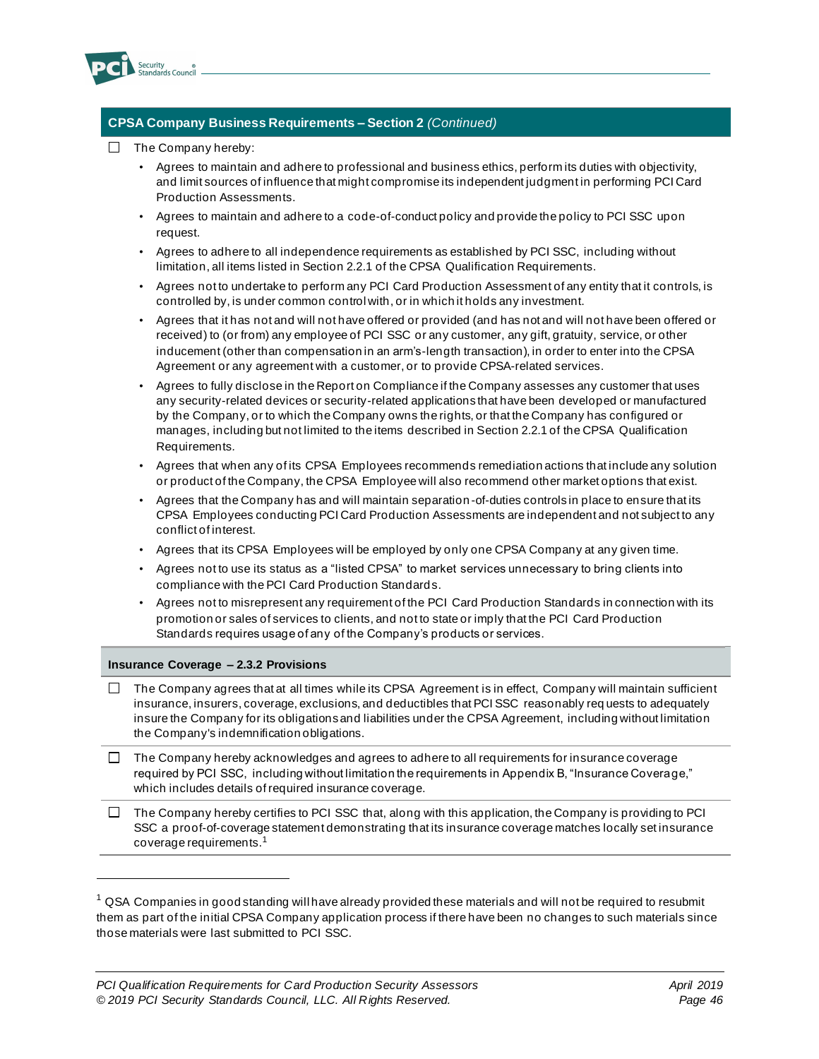## CPSA Company Business Requirements – Section 2 *(Continued)*

☐ The Company hereby:

- Agrees to maintain and adhere to professional and business ethics, perform its duties with objectivity, and limit sources of influence that might compromise its independent judgment in performing PCI Card Production Assessments.
- Agrees to maintain and adhere to a code-of-conduct policy and provide the policy to PCI SSC upon request.
- Agrees to adhere to all independence requirements as established by PCI SSC, including without limitation, all items listed in Section 2.2.1 of the CPSA Qualification Requirements.
- Agrees not to undertake to perform any PCI Card Production Assessment of any entity that it controls, is controlled by, is under common control with, or in which it holds any investment.
- Agrees that it has not and will not have offered or provided (and has not and will not have been offered or received) to (or from) any employee of PCI SSC or any customer, any gift, gratuity, service, or other inducement (other than compensation in an arm's-length transaction), in order to enter into the CPSA Agreement or any agreement with a customer, or to provide CPSA-related services.
- Agrees to fully disclose in the Report on Compliance if the Company assesses any customer that uses any security-related devices or security-related applications that have been developed or manufactured by the Company, or to which the Company owns the rights, or that the Company has configured or manages, including but not limited to the items described in Section 2.2.1 of the CPSA Qualification Requirements.
- Agrees that when any of its CPSA Employees recommends remediation actions that include any solution or product of the Company, the CPSA Employee will also recommend other market options that exist.
- Agrees that the Company has and will maintain separation-of-duties controls in place to ensure that its CPSA Employees conducting PCI Card Production Assessments are independent and not subject to any conflict of interest.
- Agrees that its CPSA Employees will be employed by only one CPSA Company at any given time.
- Agrees not to use its status as a "listed CPSA" to market services unnecessary to bring clients into compliance with the PCI Card Production Standards.
- Agrees not to misrepresent any requirement of the PCI Card Production Standards in connection with its promotion or sales of services to clients, and not to state or imply that the PCI Card Production Standards requires usage of any of the Company's products or services.

### Insurance Coverage – 2.3.2 Provisions

☐ The Company agrees that at all times while its CPSA Agreement is in effect, Company will maintain sufficient insurance, insurers, coverage, exclusions, and deductibles that PCI SSC reasonably requests to adequately insure the Company for its obligations and liabilities under the CPSA Agreement, including without limitation the Company's indemnification obligations.

☐ The Company hereby acknowledges and agrees to adhere to all requirements for insurance coverage required by PCI SSC, including without limitation the requirements in Appendix B, "Insurance Coverage," which includes details of required insurance coverage.

☐ The Company hereby certifies to PCI SSC that, along with this application, the Company is providing to PCI SSC a proof-of-coverage statement demonstrating that its insurance coverage matches locally set insurance coverage requirements.[1]

---

[1] QSA Companies in good standing will have already provided these materials and will not be required to resubmit them as part of the initial CPSA Company application process if there have been no changes to such materials since those materials were last submitted to PCI SSC.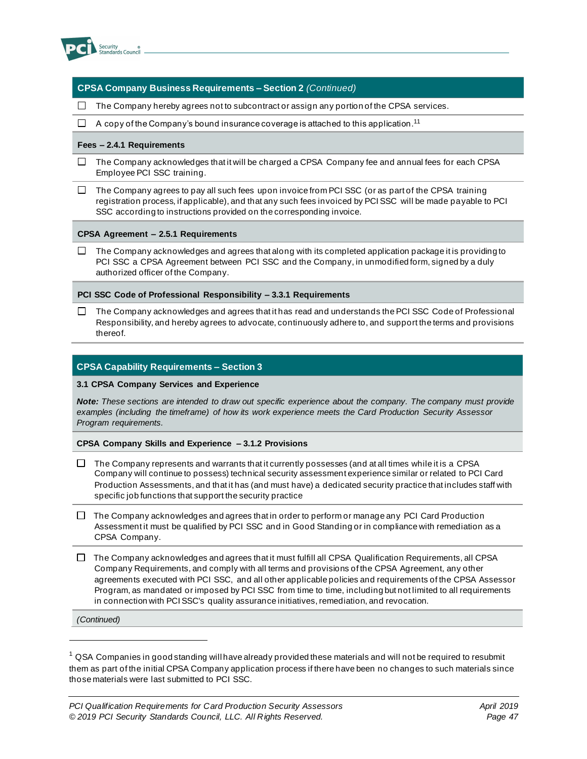## CPSA Company Business Requirements – Section 2 *(Continued)*

- ☐ The Company hereby agrees not to subcontract or assign any portion of the CPSA services.
- ☐ A copy of the Company's bound insurance coverage is attached to this application.[11]

### Fees – 2.4.1 Requirements

- ☐ The Company acknowledges that it will be charged a CPSA Company fee and annual fees for each CPSA Employee PCI SSC training.
- ☐ The Company agrees to pay all such fees upon invoice from PCI SSC (or as part of the CPSA training registration process, if applicable), and that any such fees invoiced by PCI SSC will be made payable to PCI SSC according to instructions provided on the corresponding invoice.

### CPSA Agreement – 2.5.1 Requirements

- ☐ The Company acknowledges and agrees that along with its completed application package it is providing to PCI SSC a CPSA Agreement between PCI SSC and the Company, in unmodified form, signed by a duly authorized officer of the Company.

### PCI SSC Code of Professional Responsibility – 3.3.1 Requirements

- ☐ The Company acknowledges and agrees that it has read and understands the PCI SSC Code of Professional Responsibility, and hereby agrees to advocate, continuously adhere to, and support the terms and provisions thereof.

## CPSA Capability Requirements – Section 3

### 3.1 CPSA Company Services and Experience

***Note:*** *These sections are intended to draw out specific experience about the company. The company must provide examples (including the timeframe) of how its work experience meets the Card Production Security Assessor Program requirements.*

### CPSA Company Skills and Experience – 3.1.2 Provisions

- ☐ The Company represents and warrants that it currently possesses (and at all times while it is a CPSA Company will continue to possess) technical security assessment experience similar or related to PCI Card Production Assessments, and that it has (and must have) a dedicated security practice that includes staff with specific job functions that support the security practice
- ☐ The Company acknowledges and agrees that in order to perform or manage any PCI Card Production Assessment it must be qualified by PCI SSC and in Good Standing or in compliance with remediation as a CPSA Company.
- ☐ The Company acknowledges and agrees that it must fulfill all CPSA Qualification Requirements, all CPSA Company Requirements, and comply with all terms and provisions of the CPSA Agreement, any other agreements executed with PCI SSC, and all other applicable policies and requirements of the CPSA Assessor Program, as mandated or imposed by PCI SSC from time to time, including but not limited to all requirements in connection with PCI SSC's quality assurance initiatives, remediation, and revocation.

*(Continued)*

---

[1] QSA Companies in good standing will have already provided these materials and will not be required to resubmit them as part of the initial CPSA Company application process if there have been no changes to such materials since those materials were last submitted to PCI SSC.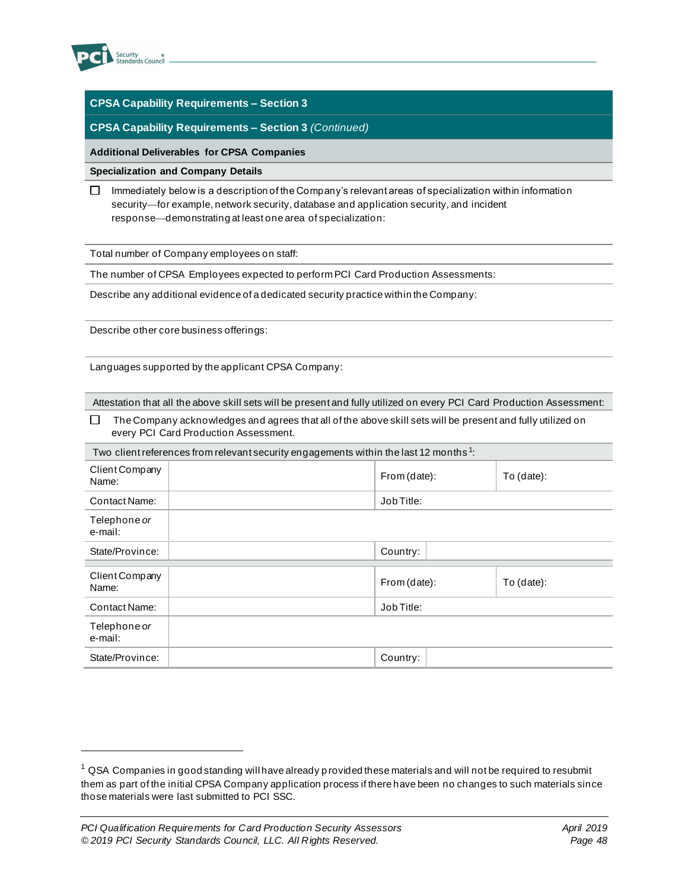## CPSA Capability Requirements – Section 3

## CPSA Capability Requirements – Section 3 *(Continued)*

### Additional Deliverables for CPSA Companies

**Specialization and Company Details**

☐ Immediately below is a description of the Company's relevant areas of specialization within information security—for example, network security, database and application security, and incident response—demonstrating at least one area of specialization:

Total number of Company employees on staff:

The number of CPSA Employees expected to perform PCI Card Production Assessments:

Describe any additional evidence of a dedicated security practice within the Company:

Describe other core business offerings:

Languages supported by the applicant CPSA Company:

Attestation that all the above skill sets will be present and fully utilized on every PCI Card Production Assessment:

☐ The Company acknowledges and agrees that all of the above skill sets will be present and fully utilized on every PCI Card Production Assessment.

Two client references from relevant security engagements within the last 12 months[1]:

| Client Company Name: | | From (date): | To (date): |
|---|---|---|---|
| Contact Name: | | Job Title: | |
| Telephone *or* e-mail: | | | |
| State/Province: | | Country: | |

| Client Company Name: | | From (date): | To (date): |
|---|---|---|---|
| Contact Name: | | Job Title: | |
| Telephone *or* e-mail: | | | |
| State/Province: | | Country: | |

[1] QSA Companies in good standing will have already provided these materials and will not be required to resubmit them as part of the initial CPSA Company application process if there have been no changes to such materials since those materials were last submitted to PCI SSC.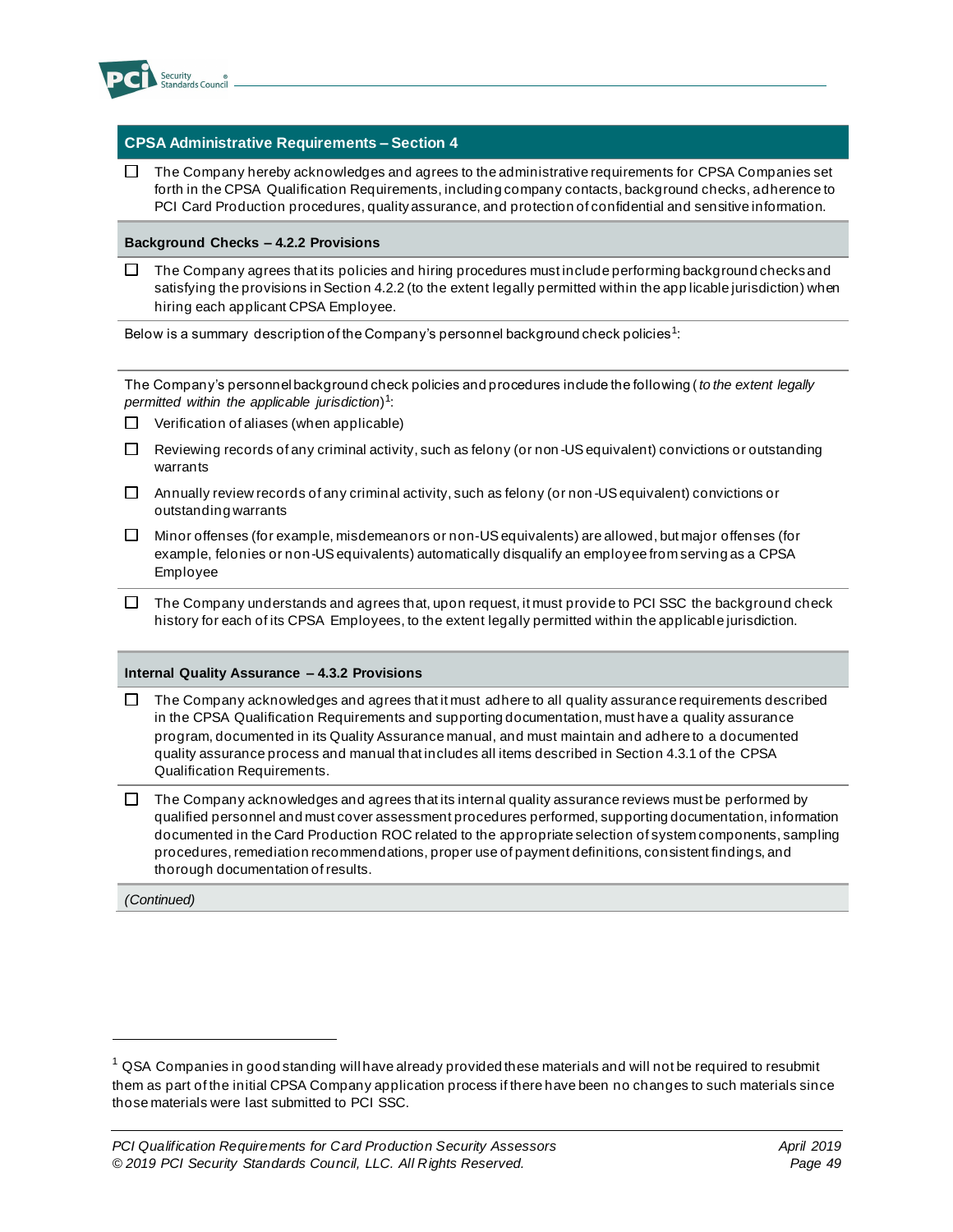## CPSA Administrative Requirements – Section 4

☐ The Company hereby acknowledges and agrees to the administrative requirements for CPSA Companies set forth in the CPSA Qualification Requirements, including company contacts, background checks, adherence to PCI Card Production procedures, quality assurance, and protection of confidential and sensitive information.

### Background Checks – 4.2.2 Provisions

☐ The Company agrees that its policies and hiring procedures must include performing background checks and satisfying the provisions in Section 4.2.2 (to the extent legally permitted within the applicable jurisdiction) when hiring each applicant CPSA Employee.

Below is a summary description of the Company's personnel background check policies[1]:

The Company's personnel background check policies and procedures include the following (*to the extent legally permitted within the applicable jurisdiction*)[1]:

☐ Verification of aliases (when applicable)

☐ Reviewing records of any criminal activity, such as felony (or non-US equivalent) convictions or outstanding warrants

☐ Annually review records of any criminal activity, such as felony (or non-US equivalent) convictions or outstanding warrants

☐ Minor offenses (for example, misdemeanors or non-US equivalents) are allowed, but major offenses (for example, felonies or non-US equivalents) automatically disqualify an employee from serving as a CPSA Employee

☐ The Company understands and agrees that, upon request, it must provide to PCI SSC the background check history for each of its CPSA Employees, to the extent legally permitted within the applicable jurisdiction.

### Internal Quality Assurance – 4.3.2 Provisions

☐ The Company acknowledges and agrees that it must adhere to all quality assurance requirements described in the CPSA Qualification Requirements and supporting documentation, must have a quality assurance program, documented in its Quality Assurance manual, and must maintain and adhere to a documented quality assurance process and manual that includes all items described in Section 4.3.1 of the CPSA Qualification Requirements.

☐ The Company acknowledges and agrees that its internal quality assurance reviews must be performed by qualified personnel and must cover assessment procedures performed, supporting documentation, information documented in the Card Production ROC related to the appropriate selection of system components, sampling procedures, remediation recommendations, proper use of payment definitions, consistent findings, and thorough documentation of results.

*(Continued)*

---

[1] QSA Companies in good standing will have already provided these materials and will not be required to resubmit them as part of the initial CPSA Company application process if there have been no changes to such materials since those materials were last submitted to PCI SSC.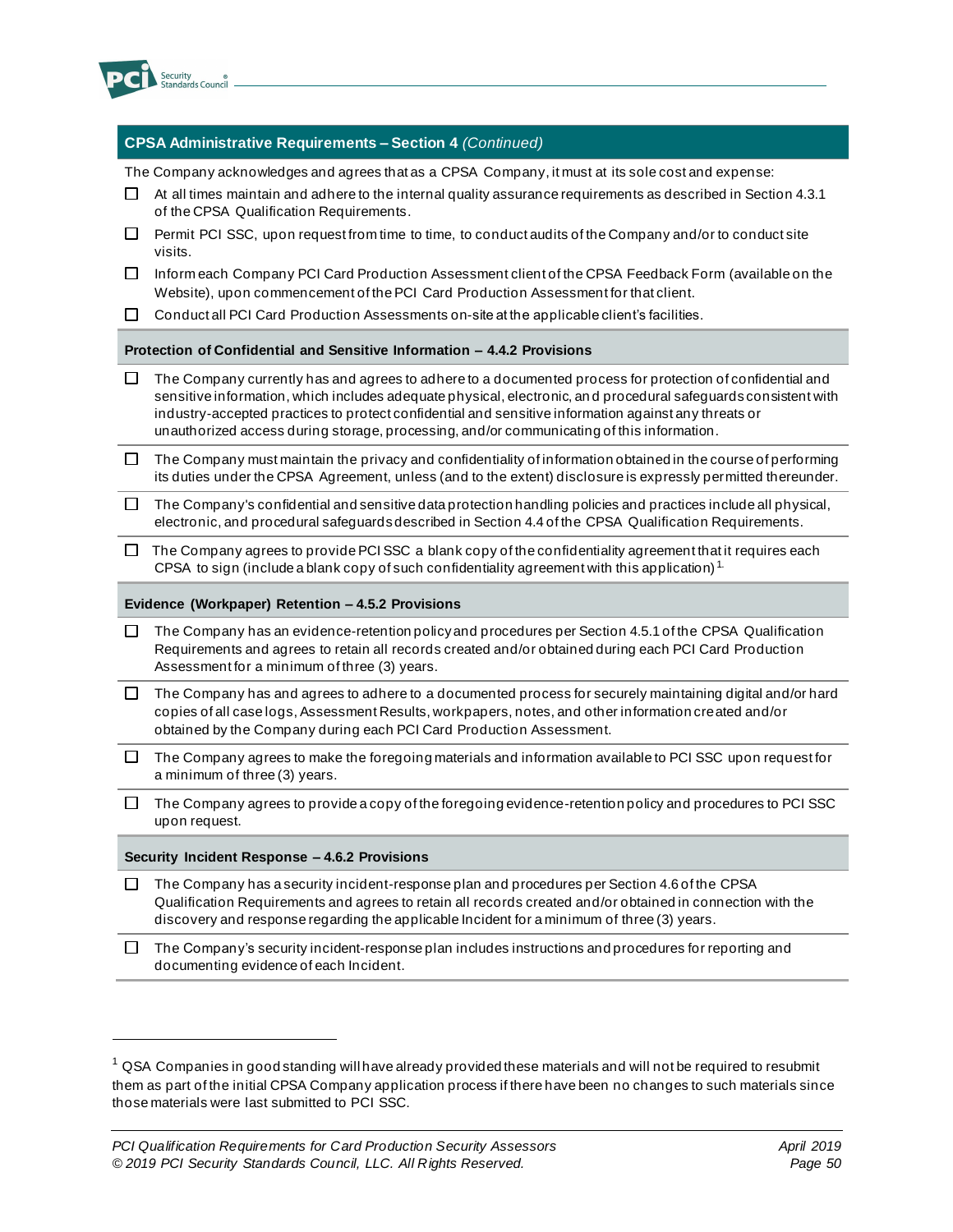## CPSA Administrative Requirements – Section 4 *(Continued)*

The Company acknowledges and agrees that as a CPSA Company, it must at its sole cost and expense:

- ☐ At all times maintain and adhere to the internal quality assurance requirements as described in Section 4.3.1 of the CPSA Qualification Requirements.
- ☐ Permit PCI SSC, upon request from time to time, to conduct audits of the Company and/or to conduct site visits.
- ☐ Inform each Company PCI Card Production Assessment client of the CPSA Feedback Form (available on the Website), upon commencement of the PCI Card Production Assessment for that client.
- ☐ Conduct all PCI Card Production Assessments on-site at the applicable client's facilities.

### Protection of Confidential and Sensitive Information – 4.4.2 Provisions

- ☐ The Company currently has and agrees to adhere to a documented process for protection of confidential and sensitive information, which includes adequate physical, electronic, and procedural safeguards consistent with industry-accepted practices to protect confidential and sensitive information against any threats or unauthorized access during storage, processing, and/or communicating of this information.
- ☐ The Company must maintain the privacy and confidentiality of information obtained in the course of performing its duties under the CPSA Agreement, unless (and to the extent) disclosure is expressly permitted thereunder.
- ☐ The Company's confidential and sensitive data protection handling policies and practices include all physical, electronic, and procedural safeguards described in Section 4.4 of the CPSA Qualification Requirements.
- ☐ The Company agrees to provide PCI SSC a blank copy of the confidentiality agreement that it requires each CPSA to sign (include a blank copy of such confidentiality agreement with this application)[1]

### Evidence (Workpaper) Retention – 4.5.2 Provisions

- ☐ The Company has an evidence-retention policy and procedures per Section 4.5.1 of the CPSA Qualification Requirements and agrees to retain all records created and/or obtained during each PCI Card Production Assessment for a minimum of three (3) years.
- ☐ The Company has and agrees to adhere to a documented process for securely maintaining digital and/or hard copies of all case logs, Assessment Results, workpapers, notes, and other information created and/or obtained by the Company during each PCI Card Production Assessment.
- ☐ The Company agrees to make the foregoing materials and information available to PCI SSC upon request for a minimum of three (3) years.
- ☐ The Company agrees to provide a copy of the foregoing evidence-retention policy and procedures to PCI SSC upon request.

### Security Incident Response – 4.6.2 Provisions

- ☐ The Company has a security incident-response plan and procedures per Section 4.6 of the CPSA Qualification Requirements and agrees to retain all records created and/or obtained in connection with the discovery and response regarding the applicable Incident for a minimum of three (3) years.
- ☐ The Company's security incident-response plan includes instructions and procedures for reporting and documenting evidence of each Incident.

---

[1] QSA Companies in good standing will have already provided these materials and will not be required to resubmit them as part of the initial CPSA Company application process if there have been no changes to such materials since those materials were last submitted to PCI SSC.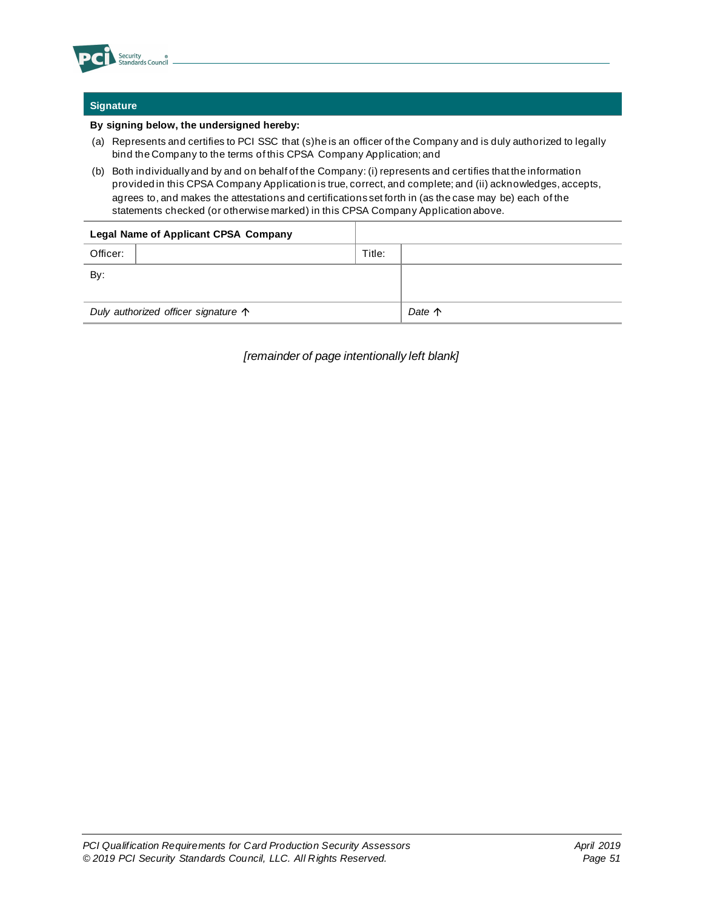## Signature

**By signing below, the undersigned hereby:**

(a) Represents and certifies to PCI SSC that (s)he is an officer of the Company and is duly authorized to legally bind the Company to the terms of this CPSA Company Application; and

(b) Both individually and by and on behalf of the Company: (i) represents and certifies that the information provided in this CPSA Company Application is true, correct, and complete; and (ii) acknowledges, accepts, agrees to, and makes the attestations and certifications set forth in (as the case may be) each of the statements checked (or otherwise marked) in this CPSA Company Application above.

| **Legal Name of Applicant CPSA Company** | | | |
|---|---|---|---|
| Officer: | | Title: | |
| By: | | | |
| *Duly authorized officer signature* ↑ | | | *Date* ↑ |

*[remainder of page intentionally left blank]*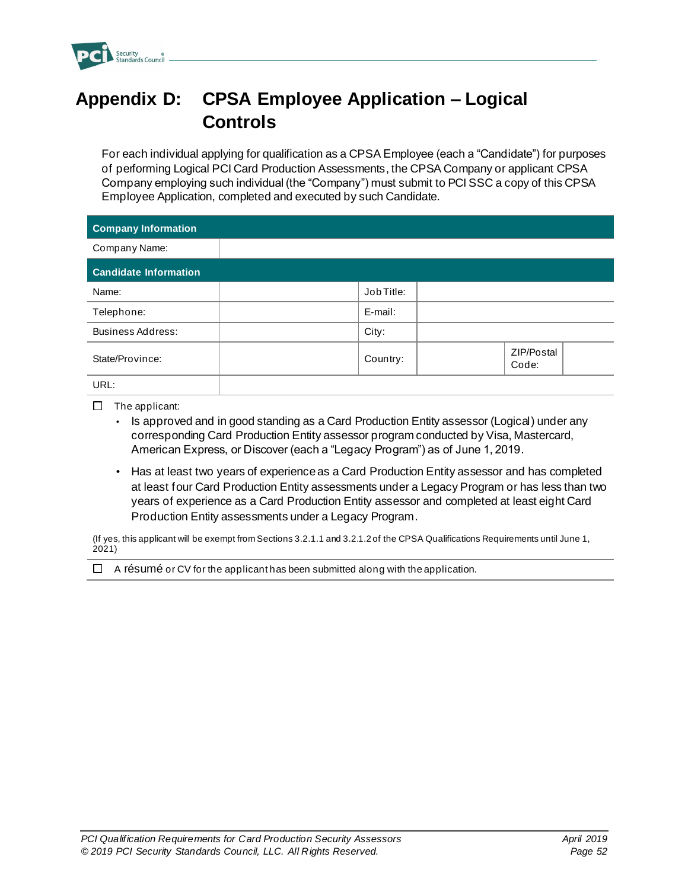# Appendix D: CPSA Employee Application – Logical Controls

For each individual applying for qualification as a CPSA Employee (each a "Candidate") for purposes of performing Logical PCI Card Production Assessments, the CPSA Company or applicant CPSA Company employing such individual (the "Company") must submit to PCI SSC a copy of this CPSA Employee Application, completed and executed by such Candidate.

| **Company Information** | | | | | |
|---|---|---|---|---|---|
| Company Name: | | | | | |
| **Candidate Information** | | | | | |
| Name: | | Job Title: | | | |
| Telephone: | | E-mail: | | | |
| Business Address: | | City: | | | |
| State/Province: | | Country: | | ZIP/Postal Code: | |
| URL: | | | | | |

☐ The applicant:

- Is approved and in good standing as a Card Production Entity assessor (Logical) under any corresponding Card Production Entity assessor program conducted by Visa, Mastercard, American Express, or Discover (each a "Legacy Program") as of June 1, 2019.
- Has at least two years of experience as a Card Production Entity assessor and has completed at least four Card Production Entity assessments under a Legacy Program or has less than two years of experience as a Card Production Entity assessor and completed at least eight Card Production Entity assessments under a Legacy Program.

(If yes, this applicant will be exempt from Sections 3.2.1.1 and 3.2.1.2 of the CPSA Qualifications Requirements until June 1, 2021)

☐ A résumé or CV for the applicant has been submitted along with the application.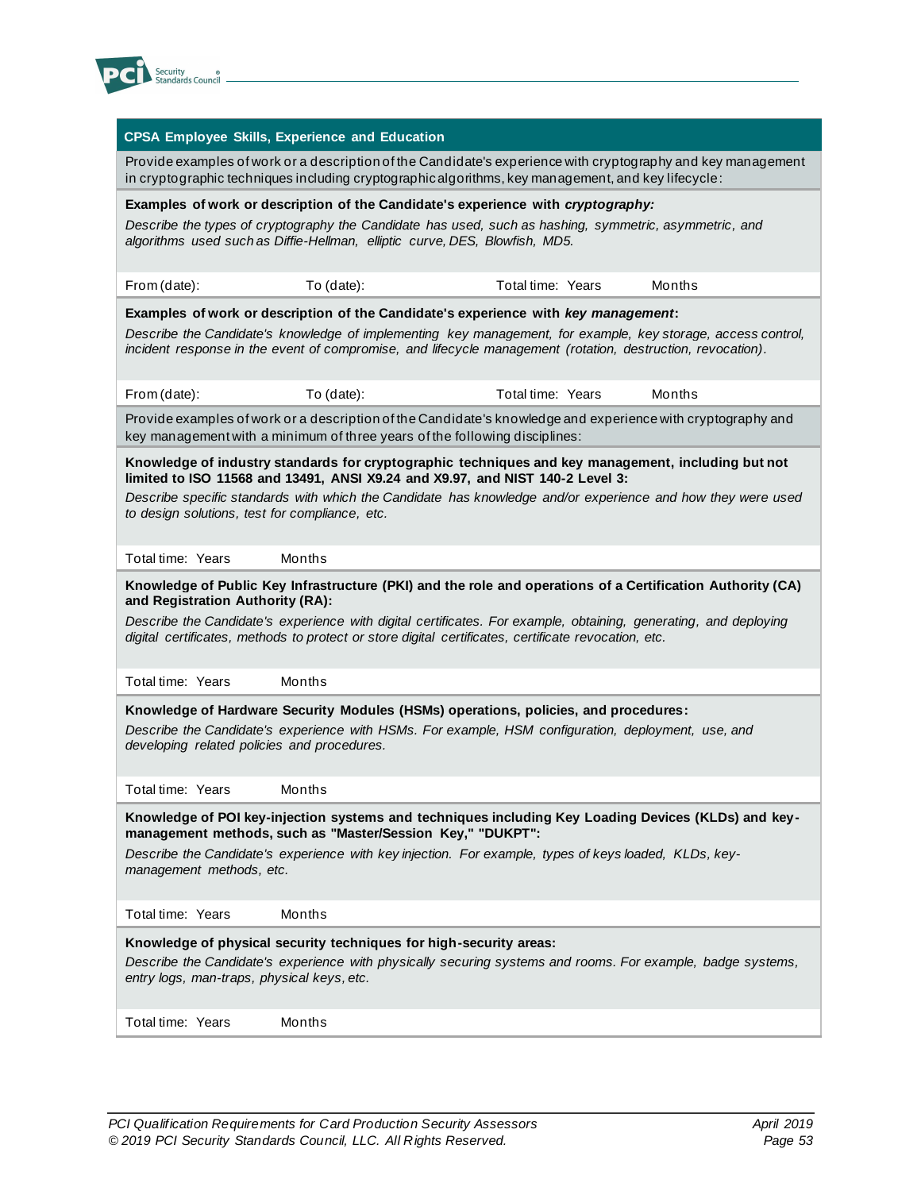| CPSA Employee Skills, Experience and Education | | | |
|---|---|---|---|
| Provide examples of work or a description of the Candidate's experience with cryptography and key management in cryptographic techniques including cryptographic algorithms, key management, and key lifecycle: | | | |
| **Examples of work or description of the Candidate's experience with *cryptography:***<br>*Describe the types of cryptography the Candidate has used, such as hashing, symmetric, asymmetric, and algorithms used such as Diffie-Hellman, elliptic curve, DES, Blowfish, MD5.* | | | |
| From (date): | To (date): | Total time: Years | Months |
| **Examples of work or description of the Candidate's experience with *key management*:**<br>*Describe the Candidate's knowledge of implementing key management, for example, key storage, access control, incident response in the event of compromise, and lifecycle management (rotation, destruction, revocation).* | | | |
| From (date): | To (date): | Total time: Years | Months |
| Provide examples of work or a description of the Candidate's knowledge and experience with cryptography and key management with a minimum of three years of the following disciplines: | | | |
| **Knowledge of industry standards for cryptographic techniques and key management, including but not limited to ISO 11568 and 13491, ANSI X9.24 and X9.97, and NIST 140-2 Level 3:**<br>*Describe specific standards with which the Candidate has knowledge and/or experience and how they were used to design solutions, test for compliance, etc.* | | | |
| Total time: Years | Months | | |
| **Knowledge of Public Key Infrastructure (PKI) and the role and operations of a Certification Authority (CA) and Registration Authority (RA):**<br>*Describe the Candidate's experience with digital certificates. For example, obtaining, generating, and deploying digital certificates, methods to protect or store digital certificates, certificate revocation, etc.* | | | |
| Total time: Years | Months | | |
| **Knowledge of Hardware Security Modules (HSMs) operations, policies, and procedures:**<br>*Describe the Candidate's experience with HSMs. For example, HSM configuration, deployment, use, and developing related policies and procedures.* | | | |
| Total time: Years | Months | | |
| **Knowledge of POI key-injection systems and techniques including Key Loading Devices (KLDs) and key-management methods, such as "Master/Session Key," "DUKPT":**<br>*Describe the Candidate's experience with key injection. For example, types of keys loaded, KLDs, key-management methods, etc.* | | | |
| Total time: Years | Months | | |
| **Knowledge of physical security techniques for high-security areas:**<br>*Describe the Candidate's experience with physically securing systems and rooms. For example, badge systems, entry logs, man-traps, physical keys, etc.* | | | |
| Total time: Years | Months | | |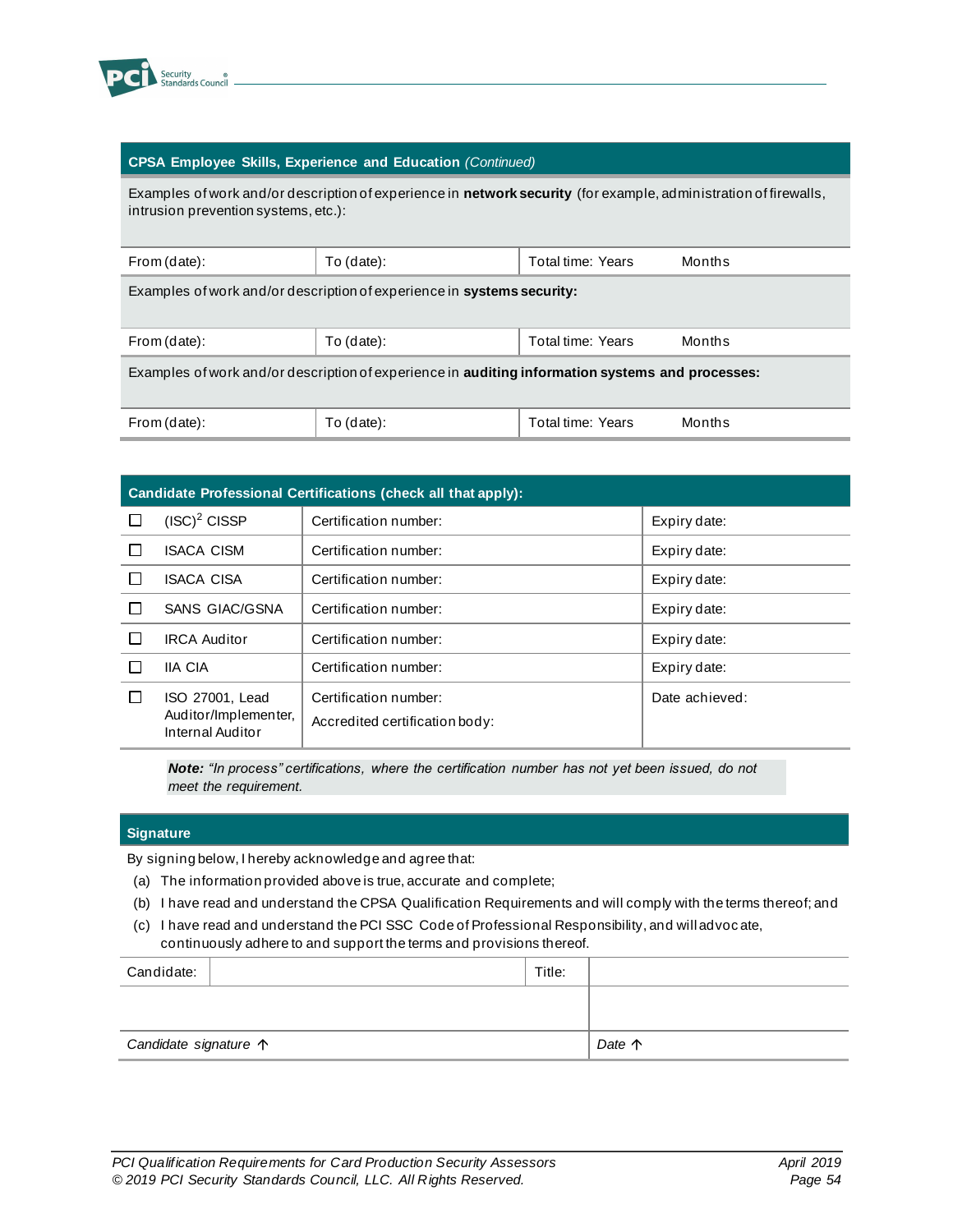| **CPSA Employee Skills, Experience and Education** *(Continued)* | | | |
|---|---|---|---|
| Examples of work and/or description of experience in **network security** (for example, administration of firewalls, intrusion prevention systems, etc.): | | | |
| From (date): | To (date): | Total time: Years | Months |
| Examples of work and/or description of experience in **systems security:** | | | |
| From (date): | To (date): | Total time: Years | Months |
| Examples of work and/or description of experience in **auditing information systems and processes:** | | | |
| From (date): | To (date): | Total time: Years | Months |

| **Candidate Professional Certifications (check all that apply):** | | | |
|---|---|---|---|
| ☐ | (ISC)² CISSP | Certification number: | Expiry date: |
| ☐ | ISACA CISM | Certification number: | Expiry date: |
| ☐ | ISACA CISA | Certification number: | Expiry date: |
| ☐ | SANS GIAC/GSNA | Certification number: | Expiry date: |
| ☐ | IRCA Auditor | Certification number: | Expiry date: |
| ☐ | IIA CIA | Certification number: | Expiry date: |
| ☐ | ISO 27001, Lead Auditor/Implementer, Internal Auditor | Certification number:<br>Accredited certification body: | Date achieved: |

***Note:*** *"In process" certifications, where the certification number has not yet been issued, do not meet the requirement.*

## Signature

By signing below, I hereby acknowledge and agree that:

(a) The information provided above is true, accurate and complete;

(b) I have read and understand the CPSA Qualification Requirements and will comply with the terms thereof; and

(c) I have read and understand the PCI SSC Code of Professional Responsibility, and will advocate, continuously adhere to and support the terms and provisions thereof.

| Candidate: | | Title: | |
|---|---|---|---|
| | | | |
| *Candidate signature* ↑ | | | *Date* ↑ |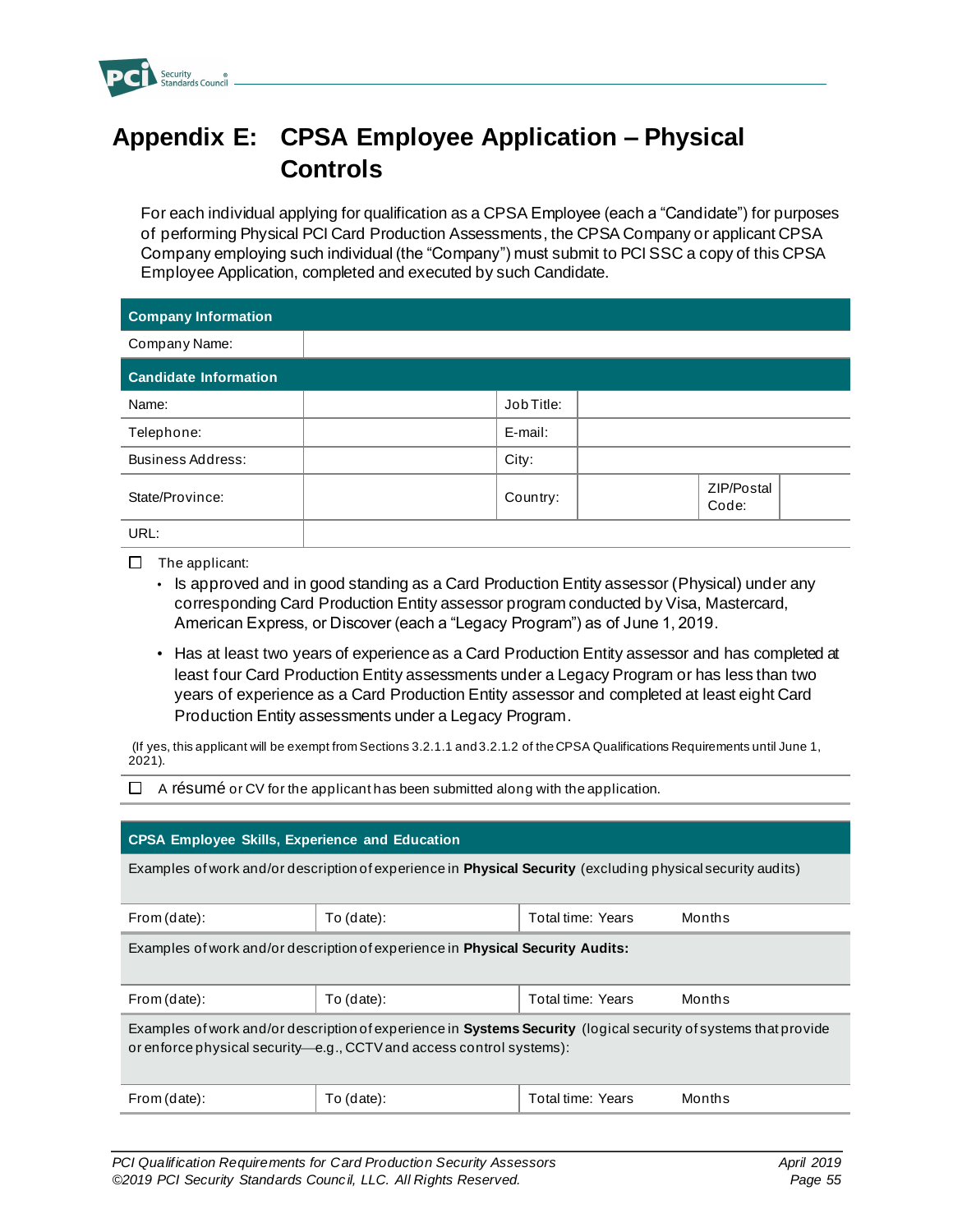# Appendix E: CPSA Employee Application – Physical Controls

For each individual applying for qualification as a CPSA Employee (each a "Candidate") for purposes of performing Physical PCI Card Production Assessments, the CPSA Company or applicant CPSA Company employing such individual (the "Company") must submit to PCI SSC a copy of this CPSA Employee Application, completed and executed by such Candidate.

| **Company Information** | | | | | |
|---|---|---|---|---|---|
| Company Name: | | | | | |
| **Candidate Information** | | | | | |
| Name: | | Job Title: | | | |
| Telephone: | | E-mail: | | | |
| Business Address: | | City: | | | |
| State/Province: | | Country: | | ZIP/Postal Code: | |
| URL: | | | | | |

☐ The applicant:

- Is approved and in good standing as a Card Production Entity assessor (Physical) under any corresponding Card Production Entity assessor program conducted by Visa, Mastercard, American Express, or Discover (each a "Legacy Program") as of June 1, 2019.
- Has at least two years of experience as a Card Production Entity assessor and has completed at least four Card Production Entity assessments under a Legacy Program or has less than two years of experience as a Card Production Entity assessor and completed at least eight Card Production Entity assessments under a Legacy Program.

(If yes, this applicant will be exempt from Sections 3.2.1.1 and 3.2.1.2 of the CPSA Qualifications Requirements until June 1, 2021).

☐ A résumé or CV for the applicant has been submitted along with the application.

| **CPSA Employee Skills, Experience and Education** | | |
|---|---|---|
| Examples of work and/or description of experience in **Physical Security** (excluding physical security audits) | | |
| From (date): | To (date): | Total time: Years Months |
| Examples of work and/or description of experience in **Physical Security Audits:** | | |
| From (date): | To (date): | Total time: Years Months |
| Examples of work and/or description of experience in **Systems Security** (logical security of systems that provide or enforce physical security—e.g., CCTV and access control systems): | | |
| From (date): | To (date): | Total time: Years Months |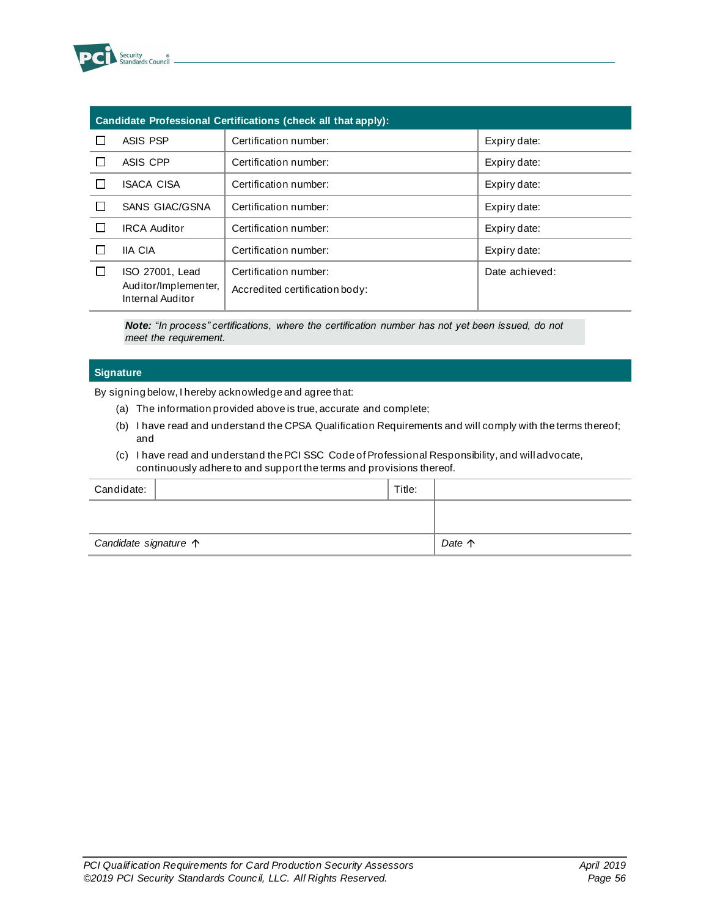| Candidate Professional Certifications (check all that apply): | | |
|---|---|---|
| ☐ ASIS PSP | Certification number: | Expiry date: |
| ☐ ASIS CPP | Certification number: | Expiry date: |
| ☐ ISACA CISA | Certification number: | Expiry date: |
| ☐ SANS GIAC/GSNA | Certification number: | Expiry date: |
| ☐ IRCA Auditor | Certification number: | Expiry date: |
| ☐ IIA CIA | Certification number: | Expiry date: |
| ☐ ISO 27001, Lead Auditor/Implementer, Internal Auditor | Certification number:<br>Accredited certification body: | Date achieved: |

***Note:*** *"In process" certifications, where the certification number has not yet been issued, do not meet the requirement.*

## Signature

By signing below, I hereby acknowledge and agree that:

(a) The information provided above is true, accurate and complete;

(b) I have read and understand the CPSA Qualification Requirements and will comply with the terms thereof; and

(c) I have read and understand the PCI SSC Code of Professional Responsibility, and will advocate, continuously adhere to and support the terms and provisions thereof.

| | | | |
|---|---|---|---|
| Candidate: | | Title: | |
| | | | |
| *Candidate signature* ↑ | | | *Date* ↑ |